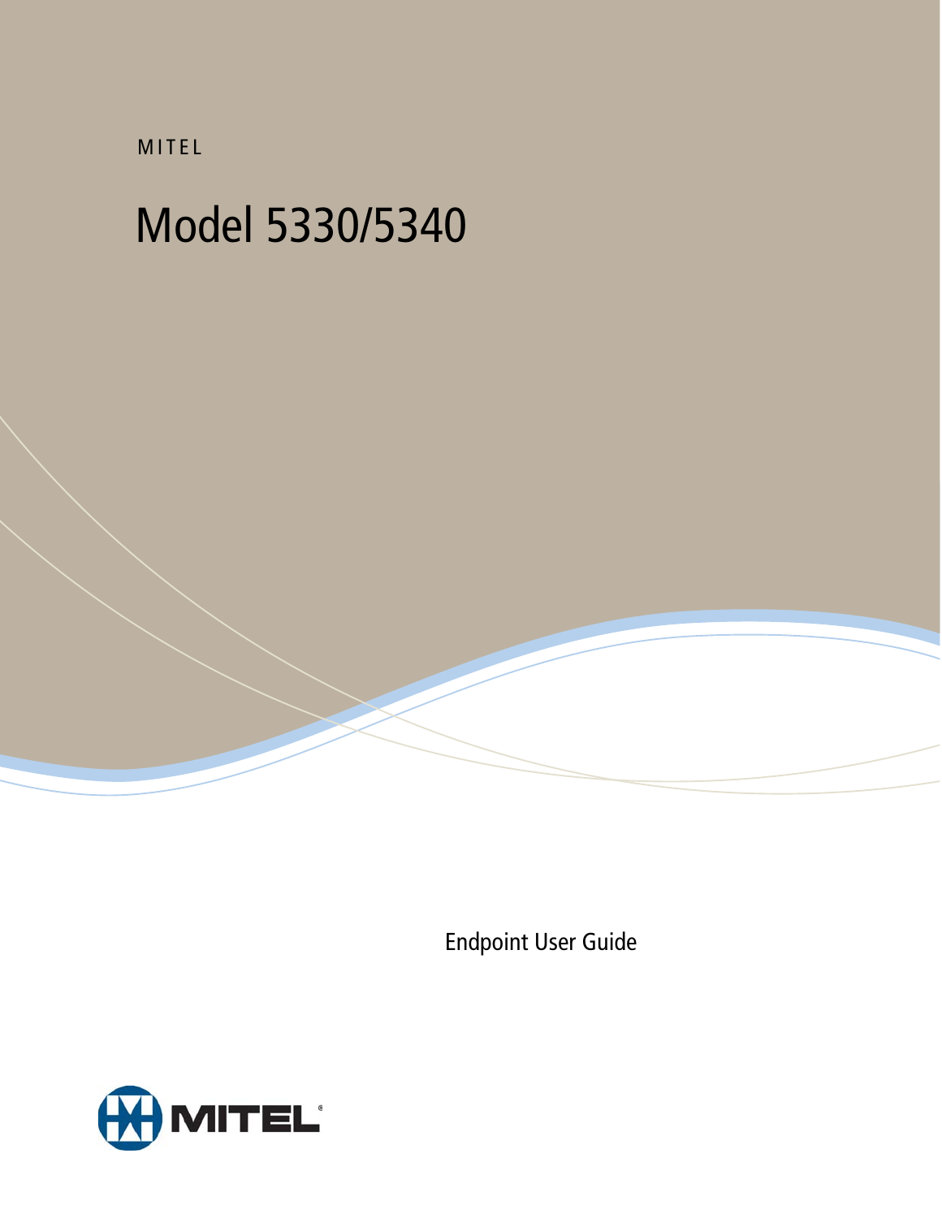MITEL

# Model 5330/5340

Endpoint User Guide

MITEL®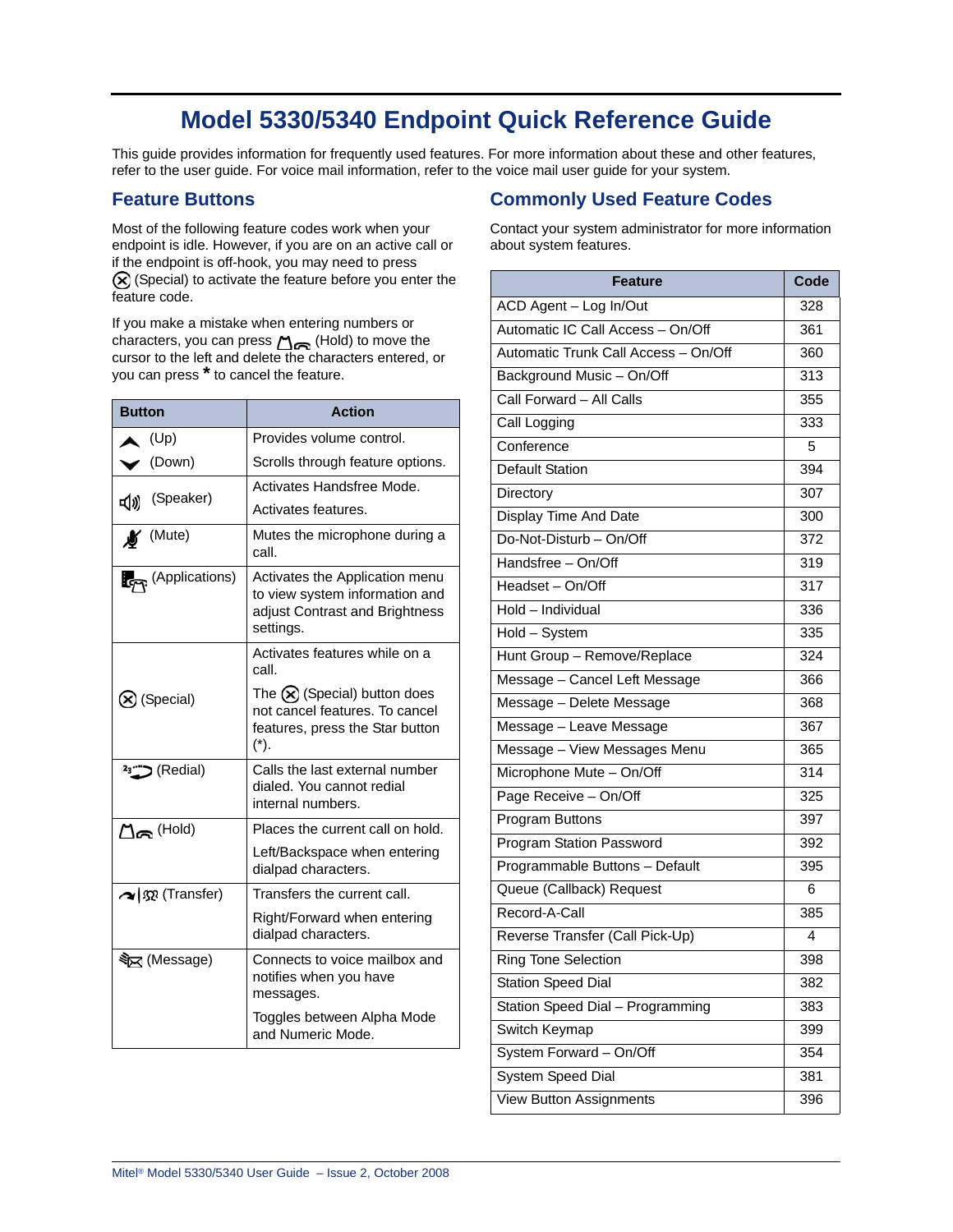# Model 5330/5340 Endpoint Quick Reference Guide

This guide provides information for frequently used features. For more information about these and other features, refer to the user guide. For voice mail information, refer to the voice mail user guide for your system.

## Feature Buttons

Most of the following feature codes work when your endpoint is idle. However, if you are on an active call or if the endpoint is off-hook, you may need to press ⊗ (Special) to activate the feature before you enter the feature code.

If you make a mistake when entering numbers or characters, you can press (Hold) to move the cursor to the left and delete the characters entered, or you can press * to cancel the feature.

| Button | Action |
|---|---|
| (Up) (Down) | Provides volume control. Scrolls through feature options. |
| (Speaker) | Activates Handsfree Mode. Activates features. |
| (Mute) | Mutes the microphone during a call. |
| (Applications) | Activates the Application menu to view system information and adjust Contrast and Brightness settings. |
| ⊗ (Special) | Activates features while on a call. The ⊗ (Special) button does not cancel features. To cancel features, press the Star button (*). |
| (Redial) | Calls the last external number dialed. You cannot redial internal numbers. |
| (Hold) | Places the current call on hold. Left/Backspace when entering dialpad characters. |
| (Transfer) | Transfers the current call. Right/Forward when entering dialpad characters. |
| (Message) | Connects to voice mailbox and notifies when you have messages. Toggles between Alpha Mode and Numeric Mode. |

## Commonly Used Feature Codes

Contact your system administrator for more information about system features.

| Feature | Code |
|---|---|
| ACD Agent – Log In/Out | 328 |
| Automatic IC Call Access – On/Off | 361 |
| Automatic Trunk Call Access – On/Off | 360 |
| Background Music – On/Off | 313 |
| Call Forward – All Calls | 355 |
| Call Logging | 333 |
| Conference | 5 |
| Default Station | 394 |
| Directory | 307 |
| Display Time And Date | 300 |
| Do-Not-Disturb – On/Off | 372 |
| Handsfree – On/Off | 319 |
| Headset – On/Off | 317 |
| Hold – Individual | 336 |
| Hold – System | 335 |
| Hunt Group – Remove/Replace | 324 |
| Message – Cancel Left Message | 366 |
| Message – Delete Message | 368 |
| Message – Leave Message | 367 |
| Message – View Messages Menu | 365 |
| Microphone Mute – On/Off | 314 |
| Page Receive – On/Off | 325 |
| Program Buttons | 397 |
| Program Station Password | 392 |
| Programmable Buttons – Default | 395 |
| Queue (Callback) Request | 6 |
| Record-A-Call | 385 |
| Reverse Transfer (Call Pick-Up) | 4 |
| Ring Tone Selection | 398 |
| Station Speed Dial | 382 |
| Station Speed Dial – Programming | 383 |
| Switch Keymap | 399 |
| System Forward – On/Off | 354 |
| System Speed Dial | 381 |
| View Button Assignments | 396 |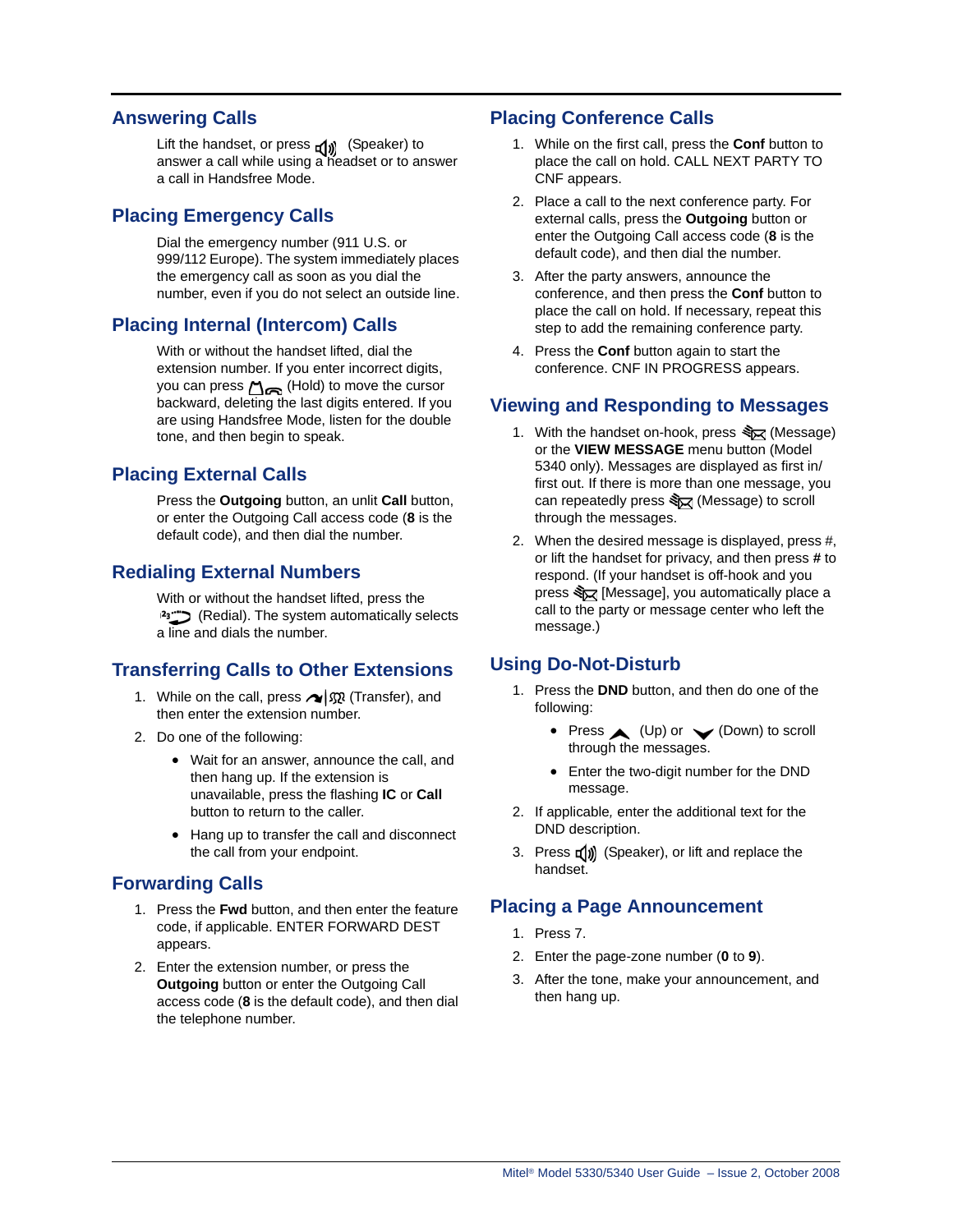## Answering Calls

Lift the handset, or press (Speaker) to answer a call while using a headset or to answer a call in Handsfree Mode.

## Placing Emergency Calls

Dial the emergency number (911 U.S. or 999/112 Europe). The system immediately places the emergency call as soon as you dial the number, even if you do not select an outside line.

## Placing Internal (Intercom) Calls

With or without the handset lifted, dial the extension number. If you enter incorrect digits, you can press (Hold) to move the cursor backward, deleting the last digits entered. If you are using Handsfree Mode, listen for the double tone, and then begin to speak.

## Placing External Calls

Press the **Outgoing** button, an unlit **Call** button, or enter the Outgoing Call access code (**8** is the default code), and then dial the number.

## Redialing External Numbers

With or without the handset lifted, press the (Redial). The system automatically selects a line and dials the number.

## Transferring Calls to Other Extensions

1. While on the call, press (Transfer), and then enter the extension number.
2. Do one of the following:
   - Wait for an answer, announce the call, and then hang up. If the extension is unavailable, press the flashing **IC** or **Call** button to return to the caller.
   - Hang up to transfer the call and disconnect the call from your endpoint.

## Forwarding Calls

1. Press the **Fwd** button, and then enter the feature code, if applicable. ENTER FORWARD DEST appears.
2. Enter the extension number, or press the **Outgoing** button or enter the Outgoing Call access code (**8** is the default code), and then dial the telephone number.

## Placing Conference Calls

1. While on the first call, press the **Conf** button to place the call on hold. CALL NEXT PARTY TO CNF appears.
2. Place a call to the next conference party. For external calls, press the **Outgoing** button or enter the Outgoing Call access code (**8** is the default code), and then dial the number.
3. After the party answers, announce the conference, and then press the **Conf** button to place the call on hold. If necessary, repeat this step to add the remaining conference party.
4. Press the **Conf** button again to start the conference. CNF IN PROGRESS appears.

## Viewing and Responding to Messages

1. With the handset on-hook, press (Message) or the **VIEW MESSAGE** menu button (Model 5340 only). Messages are displayed as first in/first out. If there is more than one message, you can repeatedly press (Message) to scroll through the messages.
2. When the desired message is displayed, press #, or lift the handset for privacy, and then press **#** to respond. (If your handset is off-hook and you press [Message], you automatically place a call to the party or message center who left the message.)

## Using Do-Not-Disturb

1. Press the **DND** button, and then do one of the following:
   - Press (Up) or (Down) to scroll through the messages.
   - Enter the two-digit number for the DND message.
2. If applicable, enter the additional text for the DND description.
3. Press (Speaker), or lift and replace the handset.

## Placing a Page Announcement

1. Press 7.
2. Enter the page-zone number (**0** to **9**).
3. After the tone, make your announcement, and then hang up.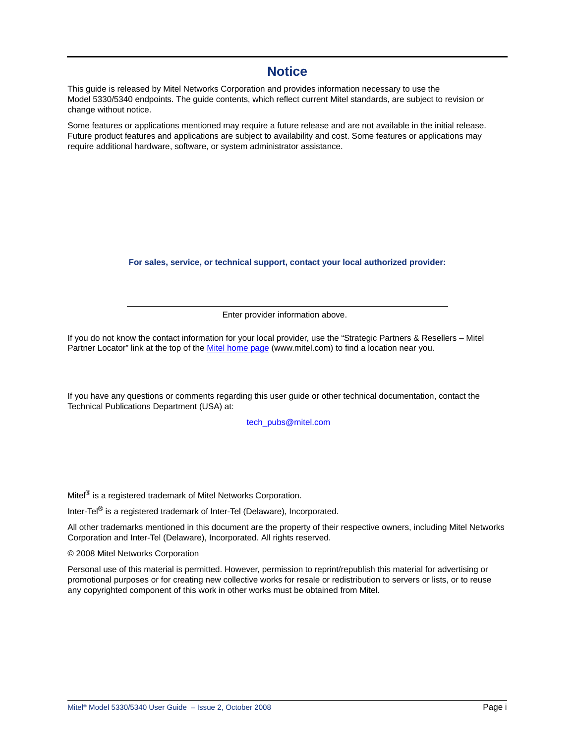# Notice

This guide is released by Mitel Networks Corporation and provides information necessary to use the Model 5330/5340 endpoints. The guide contents, which reflect current Mitel standards, are subject to revision or change without notice.

Some features or applications mentioned may require a future release and are not available in the initial release. Future product features and applications are subject to availability and cost. Some features or applications may require additional hardware, software, or system administrator assistance.

**For sales, service, or technical support, contact your local authorized provider:**

---

Enter provider information above.

If you do not know the contact information for your local provider, use the “Strategic Partners & Resellers – Mitel Partner Locator” link at the top of the Mitel home page (www.mitel.com) to find a location near you.

If you have any questions or comments regarding this user guide or other technical documentation, contact the Technical Publications Department (USA) at:

tech_pubs@mitel.com

Mitel® is a registered trademark of Mitel Networks Corporation.

Inter-Tel® is a registered trademark of Inter-Tel (Delaware), Incorporated.

All other trademarks mentioned in this document are the property of their respective owners, including Mitel Networks Corporation and Inter-Tel (Delaware), Incorporated. All rights reserved.

© 2008 Mitel Networks Corporation

Personal use of this material is permitted. However, permission to reprint/republish this material for advertising or promotional purposes or for creating new collective works for resale or redistribution to servers or lists, or to reuse any copyrighted component of this work in other works must be obtained from Mitel.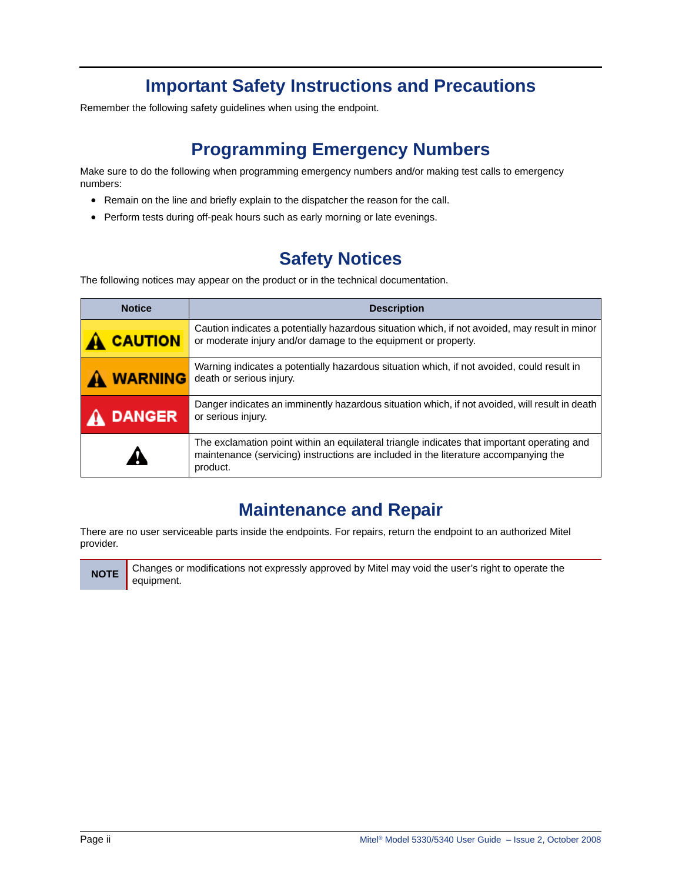# Important Safety Instructions and Precautions

Remember the following safety guidelines when using the endpoint.

## Programming Emergency Numbers

Make sure to do the following when programming emergency numbers and/or making test calls to emergency numbers:

- Remain on the line and briefly explain to the dispatcher the reason for the call.
- Perform tests during off-peak hours such as early morning or late evenings.

## Safety Notices

The following notices may appear on the product or in the technical documentation.

| Notice | Description |
|---|---|
| ⚠ CAUTION | Caution indicates a potentially hazardous situation which, if not avoided, may result in minor or moderate injury and/or damage to the equipment or property. |
| ⚠ WARNING | Warning indicates a potentially hazardous situation which, if not avoided, could result in death or serious injury. |
| ⚠ DANGER | Danger indicates an imminently hazardous situation which, if not avoided, will result in death or serious injury. |
| ⚠ | The exclamation point within an equilateral triangle indicates that important operating and maintenance (servicing) instructions are included in the literature accompanying the product. |

## Maintenance and Repair

There are no user serviceable parts inside the endpoints. For repairs, return the endpoint to an authorized Mitel provider.

**NOTE** Changes or modifications not expressly approved by Mitel may void the user's right to operate the equipment.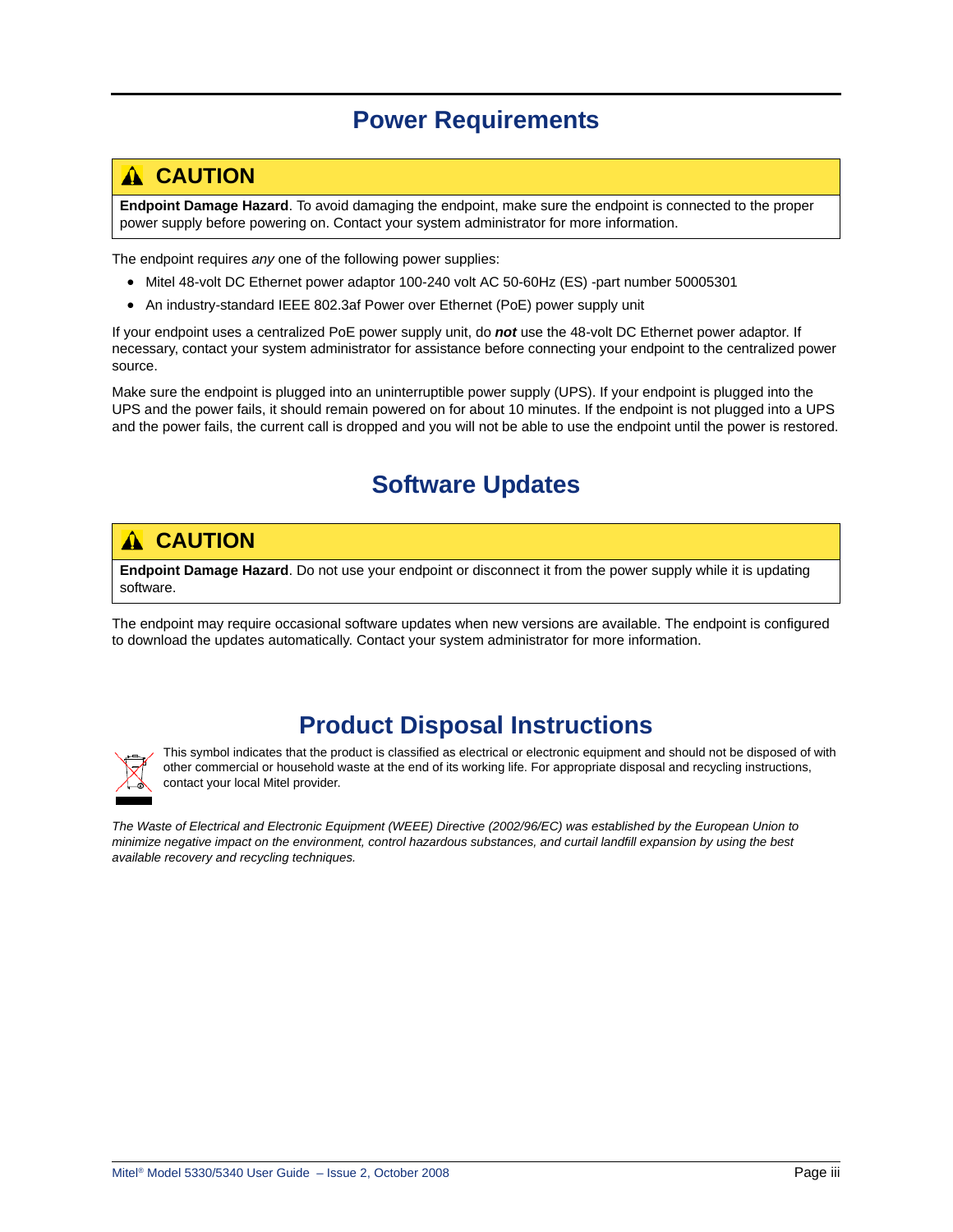# Power Requirements

> **⚠ CAUTION**
>
> **Endpoint Damage Hazard**. To avoid damaging the endpoint, make sure the endpoint is connected to the proper power supply before powering on. Contact your system administrator for more information.

The endpoint requires *any* one of the following power supplies:

- Mitel 48-volt DC Ethernet power adaptor 100-240 volt AC 50-60Hz (ES) -part number 50005301
- An industry-standard IEEE 802.3af Power over Ethernet (PoE) power supply unit

If your endpoint uses a centralized PoE power supply unit, do ***not*** use the 48-volt DC Ethernet power adaptor. If necessary, contact your system administrator for assistance before connecting your endpoint to the centralized power source.

Make sure the endpoint is plugged into an uninterruptible power supply (UPS). If your endpoint is plugged into the UPS and the power fails, it should remain powered on for about 10 minutes. If the endpoint is not plugged into a UPS and the power fails, the current call is dropped and you will not be able to use the endpoint until the power is restored.

# Software Updates

> **⚠ CAUTION**
>
> **Endpoint Damage Hazard**. Do not use your endpoint or disconnect it from the power supply while it is updating software.

The endpoint may require occasional software updates when new versions are available. The endpoint is configured to download the updates automatically. Contact your system administrator for more information.

# Product Disposal Instructions

This symbol indicates that the product is classified as electrical or electronic equipment and should not be disposed of with other commercial or household waste at the end of its working life. For appropriate disposal and recycling instructions, contact your local Mitel provider.

*The Waste of Electrical and Electronic Equipment (WEEE) Directive (2002/96/EC) was established by the European Union to minimize negative impact on the environment, control hazardous substances, and curtail landfill expansion by using the best available recovery and recycling techniques.*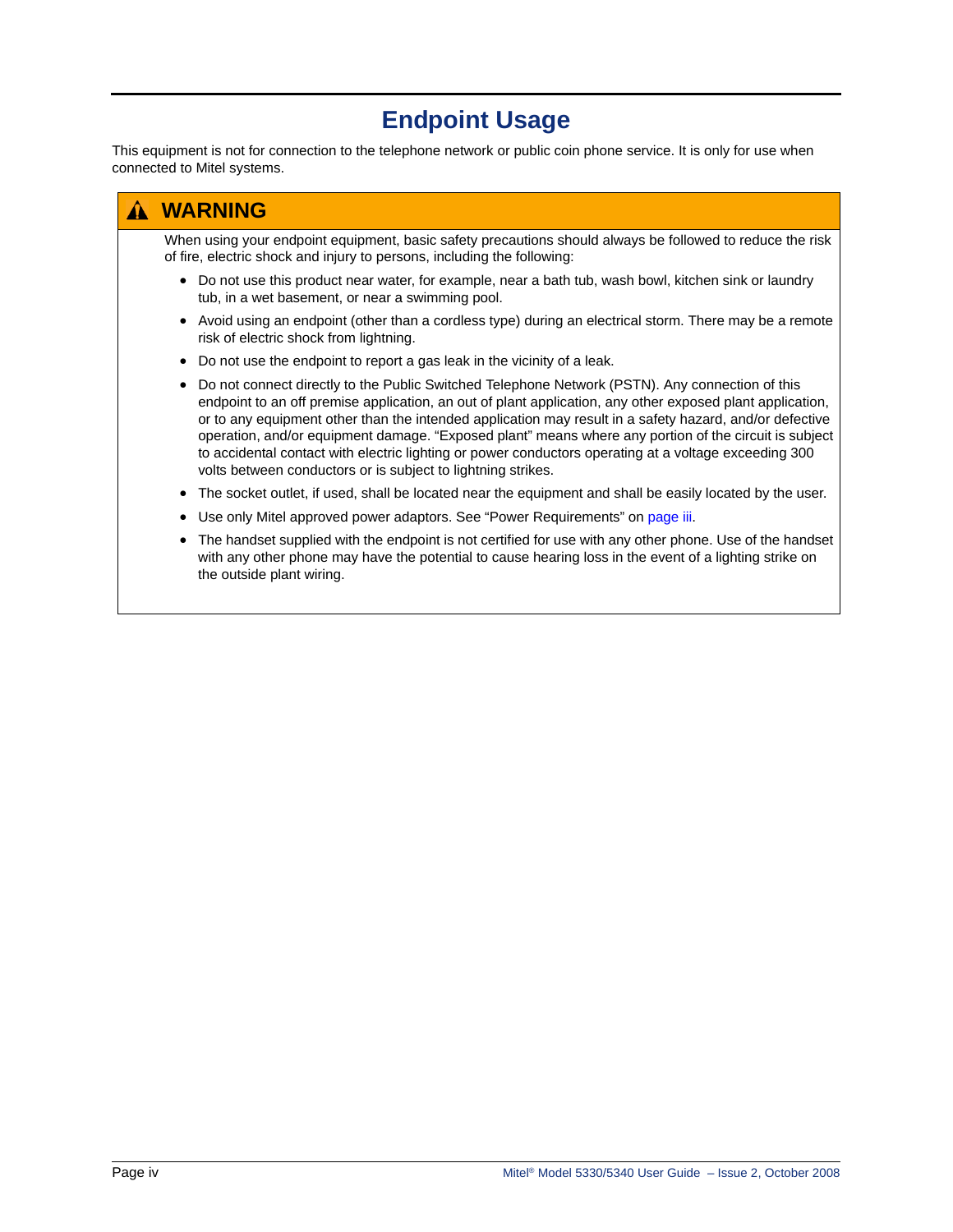# Endpoint Usage

This equipment is not for connection to the telephone network or public coin phone service. It is only for use when connected to Mitel systems.

## ⚠ WARNING

When using your endpoint equipment, basic safety precautions should always be followed to reduce the risk of fire, electric shock and injury to persons, including the following:

- Do not use this product near water, for example, near a bath tub, wash bowl, kitchen sink or laundry tub, in a wet basement, or near a swimming pool.
- Avoid using an endpoint (other than a cordless type) during an electrical storm. There may be a remote risk of electric shock from lightning.
- Do not use the endpoint to report a gas leak in the vicinity of a leak.
- Do not connect directly to the Public Switched Telephone Network (PSTN). Any connection of this endpoint to an off premise application, an out of plant application, any other exposed plant application, or to any equipment other than the intended application may result in a safety hazard, and/or defective operation, and/or equipment damage. “Exposed plant” means where any portion of the circuit is subject to accidental contact with electric lighting or power conductors operating at a voltage exceeding 300 volts between conductors or is subject to lightning strikes.
- The socket outlet, if used, shall be located near the equipment and shall be easily located by the user.
- Use only Mitel approved power adaptors. See “Power Requirements” on page iii.
- The handset supplied with the endpoint is not certified for use with any other phone. Use of the handset with any other phone may have the potential to cause hearing loss in the event of a lighting strike on the outside plant wiring.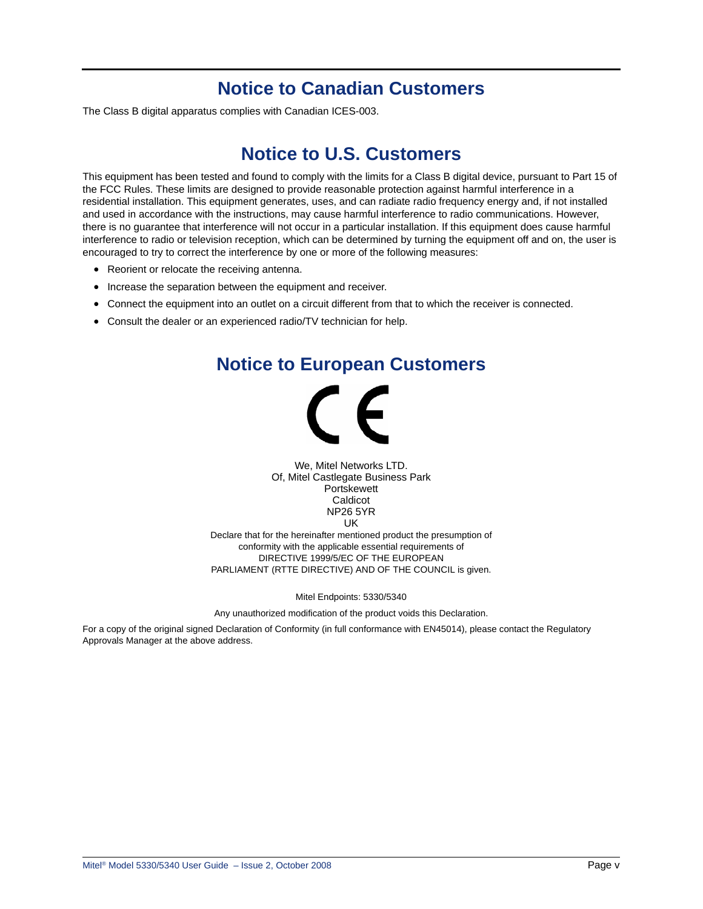# Notice to Canadian Customers

The Class B digital apparatus complies with Canadian ICES-003.

# Notice to U.S. Customers

This equipment has been tested and found to comply with the limits for a Class B digital device, pursuant to Part 15 of the FCC Rules. These limits are designed to provide reasonable protection against harmful interference in a residential installation. This equipment generates, uses, and can radiate radio frequency energy and, if not installed and used in accordance with the instructions, may cause harmful interference to radio communications. However, there is no guarantee that interference will not occur in a particular installation. If this equipment does cause harmful interference to radio or television reception, which can be determined by turning the equipment off and on, the user is encouraged to try to correct the interference by one or more of the following measures:

- Reorient or relocate the receiving antenna.
- Increase the separation between the equipment and receiver.
- Connect the equipment into an outlet on a circuit different from that to which the receiver is connected.
- Consult the dealer or an experienced radio/TV technician for help.

# Notice to European Customers

CE

We, Mitel Networks LTD.
Of, Mitel Castlegate Business Park
Portskewett
Caldicot
NP26 5YR
UK

Declare that for the hereinafter mentioned product the presumption of conformity with the applicable essential requirements of DIRECTIVE 1999/5/EC OF THE EUROPEAN PARLIAMENT (RTTE DIRECTIVE) AND OF THE COUNCIL is given.

Mitel Endpoints: 5330/5340

Any unauthorized modification of the product voids this Declaration.

For a copy of the original signed Declaration of Conformity (in full conformance with EN45014), please contact the Regulatory Approvals Manager at the above address.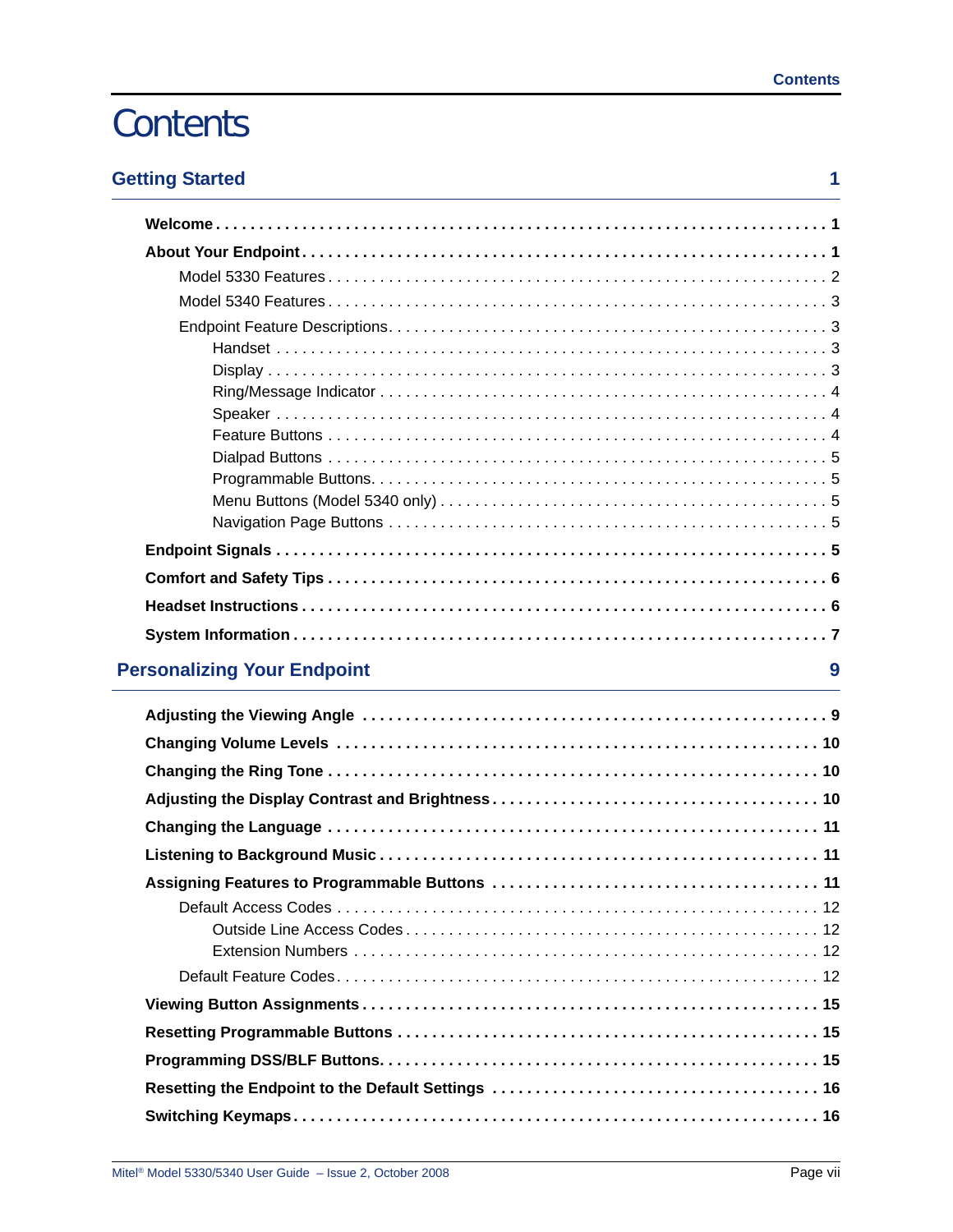# Contents

## Getting Started — 1

- **Welcome** . . . . . . 1
- **About Your Endpoint** . . . . . . 1
  - Model 5330 Features . . . . . . 2
  - Model 5340 Features . . . . . . 3
  - Endpoint Feature Descriptions . . . . . . 3
    - Handset . . . . . . 3
    - Display . . . . . . 3
    - Ring/Message Indicator . . . . . . 4
    - Speaker . . . . . . 4
    - Feature Buttons . . . . . . 4
    - Dialpad Buttons . . . . . . 5
    - Programmable Buttons . . . . . . 5
    - Menu Buttons (Model 5340 only) . . . . . . 5
    - Navigation Page Buttons . . . . . . 5
- **Endpoint Signals** . . . . . . 5
- **Comfort and Safety Tips** . . . . . . 6
- **Headset Instructions** . . . . . . 6
- **System Information** . . . . . . 7

## Personalizing Your Endpoint — 9

- **Adjusting the Viewing Angle** . . . . . . 9
- **Changing Volume Levels** . . . . . . 10
- **Changing the Ring Tone** . . . . . . 10
- **Adjusting the Display Contrast and Brightness** . . . . . . 10
- **Changing the Language** . . . . . . 11
- **Listening to Background Music** . . . . . . 11
- **Assigning Features to Programmable Buttons** . . . . . . 11
  - Default Access Codes . . . . . . 12
    - Outside Line Access Codes . . . . . . 12
    - Extension Numbers . . . . . . 12
  - Default Feature Codes . . . . . . 12
- **Viewing Button Assignments** . . . . . . 15
- **Resetting Programmable Buttons** . . . . . . 15
- **Programming DSS/BLF Buttons** . . . . . . 15
- **Resetting the Endpoint to the Default Settings** . . . . . . 16
- **Switching Keymaps** . . . . . . 16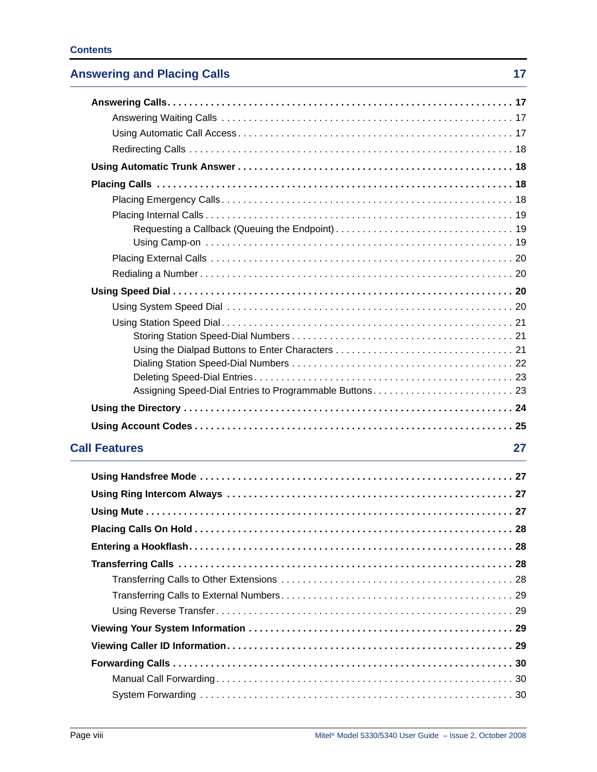## Answering and Placing Calls 17

**Answering Calls** . . . . . . . . . . 17

- Answering Waiting Calls . . . . . . . . . . 17
- Using Automatic Call Access . . . . . . . . . . 17
- Redirecting Calls . . . . . . . . . . 18

**Using Automatic Trunk Answer** . . . . . . . . . . 18

**Placing Calls** . . . . . . . . . . 18

- Placing Emergency Calls . . . . . . . . . . 18
- Placing Internal Calls . . . . . . . . . . 19
  - Requesting a Callback (Queuing the Endpoint) . . . . . . . . . . 19
  - Using Camp-on . . . . . . . . . . 19
- Placing External Calls . . . . . . . . . . 20
- Redialing a Number . . . . . . . . . . 20

**Using Speed Dial** . . . . . . . . . . 20

- Using System Speed Dial . . . . . . . . . . 20
- Using Station Speed Dial . . . . . . . . . . 21
  - Storing Station Speed-Dial Numbers . . . . . . . . . . 21
  - Using the Dialpad Buttons to Enter Characters . . . . . . . . . . 21
  - Dialing Station Speed-Dial Numbers . . . . . . . . . . 22
  - Deleting Speed-Dial Entries . . . . . . . . . . 23
  - Assigning Speed-Dial Entries to Programmable Buttons . . . . . . . . . . 23

**Using the Directory** . . . . . . . . . . 24

**Using Account Codes** . . . . . . . . . . 25

## Call Features 27

**Using Handsfree Mode** . . . . . . . . . . 27

**Using Ring Intercom Always** . . . . . . . . . . 27

**Using Mute** . . . . . . . . . . 27

**Placing Calls On Hold** . . . . . . . . . . 28

**Entering a Hookflash** . . . . . . . . . . 28

**Transferring Calls** . . . . . . . . . . 28

- Transferring Calls to Other Extensions . . . . . . . . . . 28
- Transferring Calls to External Numbers . . . . . . . . . . 29
- Using Reverse Transfer . . . . . . . . . . 29

**Viewing Your System Information** . . . . . . . . . . 29

**Viewing Caller ID Information** . . . . . . . . . . 29

**Forwarding Calls** . . . . . . . . . . 30

- Manual Call Forwarding . . . . . . . . . . 30
- System Forwarding . . . . . . . . . . 30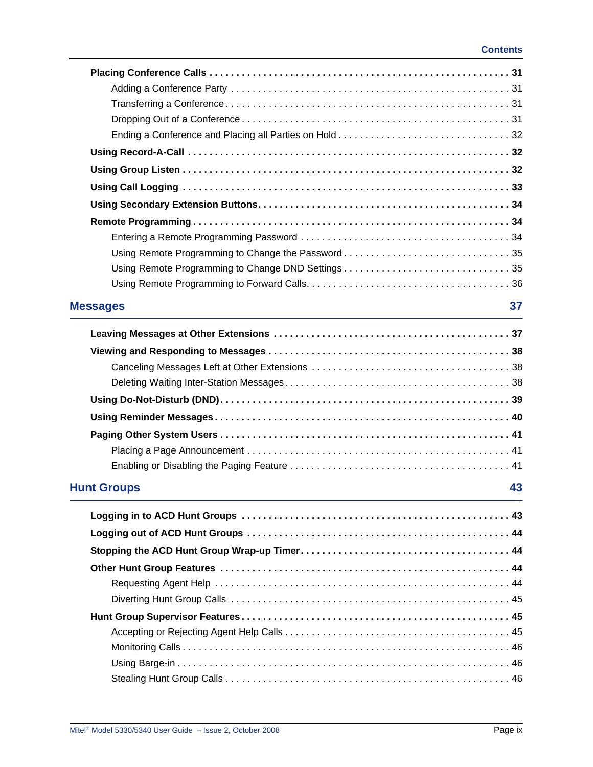Placing Conference Calls . . . . . . . . . . . . . . . . . . . . . . . . . . . . . . . . . . . . . . . . . . . . . . . . . . . . . 31
- Adding a Conference Party . . . . . . . . . . . . . . . . . . . . . . . . . . . . . . . . . . . . . . . . . . . . . . . . . . 31
- Transferring a Conference . . . . . . . . . . . . . . . . . . . . . . . . . . . . . . . . . . . . . . . . . . . . . . . . . . 31
- Dropping Out of a Conference . . . . . . . . . . . . . . . . . . . . . . . . . . . . . . . . . . . . . . . . . . . . . . . 31
- Ending a Conference and Placing all Parties on Hold . . . . . . . . . . . . . . . . . . . . . . . . . . . . . . . 32

**Using Record-A-Call** . . . . . . . . . . . . . . . . . . . . . . . . . . . . . . . . . . . . . . . . . . . . . . . . . . . . . . 32

**Using Group Listen** . . . . . . . . . . . . . . . . . . . . . . . . . . . . . . . . . . . . . . . . . . . . . . . . . . . . . . . 32

**Using Call Logging** . . . . . . . . . . . . . . . . . . . . . . . . . . . . . . . . . . . . . . . . . . . . . . . . . . . . . . . . 33

**Using Secondary Extension Buttons** . . . . . . . . . . . . . . . . . . . . . . . . . . . . . . . . . . . . . . . . . . . 34

**Remote Programming** . . . . . . . . . . . . . . . . . . . . . . . . . . . . . . . . . . . . . . . . . . . . . . . . . . . . . . 34
- Entering a Remote Programming Password . . . . . . . . . . . . . . . . . . . . . . . . . . . . . . . . . . . . . 34
- Using Remote Programming to Change the Password . . . . . . . . . . . . . . . . . . . . . . . . . . . . . . 35
- Using Remote Programming to Change DND Settings . . . . . . . . . . . . . . . . . . . . . . . . . . . . . . 35
- Using Remote Programming to Forward Calls . . . . . . . . . . . . . . . . . . . . . . . . . . . . . . . . . . . . 36

## Messages 37

**Leaving Messages at Other Extensions** . . . . . . . . . . . . . . . . . . . . . . . . . . . . . . . . . . . . . . . . . 37

**Viewing and Responding to Messages** . . . . . . . . . . . . . . . . . . . . . . . . . . . . . . . . . . . . . . . . . . 38
- Canceling Messages Left at Other Extensions . . . . . . . . . . . . . . . . . . . . . . . . . . . . . . . . . . . . 38
- Deleting Waiting Inter-Station Messages . . . . . . . . . . . . . . . . . . . . . . . . . . . . . . . . . . . . . . . . 38

**Using Do-Not-Disturb (DND)** . . . . . . . . . . . . . . . . . . . . . . . . . . . . . . . . . . . . . . . . . . . . . . . . . 39

**Using Reminder Messages** . . . . . . . . . . . . . . . . . . . . . . . . . . . . . . . . . . . . . . . . . . . . . . . . . . . 40

**Paging Other System Users** . . . . . . . . . . . . . . . . . . . . . . . . . . . . . . . . . . . . . . . . . . . . . . . . . . 41
- Placing a Page Announcement . . . . . . . . . . . . . . . . . . . . . . . . . . . . . . . . . . . . . . . . . . . . . . . 41
- Enabling or Disabling the Paging Feature . . . . . . . . . . . . . . . . . . . . . . . . . . . . . . . . . . . . . . . 41

## Hunt Groups 43

**Logging in to ACD Hunt Groups** . . . . . . . . . . . . . . . . . . . . . . . . . . . . . . . . . . . . . . . . . . . . . . 43

**Logging out of ACD Hunt Groups** . . . . . . . . . . . . . . . . . . . . . . . . . . . . . . . . . . . . . . . . . . . . . 44

**Stopping the ACD Hunt Group Wrap-up Timer** . . . . . . . . . . . . . . . . . . . . . . . . . . . . . . . . . . . 44

**Other Hunt Group Features** . . . . . . . . . . . . . . . . . . . . . . . . . . . . . . . . . . . . . . . . . . . . . . . . . . 44
- Requesting Agent Help . . . . . . . . . . . . . . . . . . . . . . . . . . . . . . . . . . . . . . . . . . . . . . . . . . . . . 44
- Diverting Hunt Group Calls . . . . . . . . . . . . . . . . . . . . . . . . . . . . . . . . . . . . . . . . . . . . . . . . . . 45

**Hunt Group Supervisor Features** . . . . . . . . . . . . . . . . . . . . . . . . . . . . . . . . . . . . . . . . . . . . . . 45
- Accepting or Rejecting Agent Help Calls . . . . . . . . . . . . . . . . . . . . . . . . . . . . . . . . . . . . . . . . 45
- Monitoring Calls . . . . . . . . . . . . . . . . . . . . . . . . . . . . . . . . . . . . . . . . . . . . . . . . . . . . . . . . . . 46
- Using Barge-in . . . . . . . . . . . . . . . . . . . . . . . . . . . . . . . . . . . . . . . . . . . . . . . . . . . . . . . . . . . 46
- Stealing Hunt Group Calls . . . . . . . . . . . . . . . . . . . . . . . . . . . . . . . . . . . . . . . . . . . . . . . . . . . 46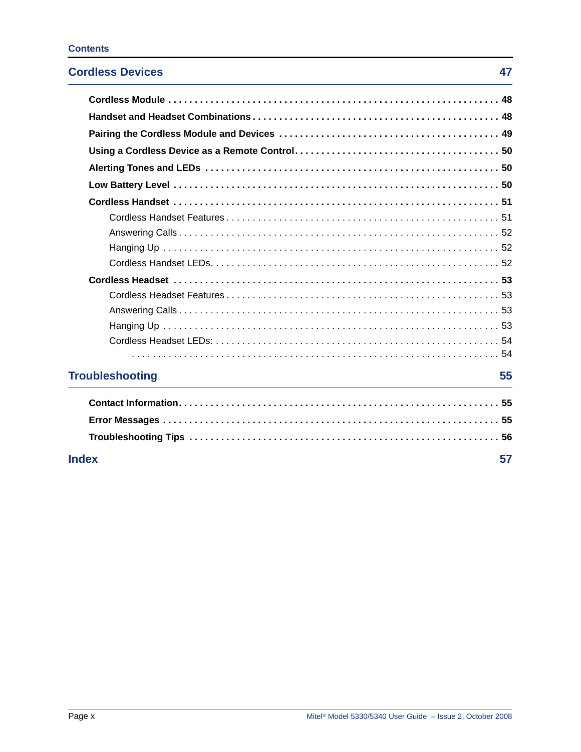## Cordless Devices 47

**Cordless Module . . . . . . . . . . 48**

**Handset and Headset Combinations . . . . . . . . . . 48**

**Pairing the Cordless Module and Devices . . . . . . . . . . 49**

**Using a Cordless Device as a Remote Control . . . . . . . . . . 50**

**Alerting Tones and LEDs . . . . . . . . . . 50**

**Low Battery Level . . . . . . . . . . 50**

**Cordless Handset . . . . . . . . . . 51**

- Cordless Handset Features . . . . . . . . . . 51
- Answering Calls . . . . . . . . . . 52
- Hanging Up . . . . . . . . . . 52
- Cordless Handset LEDs. . . . . . . . . . . 52

**Cordless Headset . . . . . . . . . . 53**

- Cordless Headset Features . . . . . . . . . . 53
- Answering Calls . . . . . . . . . . 53
- Hanging Up . . . . . . . . . . 53
- Cordless Headset LEDs: . . . . . . . . . . 54
- . . . . . . . . . . 54

## Troubleshooting 55

**Contact Information. . . . . . . . . . . 55**

**Error Messages . . . . . . . . . . 55**

**Troubleshooting Tips . . . . . . . . . . 56**

## Index 57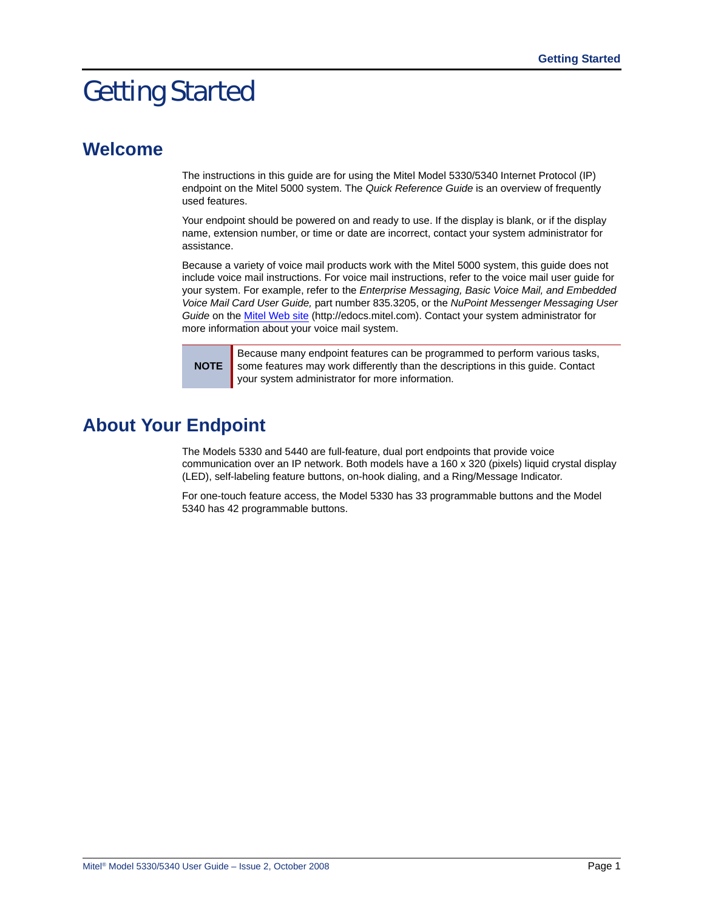# Getting Started

## Welcome

The instructions in this guide are for using the Mitel Model 5330/5340 Internet Protocol (IP) endpoint on the Mitel 5000 system. The *Quick Reference Guide* is an overview of frequently used features.

Your endpoint should be powered on and ready to use. If the display is blank, or if the display name, extension number, or time or date are incorrect, contact your system administrator for assistance.

Because a variety of voice mail products work with the Mitel 5000 system, this guide does not include voice mail instructions. For voice mail instructions, refer to the voice mail user guide for your system. For example, refer to the *Enterprise Messaging, Basic Voice Mail, and Embedded Voice Mail Card User Guide,* part number 835.3205, or the *NuPoint Messenger Messaging User Guide* on the Mitel Web site (http://edocs.mitel.com). Contact your system administrator for more information about your voice mail system.

| NOTE | Because many endpoint features can be programmed to perform various tasks, some features may work differently than the descriptions in this guide. Contact your system administrator for more information. |
|---|---|

## About Your Endpoint

The Models 5330 and 5440 are full-feature, dual port endpoints that provide voice communication over an IP network. Both models have a 160 x 320 (pixels) liquid crystal display (LED), self-labeling feature buttons, on-hook dialing, and a Ring/Message Indicator.

For one-touch feature access, the Model 5330 has 33 programmable buttons and the Model 5340 has 42 programmable buttons.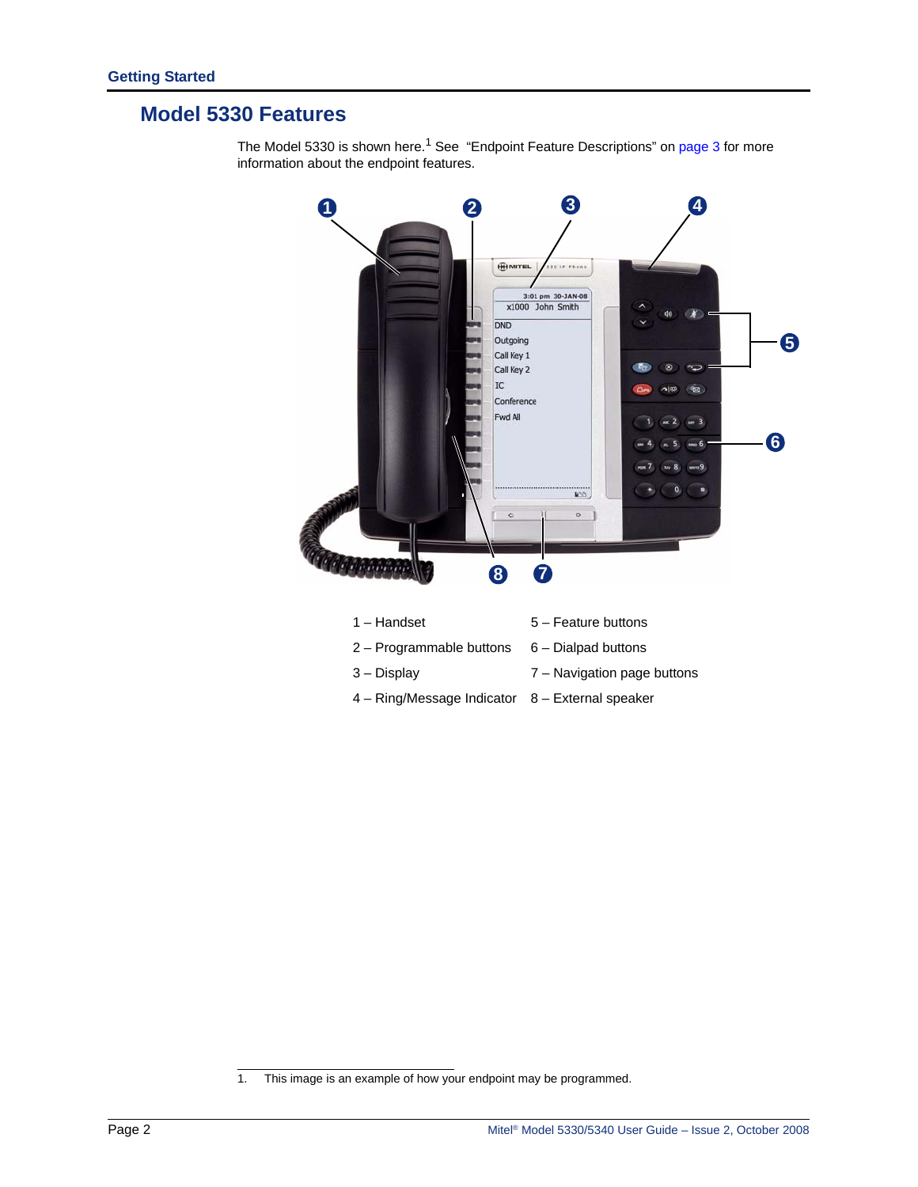## Model 5330 Features

The Model 5330 is shown here.[1] See "Endpoint Feature Descriptions" on page 3 for more information about the endpoint features.

| | |
|---|---|
| 1 – Handset | 5 – Feature buttons |
| 2 – Programmable buttons | 6 – Dialpad buttons |
| 3 – Display | 7 – Navigation page buttons |
| 4 – Ring/Message Indicator | 8 – External speaker |

1. This image is an example of how your endpoint may be programmed.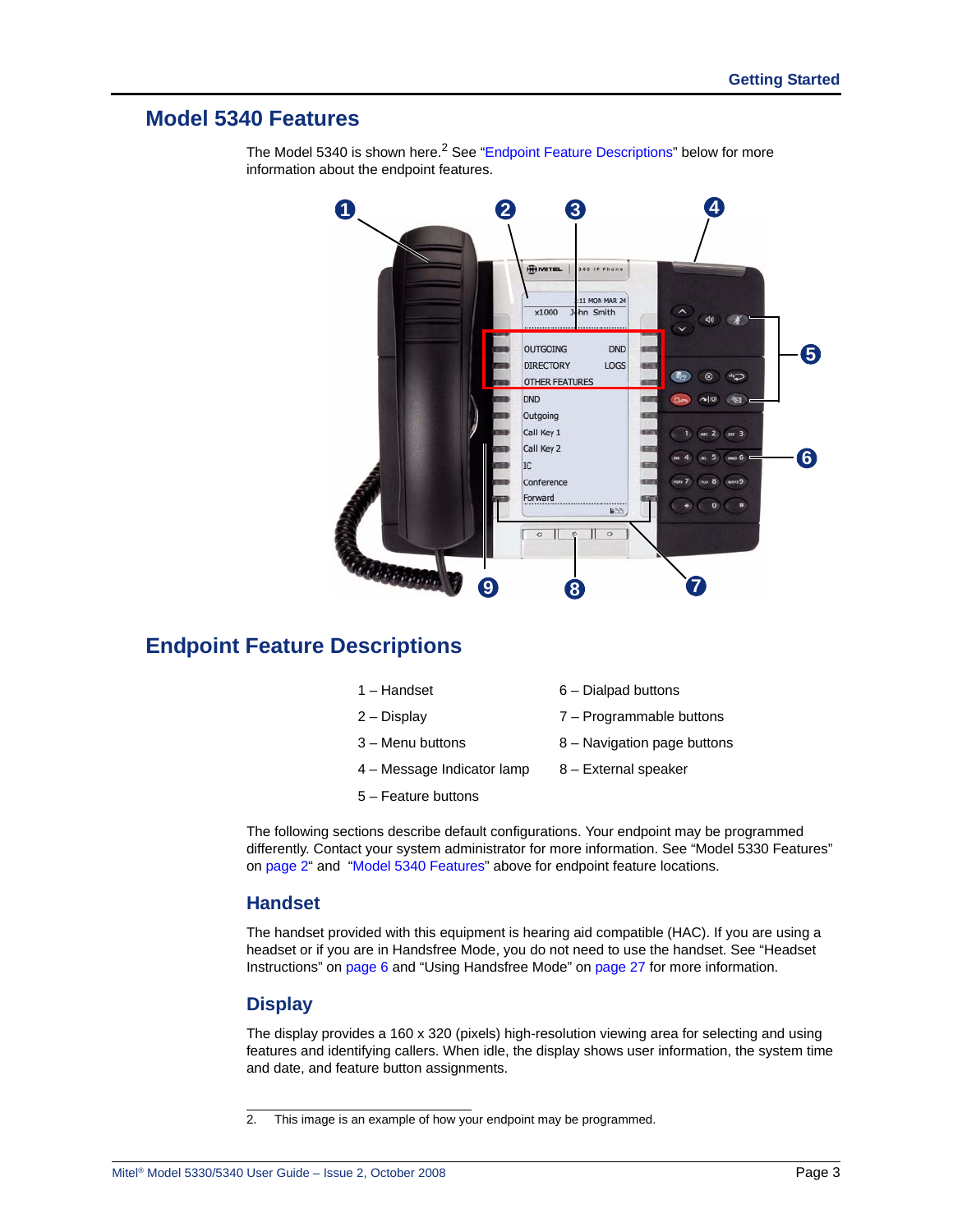## Model 5340 Features

The Model 5340 is shown here.[2] See "Endpoint Feature Descriptions" below for more information about the endpoint features.

## Endpoint Feature Descriptions

1 – Handset

2 – Display

3 – Menu buttons

4 – Message Indicator lamp

5 – Feature buttons

6 – Dialpad buttons

7 – Programmable buttons

8 – Navigation page buttons

8 – External speaker

The following sections describe default configurations. Your endpoint may be programmed differently. Contact your system administrator for more information. See "Model 5330 Features" on page 2" and "Model 5340 Features" above for endpoint feature locations.

### Handset

The handset provided with this equipment is hearing aid compatible (HAC). If you are using a headset or if you are in Handsfree Mode, you do not need to use the handset. See "Headset Instructions" on page 6 and "Using Handsfree Mode" on page 27 for more information.

### Display

The display provides a 160 x 320 (pixels) high-resolution viewing area for selecting and using features and identifying callers. When idle, the display shows user information, the system time and date, and feature button assignments.

2. This image is an example of how your endpoint may be programmed.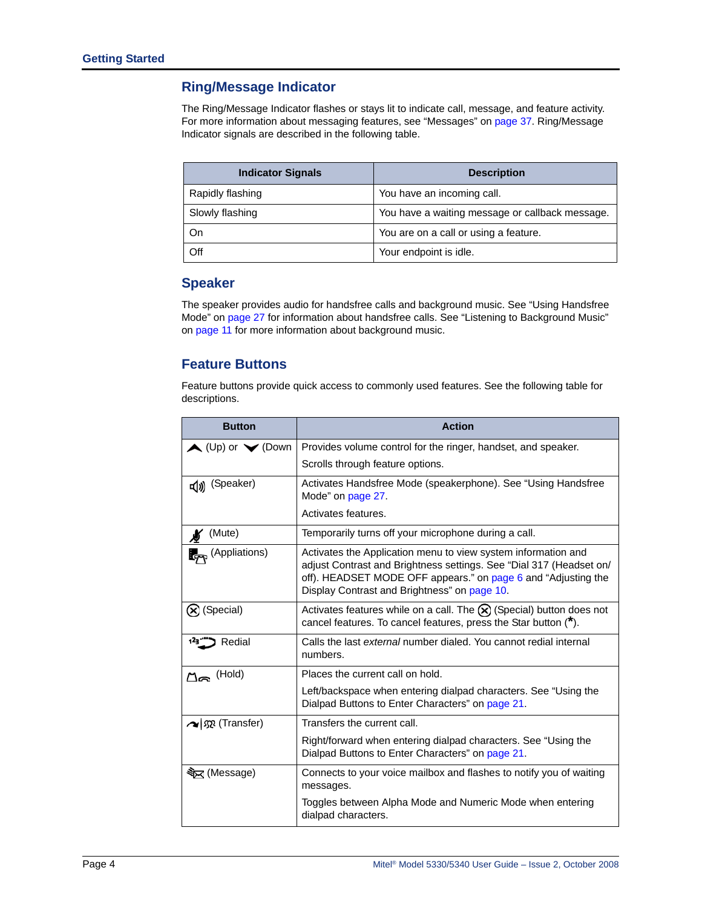## Ring/Message Indicator

The Ring/Message Indicator flashes or stays lit to indicate call, message, and feature activity. For more information about messaging features, see "Messages" on page 37. Ring/Message Indicator signals are described in the following table.

| Indicator Signals | Description |
|---|---|
| Rapidly flashing | You have an incoming call. |
| Slowly flashing | You have a waiting message or callback message. |
| On | You are on a call or using a feature. |
| Off | Your endpoint is idle. |

## Speaker

The speaker provides audio for handsfree calls and background music. See "Using Handsfree Mode" on page 27 for information about handsfree calls. See "Listening to Background Music" on page 11 for more information about background music.

## Feature Buttons

Feature buttons provide quick access to commonly used features. See the following table for descriptions.

| Button | Action |
|---|---|
| (Up) or (Down | Provides volume control for the ringer, handset, and speaker.<br><br>Scrolls through feature options. |
| (Speaker) | Activates Handsfree Mode (speakerphone). See "Using Handsfree Mode" on page 27.<br><br>Activates features. |
| (Mute) | Temporarily turns off your microphone during a call. |
| (Appliations) | Activates the Application menu to view system information and adjust Contrast and Brightness settings. See "Dial 317 (Headset on/off). HEADSET MODE OFF appears." on page 6 and "Adjusting the Display Contrast and Brightness" on page 10. |
| (Special) | Activates features while on a call. The (Special) button does not cancel features. To cancel features, press the Star button (*). |
| Redial | Calls the last *external* number dialed. You cannot redial internal numbers. |
| (Hold) | Places the current call on hold.<br><br>Left/backspace when entering dialpad characters. See "Using the Dialpad Buttons to Enter Characters" on page 21. |
| (Transfer) | Transfers the current call.<br><br>Right/forward when entering dialpad characters. See "Using the Dialpad Buttons to Enter Characters" on page 21. |
| (Message) | Connects to your voice mailbox and flashes to notify you of waiting messages.<br><br>Toggles between Alpha Mode and Numeric Mode when entering dialpad characters. |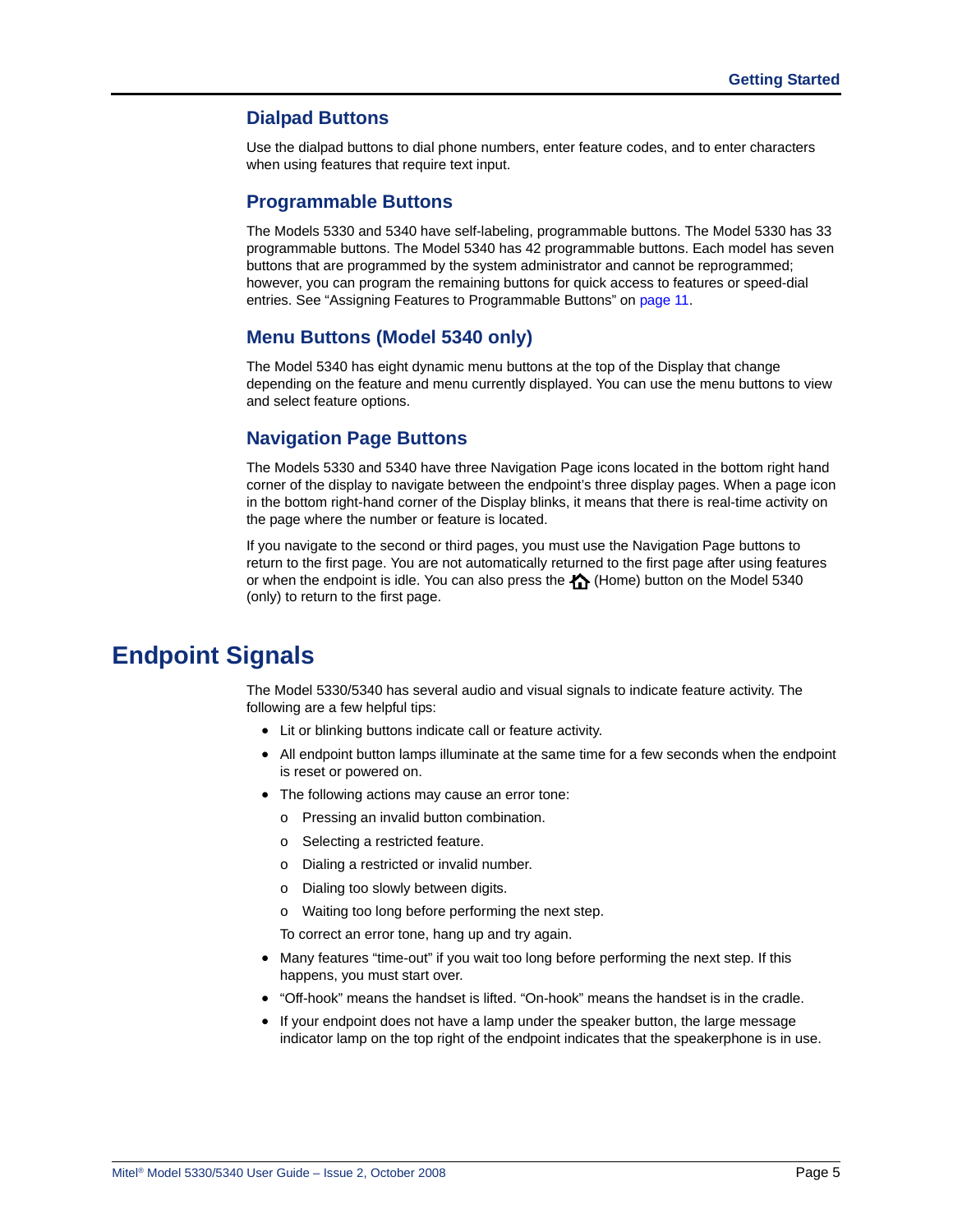### Dialpad Buttons

Use the dialpad buttons to dial phone numbers, enter feature codes, and to enter characters when using features that require text input.

### Programmable Buttons

The Models 5330 and 5340 have self-labeling, programmable buttons. The Model 5330 has 33 programmable buttons. The Model 5340 has 42 programmable buttons. Each model has seven buttons that are programmed by the system administrator and cannot be reprogrammed; however, you can program the remaining buttons for quick access to features or speed-dial entries. See "Assigning Features to Programmable Buttons" on page 11.

### Menu Buttons (Model 5340 only)

The Model 5340 has eight dynamic menu buttons at the top of the Display that change depending on the feature and menu currently displayed. You can use the menu buttons to view and select feature options.

### Navigation Page Buttons

The Models 5330 and 5340 have three Navigation Page icons located in the bottom right hand corner of the display to navigate between the endpoint's three display pages. When a page icon in the bottom right-hand corner of the Display blinks, it means that there is real-time activity on the page where the number or feature is located.

If you navigate to the second or third pages, you must use the Navigation Page buttons to return to the first page. You are not automatically returned to the first page after using features or when the endpoint is idle. You can also press the (Home) button on the Model 5340 (only) to return to the first page.

## Endpoint Signals

The Model 5330/5340 has several audio and visual signals to indicate feature activity. The following are a few helpful tips:

- Lit or blinking buttons indicate call or feature activity.
- All endpoint button lamps illuminate at the same time for a few seconds when the endpoint is reset or powered on.
- The following actions may cause an error tone:
  - Pressing an invalid button combination.
  - Selecting a restricted feature.
  - Dialing a restricted or invalid number.
  - Dialing too slowly between digits.
  - Waiting too long before performing the next step.

  To correct an error tone, hang up and try again.
- Many features "time-out" if you wait too long before performing the next step. If this happens, you must start over.
- "Off-hook" means the handset is lifted. "On-hook" means the handset is in the cradle.
- If your endpoint does not have a lamp under the speaker button, the large message indicator lamp on the top right of the endpoint indicates that the speakerphone is in use.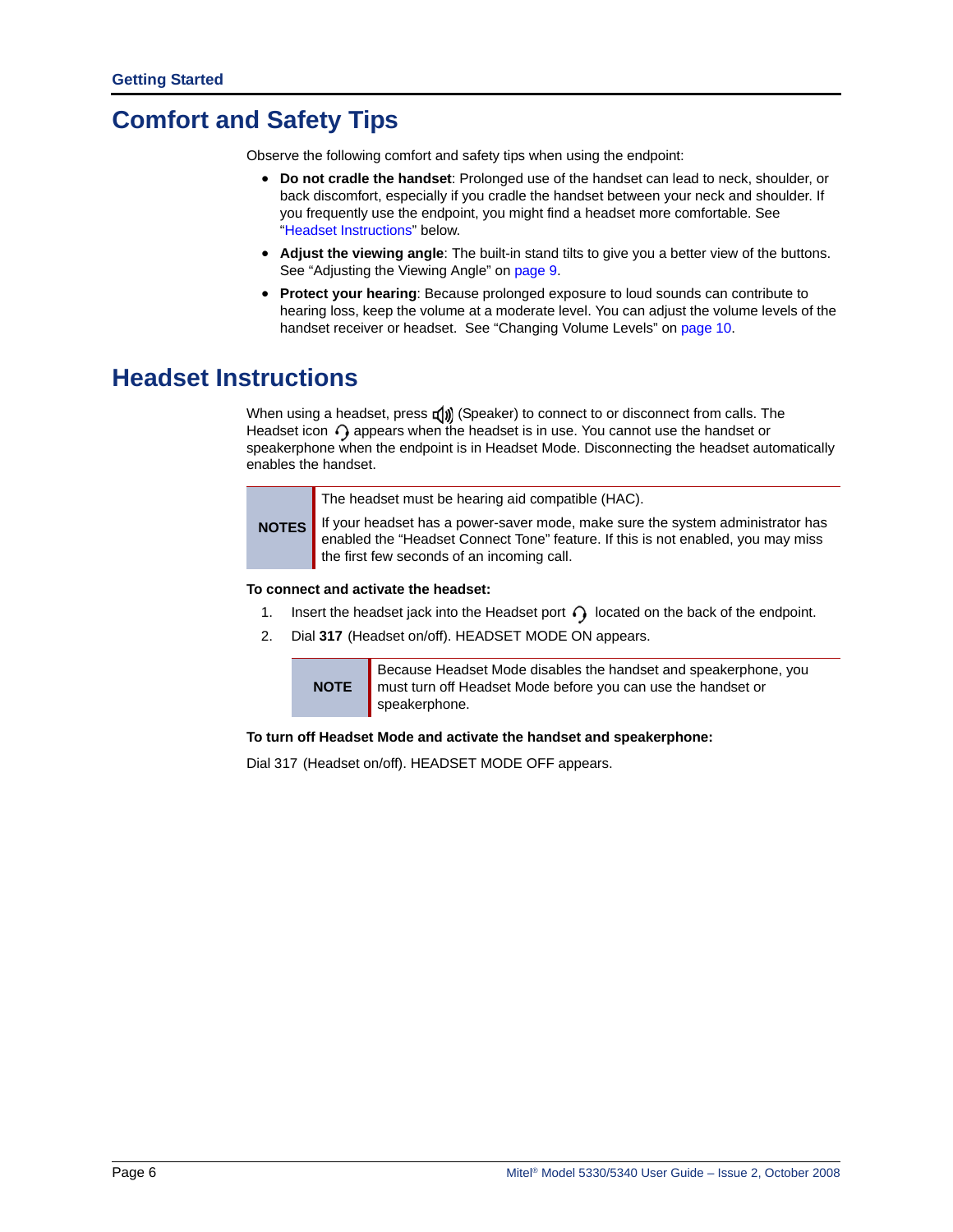## Comfort and Safety Tips

Observe the following comfort and safety tips when using the endpoint:

- **Do not cradle the handset**: Prolonged use of the handset can lead to neck, shoulder, or back discomfort, especially if you cradle the handset between your neck and shoulder. If you frequently use the endpoint, you might find a headset more comfortable. See "Headset Instructions" below.
- **Adjust the viewing angle**: The built-in stand tilts to give you a better view of the buttons. See "Adjusting the Viewing Angle" on page 9.
- **Protect your hearing**: Because prolonged exposure to loud sounds can contribute to hearing loss, keep the volume at a moderate level. You can adjust the volume levels of the handset receiver or headset. See "Changing Volume Levels" on page 10.

## Headset Instructions

When using a headset, press (Speaker) to connect to or disconnect from calls. The Headset icon appears when the headset is in use. You cannot use the handset or speakerphone when the endpoint is in Headset Mode. Disconnecting the headset automatically enables the handset.

| NOTES | |
|---|---|
| | The headset must be hearing aid compatible (HAC). |
| | If your headset has a power-saver mode, make sure the system administrator has enabled the "Headset Connect Tone" feature. If this is not enabled, you may miss the first few seconds of an incoming call. |

**To connect and activate the headset:**

1. Insert the headset jack into the Headset port located on the back of the endpoint.
2. Dial **317** (Headset on/off). HEADSET MODE ON appears.

| NOTE | Because Headset Mode disables the handset and speakerphone, you must turn off Headset Mode before you can use the handset or speakerphone. |
|---|---|

**To turn off Headset Mode and activate the handset and speakerphone:**

Dial 317 (Headset on/off). HEADSET MODE OFF appears.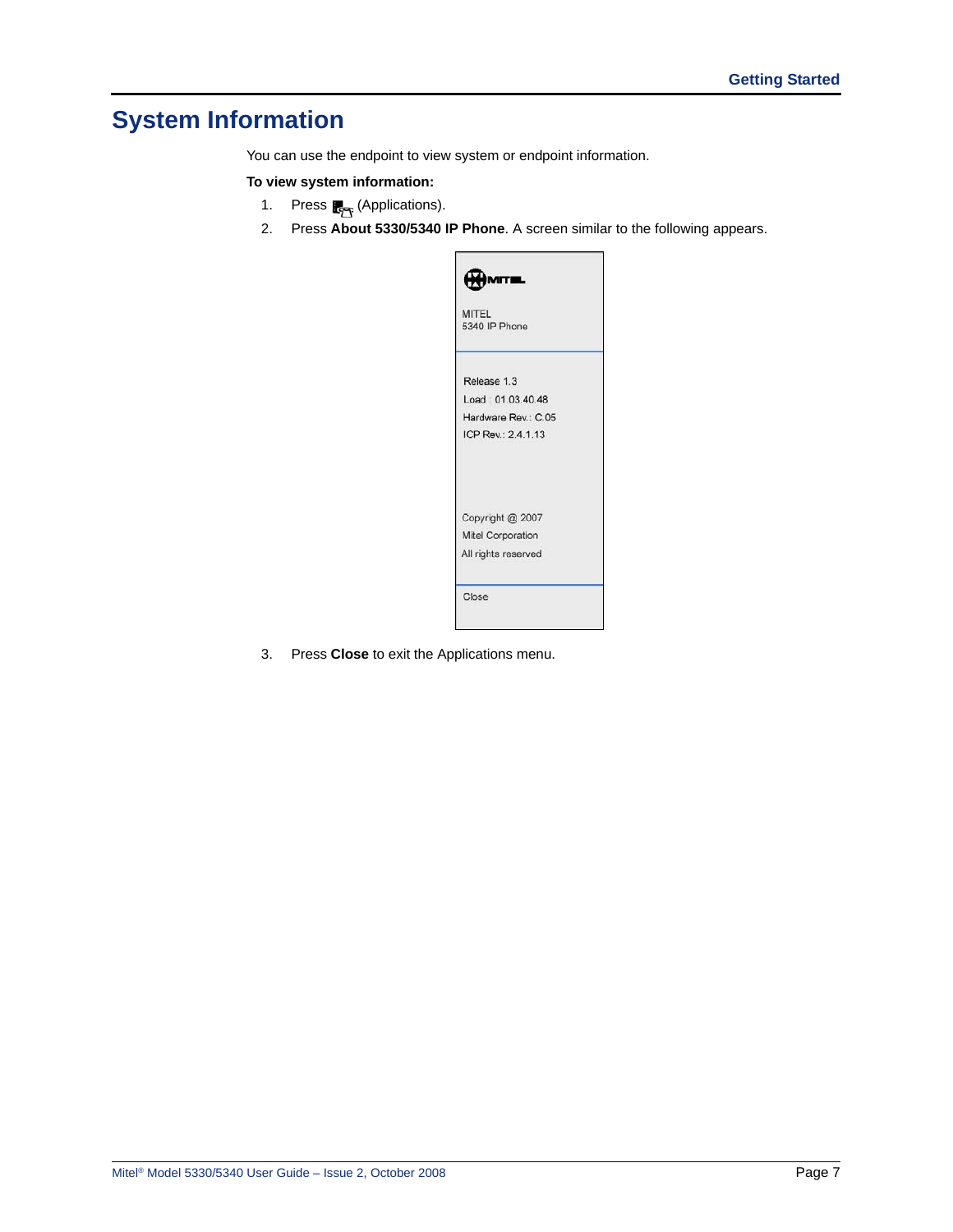# System Information

You can use the endpoint to view system or endpoint information.

**To view system information:**

1. Press (Applications).
2. Press **About 5330/5340 IP Phone**. A screen similar to the following appears.

MITEL
5340 IP Phone

Release 1.3
Load : 01.03.40.48
Hardware Rev.: C.05
ICP Rev.: 2.4.1.13

Copyright @ 2007
Mitel Corporation
All rights reserved

Close

3. Press **Close** to exit the Applications menu.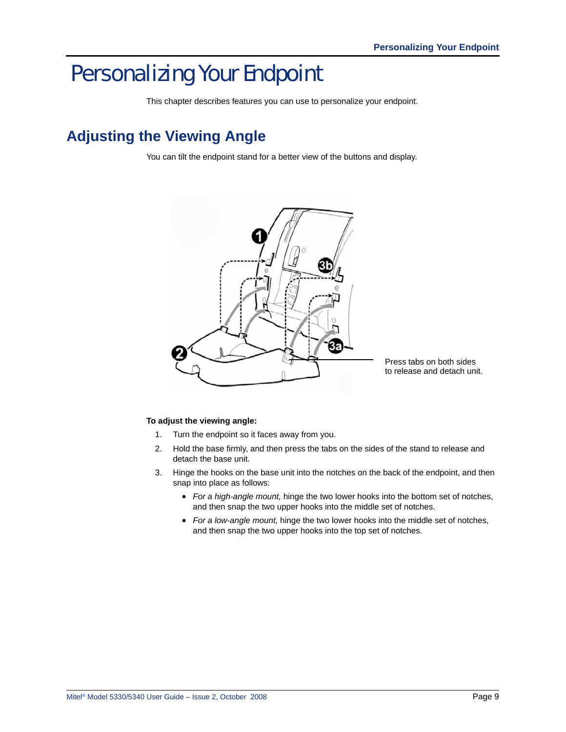# Personalizing Your Endpoint

This chapter describes features you can use to personalize your endpoint.

## Adjusting the Viewing Angle

You can tilt the endpoint stand for a better view of the buttons and display.

Press tabs on both sides to release and detach unit.

**To adjust the viewing angle:**

1. Turn the endpoint so it faces away from you.
2. Hold the base firmly, and then press the tabs on the sides of the stand to release and detach the base unit.
3. Hinge the hooks on the base unit into the notches on the back of the endpoint, and then snap into place as follows:
   - *For a high-angle mount,* hinge the two lower hooks into the bottom set of notches, and then snap the two upper hooks into the middle set of notches.
   - *For a low-angle mount,* hinge the two lower hooks into the middle set of notches, and then snap the two upper hooks into the top set of notches.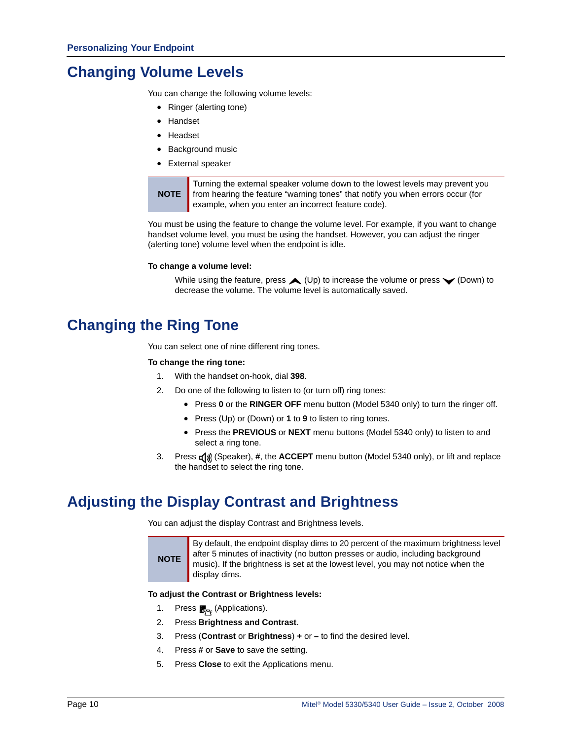## Changing Volume Levels

You can change the following volume levels:

- Ringer (alerting tone)
- Handset
- Headset
- Background music
- External speaker

| NOTE | Turning the external speaker volume down to the lowest levels may prevent you from hearing the feature "warning tones" that notify you when errors occur (for example, when you enter an incorrect feature code). |
|---|---|

You must be using the feature to change the volume level. For example, if you want to change handset volume level, you must be using the handset. However, you can adjust the ringer (alerting tone) volume level when the endpoint is idle.

**To change a volume level:**

While using the feature, press (Up) to increase the volume or press (Down) to decrease the volume. The volume level is automatically saved.

## Changing the Ring Tone

You can select one of nine different ring tones.

**To change the ring tone:**

1. With the handset on-hook, dial **398**.
2. Do one of the following to listen to (or turn off) ring tones:
   - Press **0** or the **RINGER OFF** menu button (Model 5340 only) to turn the ringer off.
   - Press (Up) or (Down) or **1** to **9** to listen to ring tones.
   - Press the **PREVIOUS** or **NEXT** menu buttons (Model 5340 only) to listen to and select a ring tone.
3. Press (Speaker), **#**, the **ACCEPT** menu button (Model 5340 only), or lift and replace the handset to select the ring tone.

## Adjusting the Display Contrast and Brightness

You can adjust the display Contrast and Brightness levels.

| NOTE | By default, the endpoint display dims to 20 percent of the maximum brightness level after 5 minutes of inactivity (no button presses or audio, including background music). If the brightness is set at the lowest level, you may not notice when the display dims. |
|---|---|

**To adjust the Contrast or Brightness levels:**

1. Press (Applications).
2. Press **Brightness and Contrast**.
3. Press (**Contrast** or **Brightness**) **+** or **–** to find the desired level.
4. Press **#** or **Save** to save the setting.
5. Press **Close** to exit the Applications menu.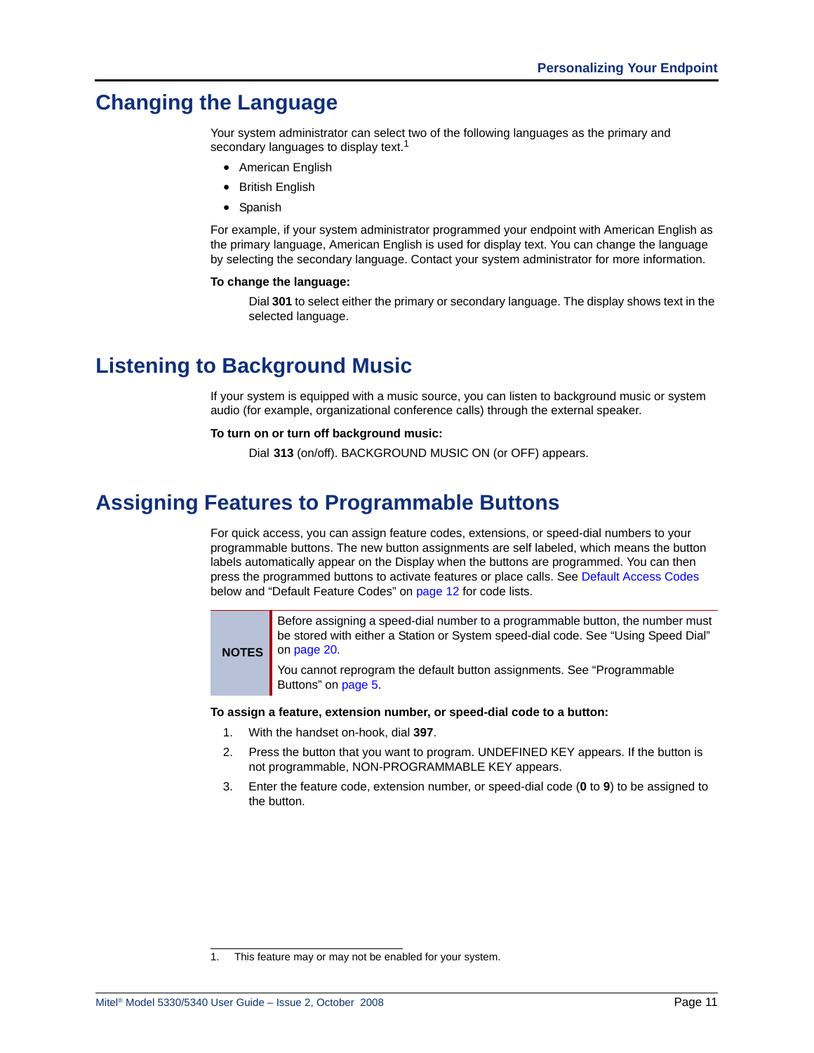## Changing the Language

Your system administrator can select two of the following languages as the primary and secondary languages to display text.[1]

- American English
- British English
- Spanish

For example, if your system administrator programmed your endpoint with American English as the primary language, American English is used for display text. You can change the language by selecting the secondary language. Contact your system administrator for more information.

**To change the language:**

Dial **301** to select either the primary or secondary language. The display shows text in the selected language.

## Listening to Background Music

If your system is equipped with a music source, you can listen to background music or system audio (for example, organizational conference calls) through the external speaker.

**To turn on or turn off background music:**

Dial **313** (on/off). BACKGROUND MUSIC ON (or OFF) appears.

## Assigning Features to Programmable Buttons

For quick access, you can assign feature codes, extensions, or speed-dial numbers to your programmable buttons. The new button assignments are self labeled, which means the button labels automatically appear on the Display when the buttons are programmed. You can then press the programmed buttons to activate features or place calls. See Default Access Codes below and "Default Feature Codes" on page 12 for code lists.

| NOTES | Before assigning a speed-dial number to a programmable button, the number must be stored with either a Station or System speed-dial code. See "Using Speed Dial" on page 20.<br><br>You cannot reprogram the default button assignments. See "Programmable Buttons" on page 5. |
|---|---|

**To assign a feature, extension number, or speed-dial code to a button:**

1. With the handset on-hook, dial **397**.
2. Press the button that you want to program. UNDEFINED KEY appears. If the button is not programmable, NON-PROGRAMMABLE KEY appears.
3. Enter the feature code, extension number, or speed-dial code (**0** to **9**) to be assigned to the button.

---

1. This feature may or may not be enabled for your system.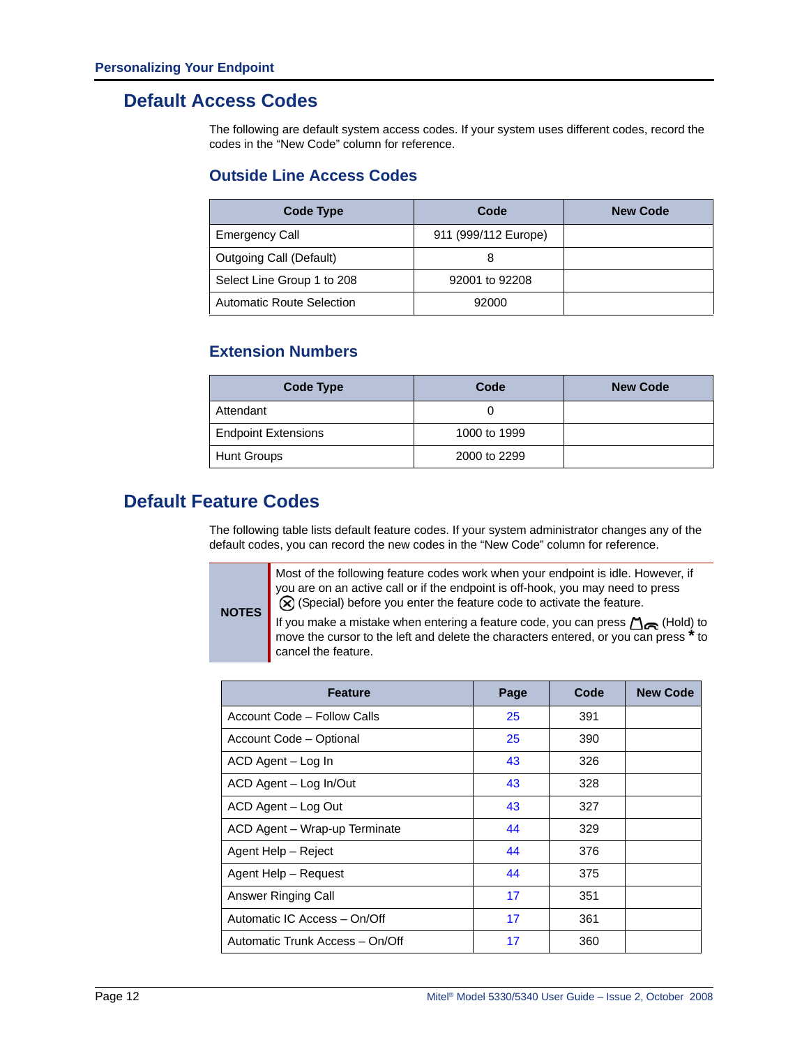## Default Access Codes

The following are default system access codes. If your system uses different codes, record the codes in the "New Code" column for reference.

### Outside Line Access Codes

| Code Type | Code | New Code |
|---|---|---|
| Emergency Call | 911 (999/112 Europe) | |
| Outgoing Call (Default) | 8 | |
| Select Line Group 1 to 208 | 92001 to 92208 | |
| Automatic Route Selection | 92000 | |

### Extension Numbers

| Code Type | Code | New Code |
|---|---|---|
| Attendant | 0 | |
| Endpoint Extensions | 1000 to 1999 | |
| Hunt Groups | 2000 to 2299 | |

## Default Feature Codes

The following table lists default feature codes. If your system administrator changes any of the default codes, you can record the new codes in the "New Code" column for reference.

**NOTES**

Most of the following feature codes work when your endpoint is idle. However, if you are on an active call or if the endpoint is off-hook, you may need to press ⊗ (Special) before you enter the feature code to activate the feature.

If you make a mistake when entering a feature code, you can press (Hold) to move the cursor to the left and delete the characters entered, or you can press * to cancel the feature.

| Feature | Page | Code | New Code |
|---|---|---|---|
| Account Code – Follow Calls | 25 | 391 | |
| Account Code – Optional | 25 | 390 | |
| ACD Agent – Log In | 43 | 326 | |
| ACD Agent – Log In/Out | 43 | 328 | |
| ACD Agent – Log Out | 43 | 327 | |
| ACD Agent – Wrap-up Terminate | 44 | 329 | |
| Agent Help – Reject | 44 | 376 | |
| Agent Help – Request | 44 | 375 | |
| Answer Ringing Call | 17 | 351 | |
| Automatic IC Access – On/Off | 17 | 361 | |
| Automatic Trunk Access – On/Off | 17 | 360 | |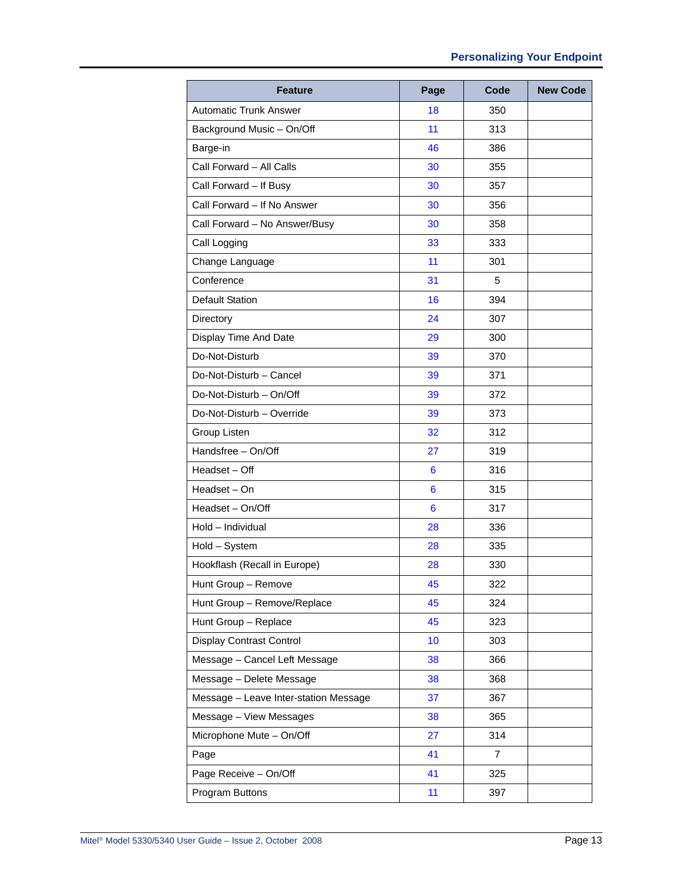| Feature | Page | Code | New Code |
|---|---|---|---|
| Automatic Trunk Answer | 18 | 350 | |
| Background Music – On/Off | 11 | 313 | |
| Barge-in | 46 | 386 | |
| Call Forward – All Calls | 30 | 355 | |
| Call Forward – If Busy | 30 | 357 | |
| Call Forward – If No Answer | 30 | 356 | |
| Call Forward – No Answer/Busy | 30 | 358 | |
| Call Logging | 33 | 333 | |
| Change Language | 11 | 301 | |
| Conference | 31 | 5 | |
| Default Station | 16 | 394 | |
| Directory | 24 | 307 | |
| Display Time And Date | 29 | 300 | |
| Do-Not-Disturb | 39 | 370 | |
| Do-Not-Disturb – Cancel | 39 | 371 | |
| Do-Not-Disturb – On/Off | 39 | 372 | |
| Do-Not-Disturb – Override | 39 | 373 | |
| Group Listen | 32 | 312 | |
| Handsfree – On/Off | 27 | 319 | |
| Headset – Off | 6 | 316 | |
| Headset – On | 6 | 315 | |
| Headset – On/Off | 6 | 317 | |
| Hold – Individual | 28 | 336 | |
| Hold – System | 28 | 335 | |
| Hookflash (Recall in Europe) | 28 | 330 | |
| Hunt Group – Remove | 45 | 322 | |
| Hunt Group – Remove/Replace | 45 | 324 | |
| Hunt Group – Replace | 45 | 323 | |
| Display Contrast Control | 10 | 303 | |
| Message – Cancel Left Message | 38 | 366 | |
| Message – Delete Message | 38 | 368 | |
| Message – Leave Inter-station Message | 37 | 367 | |
| Message – View Messages | 38 | 365 | |
| Microphone Mute – On/Off | 27 | 314 | |
| Page | 41 | 7 | |
| Page Receive – On/Off | 41 | 325 | |
| Program Buttons | 11 | 397 | |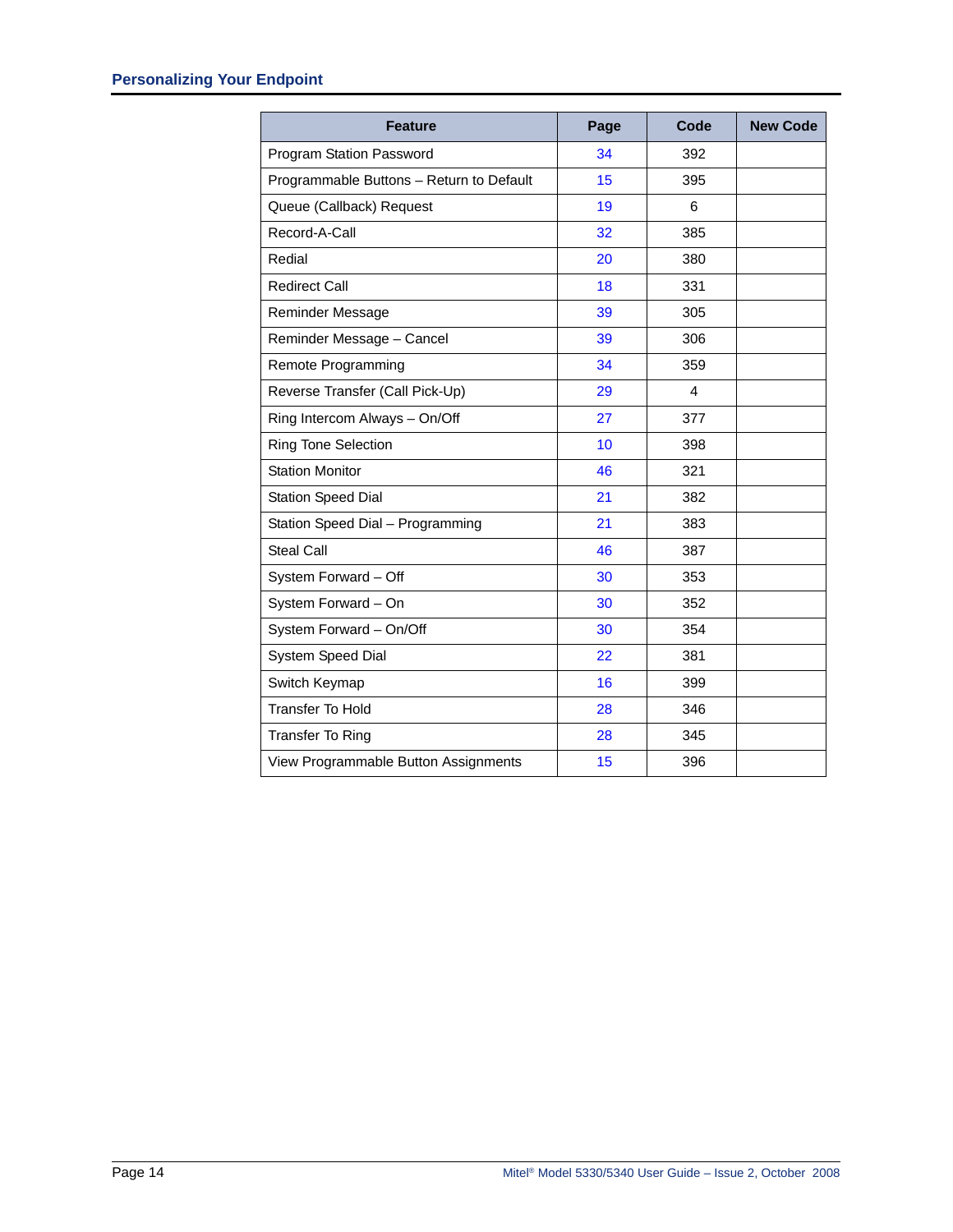| Feature | Page | Code | New Code |
|---|---|---|---|
| Program Station Password | 34 | 392 | |
| Programmable Buttons – Return to Default | 15 | 395 | |
| Queue (Callback) Request | 19 | 6 | |
| Record-A-Call | 32 | 385 | |
| Redial | 20 | 380 | |
| Redirect Call | 18 | 331 | |
| Reminder Message | 39 | 305 | |
| Reminder Message – Cancel | 39 | 306 | |
| Remote Programming | 34 | 359 | |
| Reverse Transfer (Call Pick-Up) | 29 | 4 | |
| Ring Intercom Always – On/Off | 27 | 377 | |
| Ring Tone Selection | 10 | 398 | |
| Station Monitor | 46 | 321 | |
| Station Speed Dial | 21 | 382 | |
| Station Speed Dial – Programming | 21 | 383 | |
| Steal Call | 46 | 387 | |
| System Forward – Off | 30 | 353 | |
| System Forward – On | 30 | 352 | |
| System Forward – On/Off | 30 | 354 | |
| System Speed Dial | 22 | 381 | |
| Switch Keymap | 16 | 399 | |
| Transfer To Hold | 28 | 346 | |
| Transfer To Ring | 28 | 345 | |
| View Programmable Button Assignments | 15 | 396 | |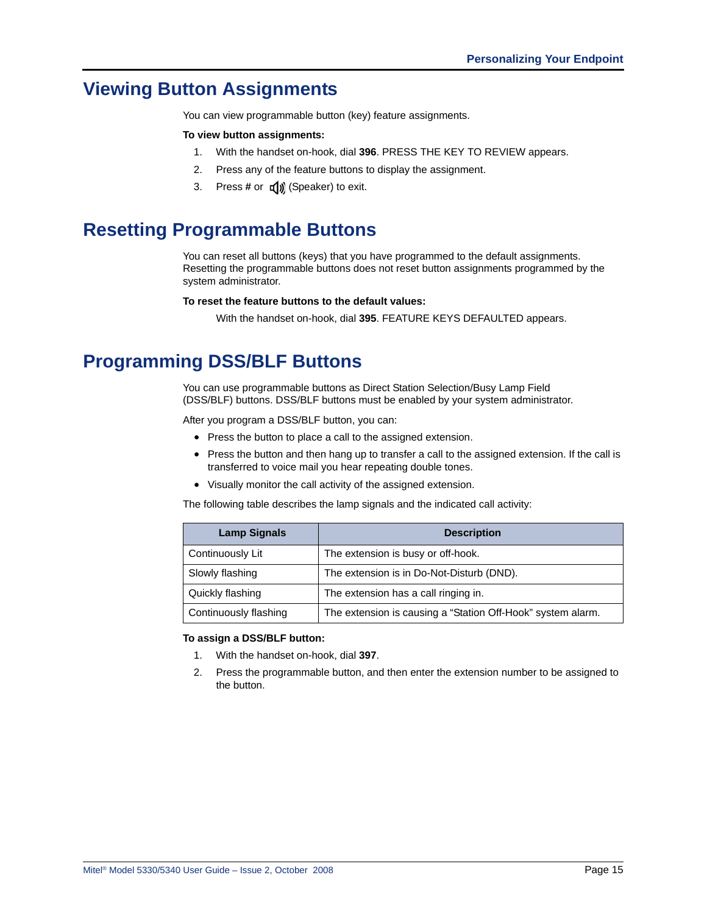# Viewing Button Assignments

You can view programmable button (key) feature assignments.

**To view button assignments:**

1. With the handset on-hook, dial **396**. PRESS THE KEY TO REVIEW appears.
2. Press any of the feature buttons to display the assignment.
3. Press **#** or (Speaker) to exit.

# Resetting Programmable Buttons

You can reset all buttons (keys) that you have programmed to the default assignments. Resetting the programmable buttons does not reset button assignments programmed by the system administrator.

**To reset the feature buttons to the default values:**

With the handset on-hook, dial **395**. FEATURE KEYS DEFAULTED appears.

# Programming DSS/BLF Buttons

You can use programmable buttons as Direct Station Selection/Busy Lamp Field (DSS/BLF) buttons. DSS/BLF buttons must be enabled by your system administrator.

After you program a DSS/BLF button, you can:

- Press the button to place a call to the assigned extension.
- Press the button and then hang up to transfer a call to the assigned extension. If the call is transferred to voice mail you hear repeating double tones.
- Visually monitor the call activity of the assigned extension.

The following table describes the lamp signals and the indicated call activity:

| Lamp Signals | Description |
|---|---|
| Continuously Lit | The extension is busy or off-hook. |
| Slowly flashing | The extension is in Do-Not-Disturb (DND). |
| Quickly flashing | The extension has a call ringing in. |
| Continuously flashing | The extension is causing a "Station Off-Hook" system alarm. |

**To assign a DSS/BLF button:**

1. With the handset on-hook, dial **397**.
2. Press the programmable button, and then enter the extension number to be assigned to the button.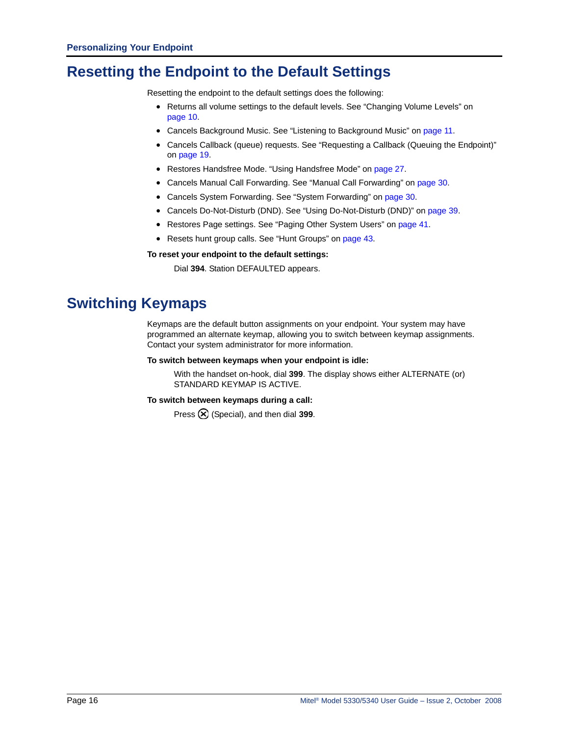# Resetting the Endpoint to the Default Settings

Resetting the endpoint to the default settings does the following:

- Returns all volume settings to the default levels. See “Changing Volume Levels” on page 10.
- Cancels Background Music. See “Listening to Background Music” on page 11.
- Cancels Callback (queue) requests. See “Requesting a Callback (Queuing the Endpoint)” on page 19.
- Restores Handsfree Mode. “Using Handsfree Mode” on page 27.
- Cancels Manual Call Forwarding. See “Manual Call Forwarding” on page 30.
- Cancels System Forwarding. See “System Forwarding” on page 30.
- Cancels Do-Not-Disturb (DND). See “Using Do-Not-Disturb (DND)” on page 39.
- Restores Page settings. See “Paging Other System Users” on page 41.
- Resets hunt group calls. See “Hunt Groups” on page 43.

**To reset your endpoint to the default settings:**

Dial **394**. Station DEFAULTED appears.

# Switching Keymaps

Keymaps are the default button assignments on your endpoint. Your system may have programmed an alternate keymap, allowing you to switch between keymap assignments. Contact your system administrator for more information.

**To switch between keymaps when your endpoint is idle:**

With the handset on-hook, dial **399**. The display shows either ALTERNATE (or) STANDARD KEYMAP IS ACTIVE.

**To switch between keymaps during a call:**

Press ⊗ (Special), and then dial **399**.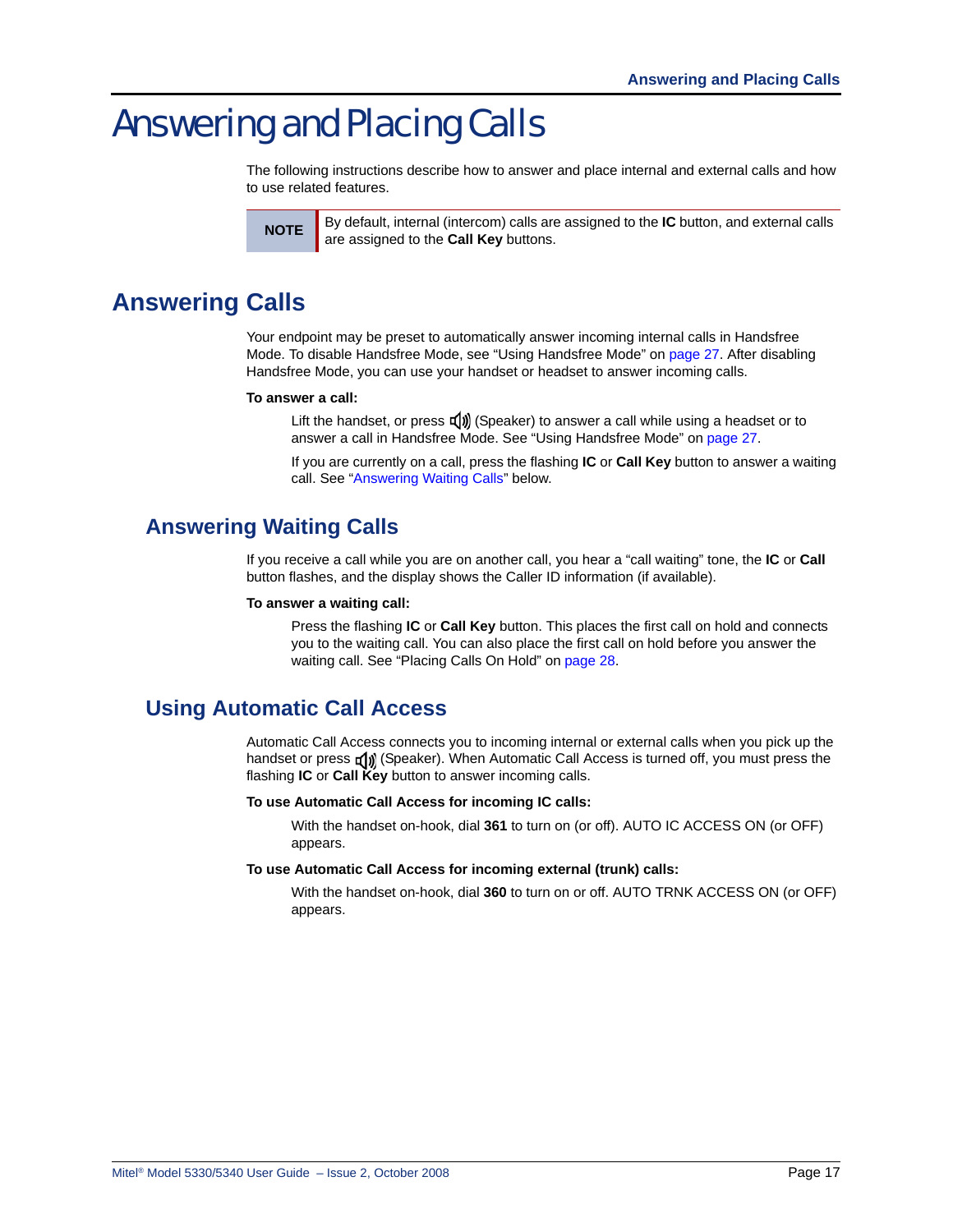# Answering and Placing Calls

The following instructions describe how to answer and place internal and external calls and how to use related features.

| NOTE | By default, internal (intercom) calls are assigned to the **IC** button, and external calls are assigned to the **Call Key** buttons. |
|---|---|

## Answering Calls

Your endpoint may be preset to automatically answer incoming internal calls in Handsfree Mode. To disable Handsfree Mode, see "Using Handsfree Mode" on page 27. After disabling Handsfree Mode, you can use your handset or headset to answer incoming calls.

**To answer a call:**

Lift the handset, or press (Speaker) to answer a call while using a headset or to answer a call in Handsfree Mode. See "Using Handsfree Mode" on page 27.

If you are currently on a call, press the flashing **IC** or **Call Key** button to answer a waiting call. See "Answering Waiting Calls" below.

### Answering Waiting Calls

If you receive a call while you are on another call, you hear a "call waiting" tone, the **IC** or **Call** button flashes, and the display shows the Caller ID information (if available).

**To answer a waiting call:**

Press the flashing **IC** or **Call Key** button. This places the first call on hold and connects you to the waiting call. You can also place the first call on hold before you answer the waiting call. See "Placing Calls On Hold" on page 28.

### Using Automatic Call Access

Automatic Call Access connects you to incoming internal or external calls when you pick up the handset or press (Speaker). When Automatic Call Access is turned off, you must press the flashing **IC** or **Call Key** button to answer incoming calls.

**To use Automatic Call Access for incoming IC calls:**

With the handset on-hook, dial **361** to turn on (or off). AUTO IC ACCESS ON (or OFF) appears.

**To use Automatic Call Access for incoming external (trunk) calls:**

With the handset on-hook, dial **360** to turn on or off. AUTO TRNK ACCESS ON (or OFF) appears.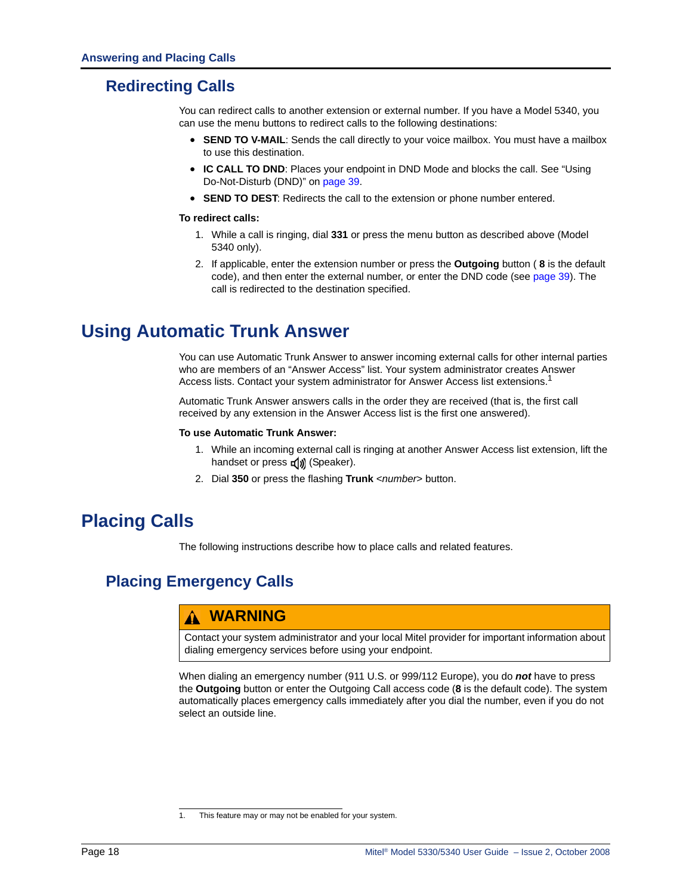## Redirecting Calls

You can redirect calls to another extension or external number. If you have a Model 5340, you can use the menu buttons to redirect calls to the following destinations:

- **SEND TO V-MAIL**: Sends the call directly to your voice mailbox. You must have a mailbox to use this destination.
- **IC CALL TO DND**: Places your endpoint in DND Mode and blocks the call. See "Using Do-Not-Disturb (DND)" on page 39.
- **SEND TO DEST**: Redirects the call to the extension or phone number entered.

**To redirect calls:**

1. While a call is ringing, dial **331** or press the menu button as described above (Model 5340 only).
2. If applicable, enter the extension number or press the **Outgoing** button ( **8** is the default code), and then enter the external number, or enter the DND code (see page 39). The call is redirected to the destination specified.

# Using Automatic Trunk Answer

You can use Automatic Trunk Answer to answer incoming external calls for other internal parties who are members of an "Answer Access" list. Your system administrator creates Answer Access lists. Contact your system administrator for Answer Access list extensions.[1]

Automatic Trunk Answer answers calls in the order they are received (that is, the first call received by any extension in the Answer Access list is the first one answered).

**To use Automatic Trunk Answer:**

1. While an incoming external call is ringing at another Answer Access list extension, lift the handset or press (Speaker).
2. Dial **350** or press the flashing **Trunk** *<number>* button.

# Placing Calls

The following instructions describe how to place calls and related features.

## Placing Emergency Calls

> **⚠ WARNING**
>
> Contact your system administrator and your local Mitel provider for important information about dialing emergency services before using your endpoint.

When dialing an emergency number (911 U.S. or 999/112 Europe), you do ***not*** have to press the **Outgoing** button or enter the Outgoing Call access code (**8** is the default code). The system automatically places emergency calls immediately after you dial the number, even if you do not select an outside line.

---

1. This feature may or may not be enabled for your system.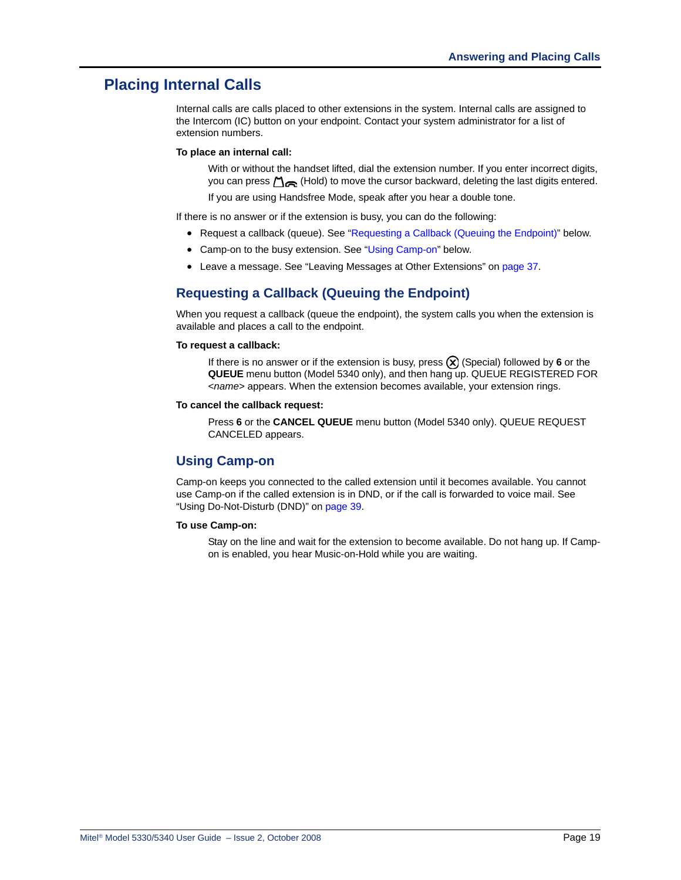# Placing Internal Calls

Internal calls are calls placed to other extensions in the system. Internal calls are assigned to the Intercom (IC) button on your endpoint. Contact your system administrator for a list of extension numbers.

**To place an internal call:**

With or without the handset lifted, dial the extension number. If you enter incorrect digits, you can press (Hold) to move the cursor backward, deleting the last digits entered.

If you are using Handsfree Mode, speak after you hear a double tone.

If there is no answer or if the extension is busy, you can do the following:

- Request a callback (queue). See "Requesting a Callback (Queuing the Endpoint)" below.
- Camp-on to the busy extension. See "Using Camp-on" below.
- Leave a message. See "Leaving Messages at Other Extensions" on page 37.

## Requesting a Callback (Queuing the Endpoint)

When you request a callback (queue the endpoint), the system calls you when the extension is available and places a call to the endpoint.

**To request a callback:**

If there is no answer or if the extension is busy, press (Special) followed by **6** or the **QUEUE** menu button (Model 5340 only), and then hang up. QUEUE REGISTERED FOR <*name*> appears. When the extension becomes available, your extension rings.

**To cancel the callback request:**

Press **6** or the **CANCEL QUEUE** menu button (Model 5340 only). QUEUE REQUEST CANCELED appears.

## Using Camp-on

Camp-on keeps you connected to the called extension until it becomes available. You cannot use Camp-on if the called extension is in DND, or if the call is forwarded to voice mail. See "Using Do-Not-Disturb (DND)" on page 39.

**To use Camp-on:**

Stay on the line and wait for the extension to become available. Do not hang up. If Camp-on is enabled, you hear Music-on-Hold while you are waiting.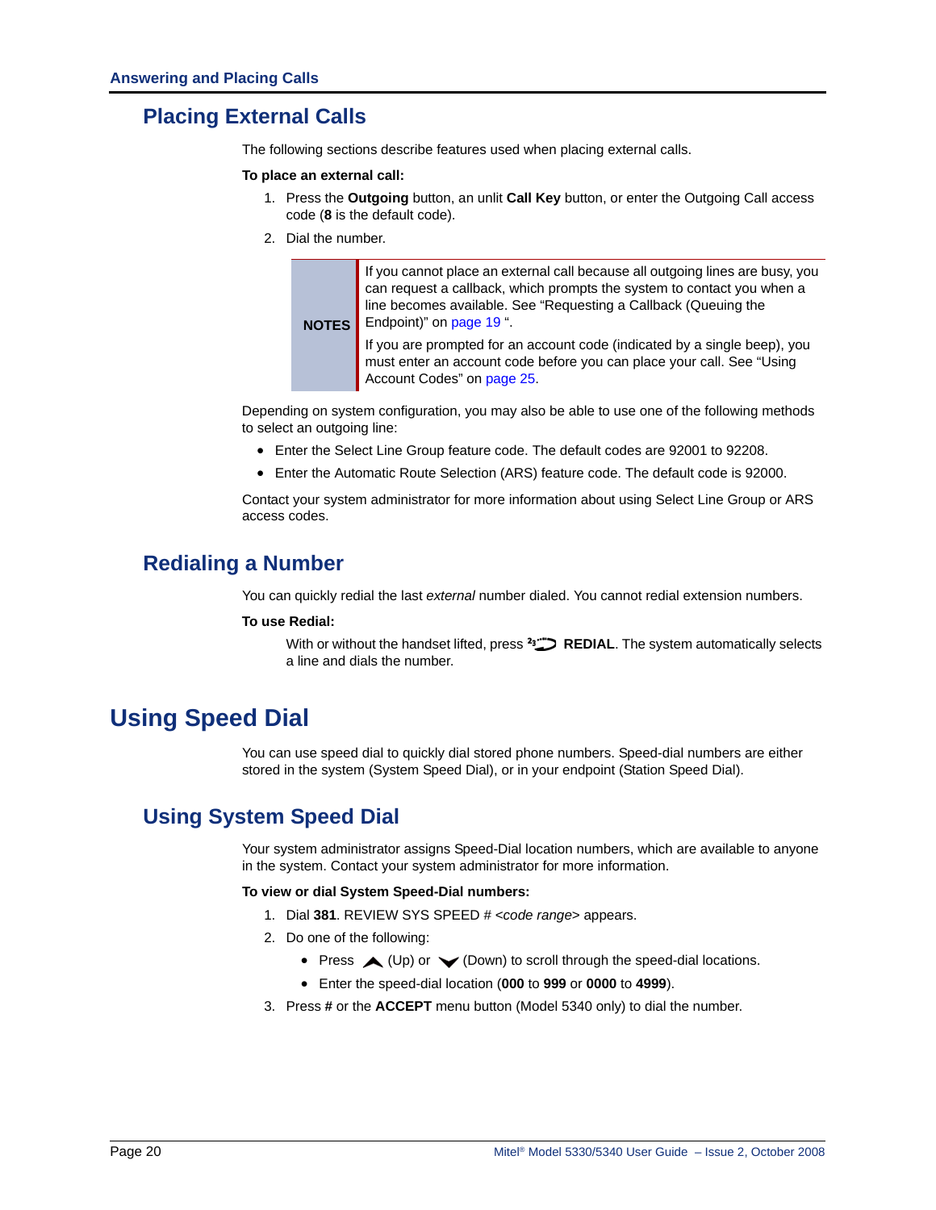## Placing External Calls

The following sections describe features used when placing external calls.

**To place an external call:**

1. Press the **Outgoing** button, an unlit **Call Key** button, or enter the Outgoing Call access code (**8** is the default code).
2. Dial the number.

| NOTES | If you cannot place an external call because all outgoing lines are busy, you can request a callback, which prompts the system to contact you when a line becomes available. See “Requesting a Callback (Queuing the Endpoint)” on page 19 “.<br><br>If you are prompted for an account code (indicated by a single beep), you must enter an account code before you can place your call. See “Using Account Codes” on page 25. |
|---|---|

Depending on system configuration, you may also be able to use one of the following methods to select an outgoing line:

- Enter the Select Line Group feature code. The default codes are 92001 to 92208.
- Enter the Automatic Route Selection (ARS) feature code. The default code is 92000.

Contact your system administrator for more information about using Select Line Group or ARS access codes.

## Redialing a Number

You can quickly redial the last *external* number dialed. You cannot redial extension numbers.

**To use Redial:**

With or without the handset lifted, press **REDIAL**. The system automatically selects a line and dials the number.

# Using Speed Dial

You can use speed dial to quickly dial stored phone numbers. Speed-dial numbers are either stored in the system (System Speed Dial), or in your endpoint (Station Speed Dial).

## Using System Speed Dial

Your system administrator assigns Speed-Dial location numbers, which are available to anyone in the system. Contact your system administrator for more information.

**To view or dial System Speed-Dial numbers:**

1. Dial **381**. REVIEW SYS SPEED # <*code range*> appears.
2. Do one of the following:
   - Press (Up) or (Down) to scroll through the speed-dial locations.
   - Enter the speed-dial location (**000** to **999** or **0000** to **4999**).
3. Press **#** or the **ACCEPT** menu button (Model 5340 only) to dial the number.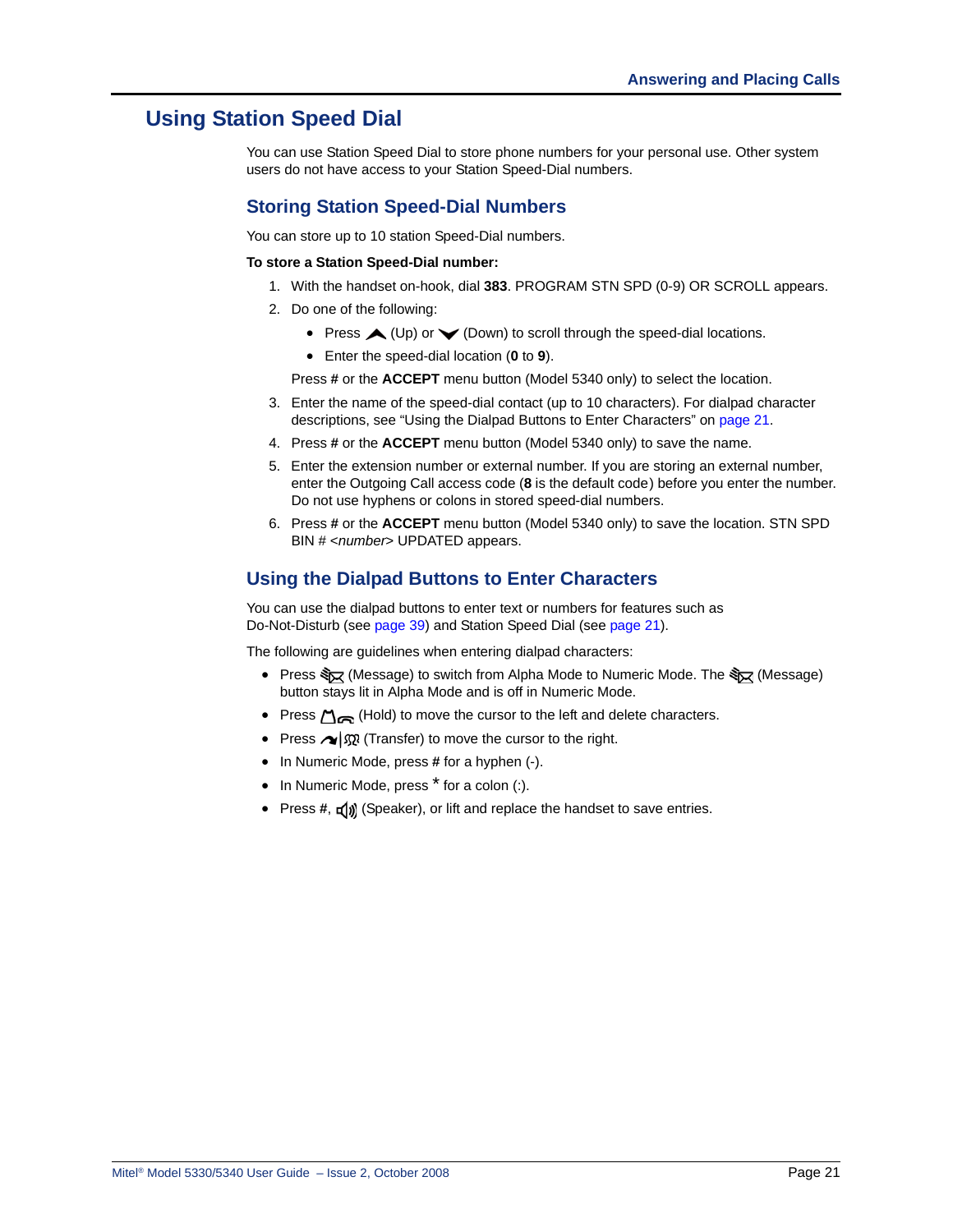## Using Station Speed Dial

You can use Station Speed Dial to store phone numbers for your personal use. Other system users do not have access to your Station Speed-Dial numbers.

### Storing Station Speed-Dial Numbers

You can store up to 10 station Speed-Dial numbers.

**To store a Station Speed-Dial number:**

1. With the handset on-hook, dial **383**. PROGRAM STN SPD (0-9) OR SCROLL appears.
2. Do one of the following:
   - Press (Up) or (Down) to scroll through the speed-dial locations.
   - Enter the speed-dial location (**0** to **9**).

   Press **#** or the **ACCEPT** menu button (Model 5340 only) to select the location.
3. Enter the name of the speed-dial contact (up to 10 characters). For dialpad character descriptions, see "Using the Dialpad Buttons to Enter Characters" on page 21.
4. Press **#** or the **ACCEPT** menu button (Model 5340 only) to save the name.
5. Enter the extension number or external number. If you are storing an external number, enter the Outgoing Call access code (**8** is the default code) before you enter the number. Do not use hyphens or colons in stored speed-dial numbers.
6. Press **#** or the **ACCEPT** menu button (Model 5340 only) to save the location. STN SPD BIN # <*number*> UPDATED appears.

### Using the Dialpad Buttons to Enter Characters

You can use the dialpad buttons to enter text or numbers for features such as Do-Not-Disturb (see page 39) and Station Speed Dial (see page 21).

The following are guidelines when entering dialpad characters:

- Press (Message) to switch from Alpha Mode to Numeric Mode. The (Message) button stays lit in Alpha Mode and is off in Numeric Mode.
- Press (Hold) to move the cursor to the left and delete characters.
- Press (Transfer) to move the cursor to the right.
- In Numeric Mode, press **#** for a hyphen (-).
- In Numeric Mode, press * for a colon (:).
- Press **#**, (Speaker), or lift and replace the handset to save entries.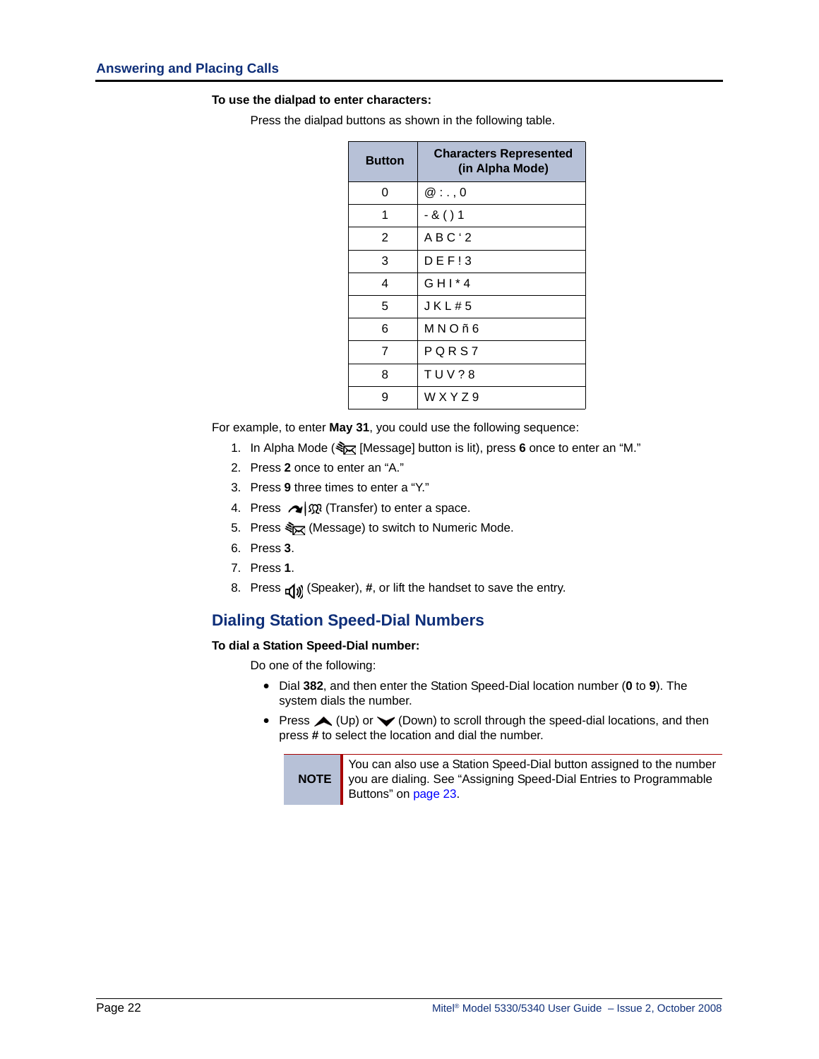**To use the dialpad to enter characters:**

Press the dialpad buttons as shown in the following table.

| Button | Characters Represented (in Alpha Mode) |
|---|---|
| 0 | @ : . , 0 |
| 1 | - & ( ) 1 |
| 2 | A B C ' 2 |
| 3 | D E F ! 3 |
| 4 | G H I * 4 |
| 5 | J K L # 5 |
| 6 | M N O ñ 6 |
| 7 | P Q R S 7 |
| 8 | T U V ? 8 |
| 9 | W X Y Z 9 |

For example, to enter **May 31**, you could use the following sequence:

1. In Alpha Mode ( [Message] button is lit), press **6** once to enter an "M."
2. Press **2** once to enter an "A."
3. Press **9** three times to enter a "Y."
4. Press  (Transfer) to enter a space.
5. Press  (Message) to switch to Numeric Mode.
6. Press **3**.
7. Press **1**.
8. Press  (Speaker), **#**, or lift the handset to save the entry.

## Dialing Station Speed-Dial Numbers

**To dial a Station Speed-Dial number:**

Do one of the following:

- Dial **382**, and then enter the Station Speed-Dial location number (**0** to **9**). The system dials the number.
- Press  (Up) or  (Down) to scroll through the speed-dial locations, and then press **#** to select the location and dial the number.

| NOTE | You can also use a Station Speed-Dial button assigned to the number you are dialing. See "Assigning Speed-Dial Entries to Programmable Buttons" on page 23. |
|---|---|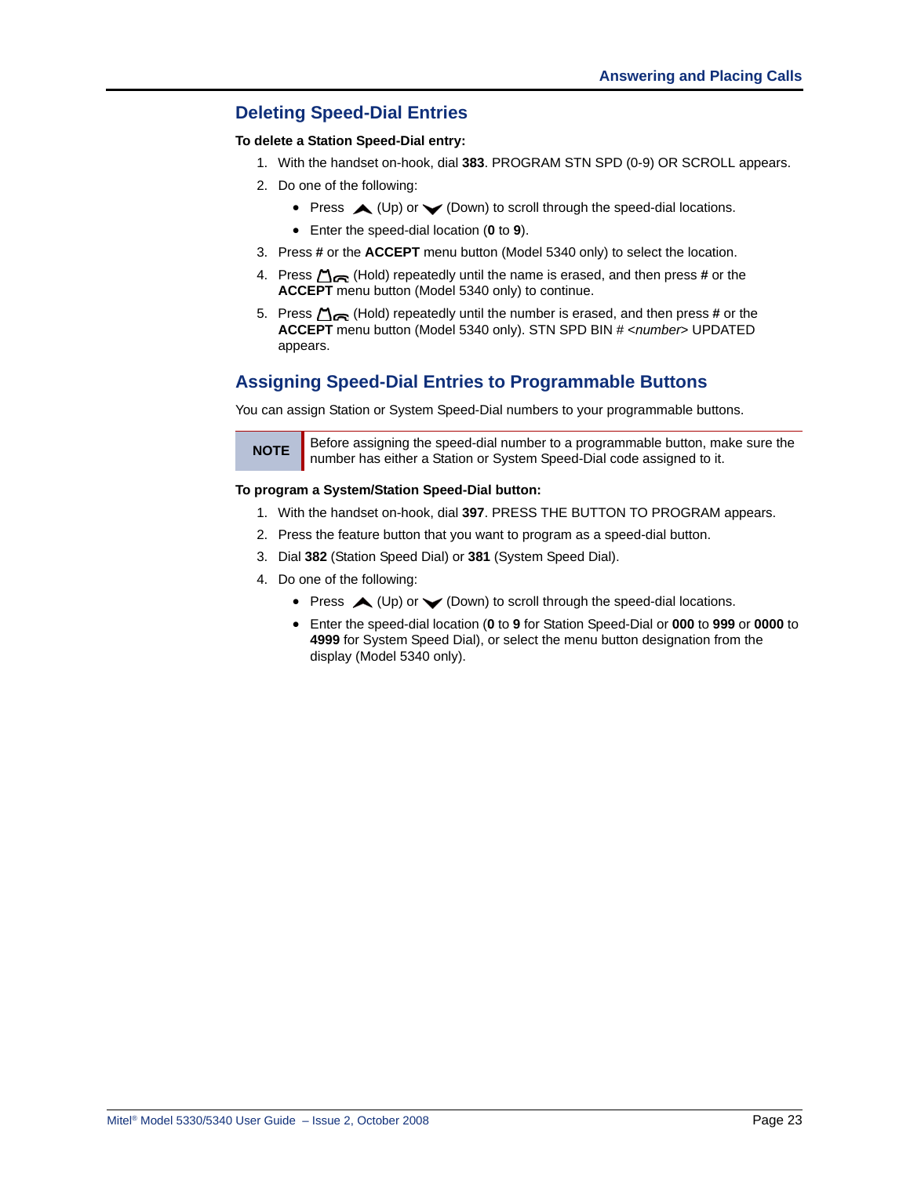## Deleting Speed-Dial Entries

**To delete a Station Speed-Dial entry:**

1. With the handset on-hook, dial **383**. PROGRAM STN SPD (0-9) OR SCROLL appears.
2. Do one of the following:
   - Press (Up) or (Down) to scroll through the speed-dial locations.
   - Enter the speed-dial location (**0** to **9**).
3. Press **#** or the **ACCEPT** menu button (Model 5340 only) to select the location.
4. Press (Hold) repeatedly until the name is erased, and then press **#** or the **ACCEPT** menu button (Model 5340 only) to continue.
5. Press (Hold) repeatedly until the number is erased, and then press **#** or the **ACCEPT** menu button (Model 5340 only). STN SPD BIN # <*number*> UPDATED appears.

## Assigning Speed-Dial Entries to Programmable Buttons

You can assign Station or System Speed-Dial numbers to your programmable buttons.

| NOTE | Before assigning the speed-dial number to a programmable button, make sure the number has either a Station or System Speed-Dial code assigned to it. |
|---|---|

**To program a System/Station Speed-Dial button:**

1. With the handset on-hook, dial **397**. PRESS THE BUTTON TO PROGRAM appears.
2. Press the feature button that you want to program as a speed-dial button.
3. Dial **382** (Station Speed Dial) or **381** (System Speed Dial).
4. Do one of the following:
   - Press (Up) or (Down) to scroll through the speed-dial locations.
   - Enter the speed-dial location (**0** to **9** for Station Speed-Dial or **000** to **999** or **0000** to **4999** for System Speed Dial), or select the menu button designation from the display (Model 5340 only).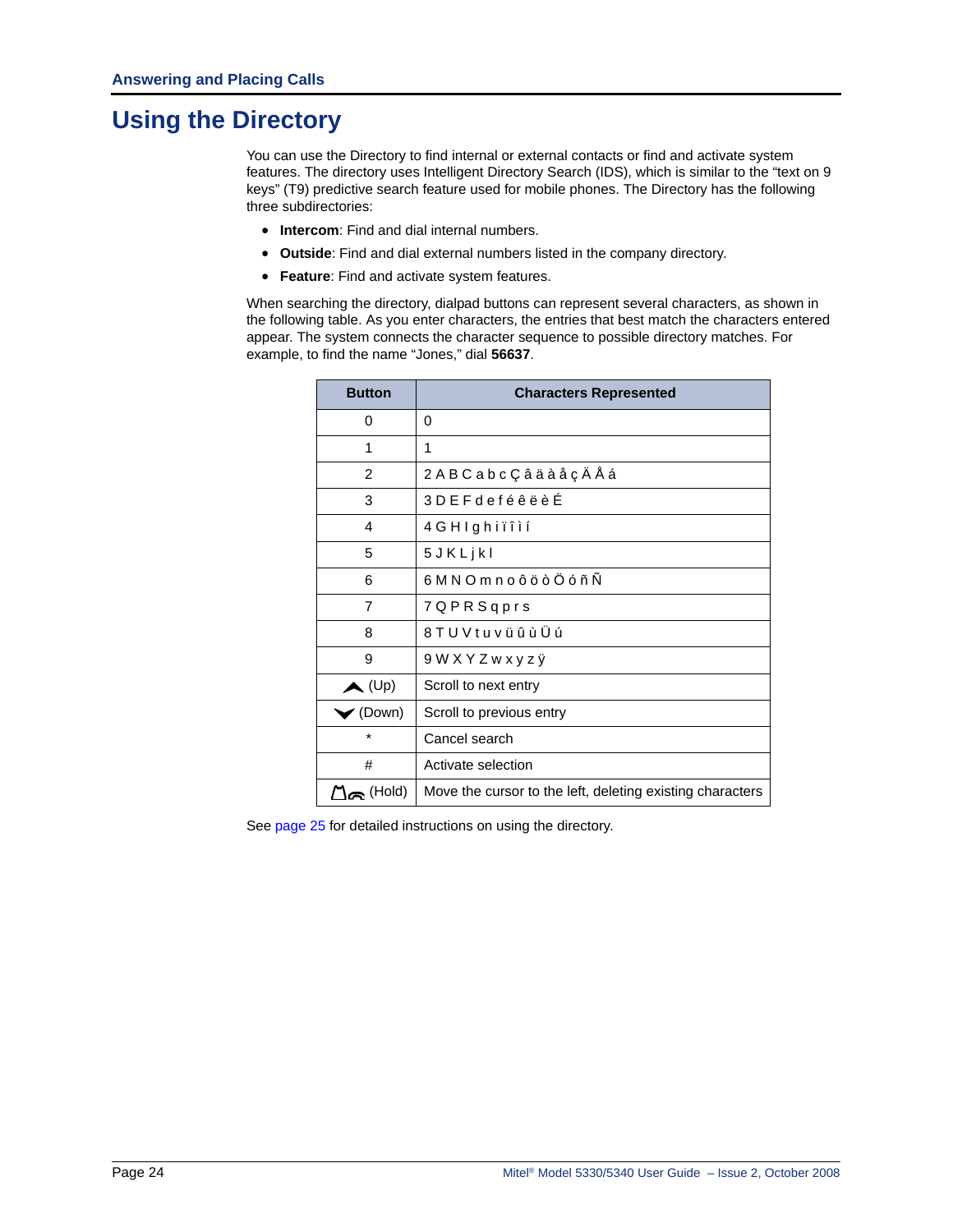# Using the Directory

You can use the Directory to find internal or external contacts or find and activate system features. The directory uses Intelligent Directory Search (IDS), which is similar to the “text on 9 keys” (T9) predictive search feature used for mobile phones. The Directory has the following three subdirectories:

- **Intercom**: Find and dial internal numbers.
- **Outside**: Find and dial external numbers listed in the company directory.
- **Feature**: Find and activate system features.

When searching the directory, dialpad buttons can represent several characters, as shown in the following table. As you enter characters, the entries that best match the characters entered appear. The system connects the character sequence to possible directory matches. For example, to find the name “Jones,” dial **56637**.

| Button | Characters Represented |
|---|---|
| 0 | 0 |
| 1 | 1 |
| 2 | 2 A B C a b c Ç â ä à å ç Ä Å á |
| 3 | 3 D E F d e f é ê ë è É |
| 4 | 4 G H I g h i ï î ì í |
| 5 | 5 J K L j k l |
| 6 | 6 M N O m n o ô ö ò Ö ó ñ Ñ |
| 7 | 7 Q P R S q p r s |
| 8 | 8 T U V t u v ü û ù Ü ú |
| 9 | 9 W X Y Z w x y z ÿ |
| (Up) | Scroll to next entry |
| (Down) | Scroll to previous entry |
| * | Cancel search |
| # | Activate selection |
| (Hold) | Move the cursor to the left, deleting existing characters |

See page 25 for detailed instructions on using the directory.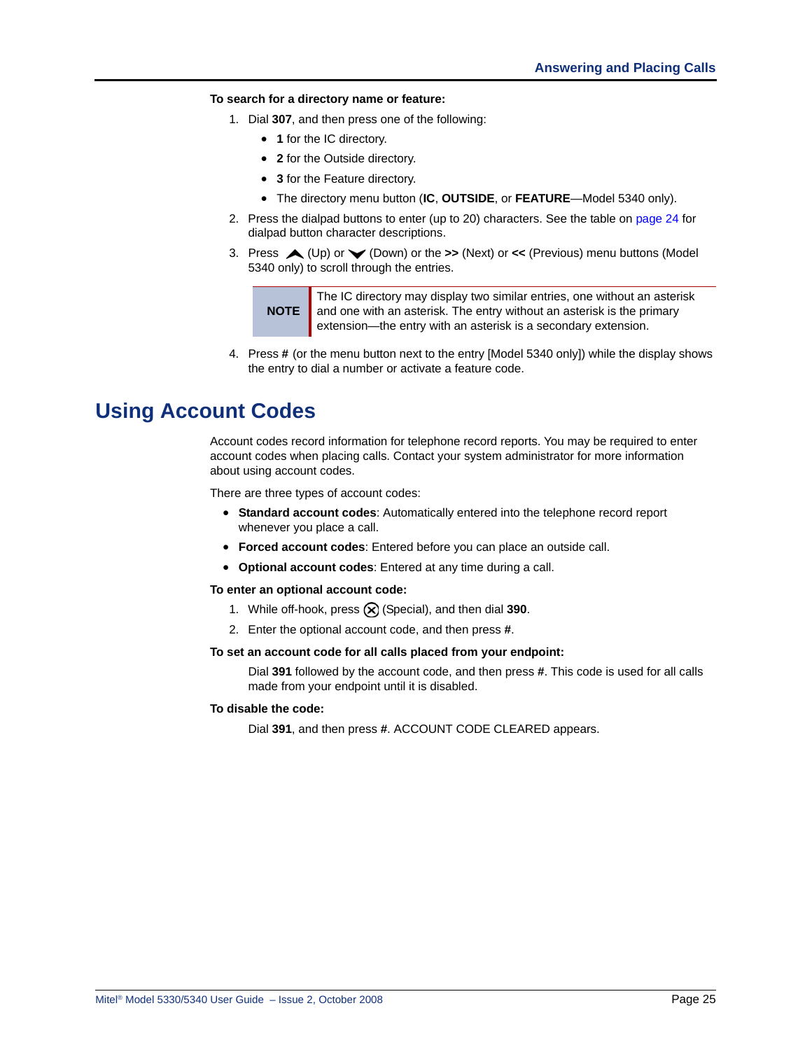**To search for a directory name or feature:**

1. Dial **307**, and then press one of the following:
   - **1** for the IC directory.
   - **2** for the Outside directory.
   - **3** for the Feature directory.
   - The directory menu button (**IC**, **OUTSIDE**, or **FEATURE**—Model 5340 only).
2. Press the dialpad buttons to enter (up to 20) characters. See the table on page 24 for dialpad button character descriptions.
3. Press (Up) or (Down) or the **>>** (Next) or **<<** (Previous) menu buttons (Model 5340 only) to scroll through the entries.

| NOTE | The IC directory may display two similar entries, one without an asterisk and one with an asterisk. The entry without an asterisk is the primary extension—the entry with an asterisk is a secondary extension. |
|---|---|

4. Press **#** (or the menu button next to the entry [Model 5340 only]) while the display shows the entry to dial a number or activate a feature code.

# Using Account Codes

Account codes record information for telephone record reports. You may be required to enter account codes when placing calls. Contact your system administrator for more information about using account codes.

There are three types of account codes:

- **Standard account codes**: Automatically entered into the telephone record report whenever you place a call.
- **Forced account codes**: Entered before you can place an outside call.
- **Optional account codes**: Entered at any time during a call.

**To enter an optional account code:**

1. While off-hook, press (Special), and then dial **390**.
2. Enter the optional account code, and then press **#**.

**To set an account code for all calls placed from your endpoint:**

Dial **391** followed by the account code, and then press **#**. This code is used for all calls made from your endpoint until it is disabled.

**To disable the code:**

Dial **391**, and then press **#**. ACCOUNT CODE CLEARED appears.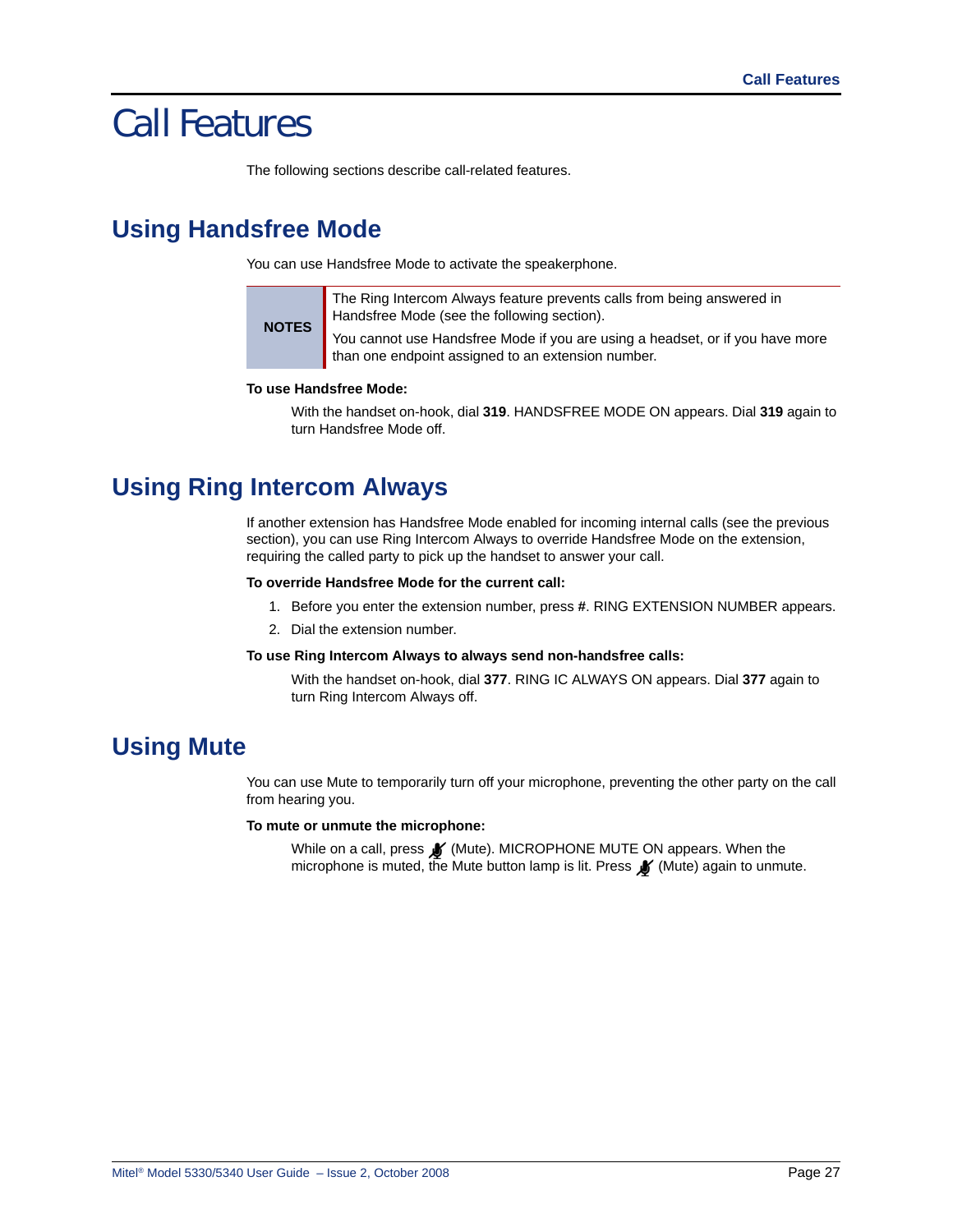# Call Features

The following sections describe call-related features.

## Using Handsfree Mode

You can use Handsfree Mode to activate the speakerphone.

| NOTES | The Ring Intercom Always feature prevents calls from being answered in Handsfree Mode (see the following section).<br>You cannot use Handsfree Mode if you are using a headset, or if you have more than one endpoint assigned to an extension number. |
|---|---|

**To use Handsfree Mode:**

With the handset on-hook, dial **319**. HANDSFREE MODE ON appears. Dial **319** again to turn Handsfree Mode off.

## Using Ring Intercom Always

If another extension has Handsfree Mode enabled for incoming internal calls (see the previous section), you can use Ring Intercom Always to override Handsfree Mode on the extension, requiring the called party to pick up the handset to answer your call.

**To override Handsfree Mode for the current call:**

1. Before you enter the extension number, press **#**. RING EXTENSION NUMBER appears.
2. Dial the extension number.

**To use Ring Intercom Always to always send non-handsfree calls:**

With the handset on-hook, dial **377**. RING IC ALWAYS ON appears. Dial **377** again to turn Ring Intercom Always off.

## Using Mute

You can use Mute to temporarily turn off your microphone, preventing the other party on the call from hearing you.

**To mute or unmute the microphone:**

While on a call, press (Mute). MICROPHONE MUTE ON appears. When the microphone is muted, the Mute button lamp is lit. Press (Mute) again to unmute.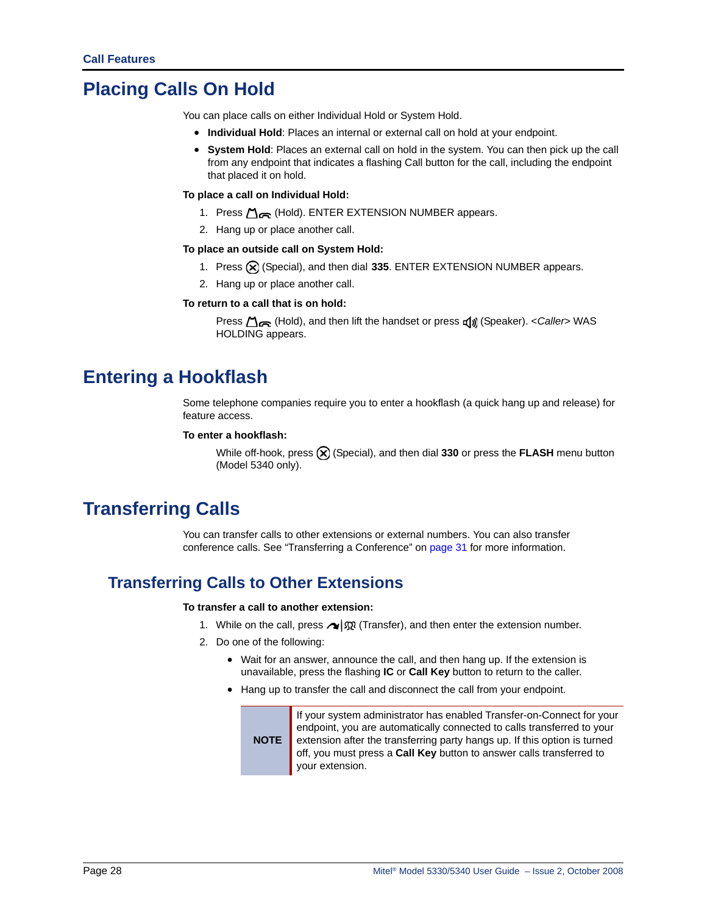# Placing Calls On Hold

You can place calls on either Individual Hold or System Hold.

- **Individual Hold**: Places an internal or external call on hold at your endpoint.
- **System Hold**: Places an external call on hold in the system. You can then pick up the call from any endpoint that indicates a flashing Call button for the call, including the endpoint that placed it on hold.

**To place a call on Individual Hold:**

1. Press (Hold). ENTER EXTENSION NUMBER appears.
2. Hang up or place another call.

**To place an outside call on System Hold:**

1. Press (Special), and then dial **335**. ENTER EXTENSION NUMBER appears.
2. Hang up or place another call.

**To return to a call that is on hold:**

Press (Hold), and then lift the handset or press (Speaker). <*Caller*> WAS HOLDING appears.

# Entering a Hookflash

Some telephone companies require you to enter a hookflash (a quick hang up and release) for feature access.

**To enter a hookflash:**

While off-hook, press (Special), and then dial **330** or press the **FLASH** menu button (Model 5340 only).

# Transferring Calls

You can transfer calls to other extensions or external numbers. You can also transfer conference calls. See "Transferring a Conference" on page 31 for more information.

## Transferring Calls to Other Extensions

**To transfer a call to another extension:**

1. While on the call, press (Transfer), and then enter the extension number.
2. Do one of the following:
   - Wait for an answer, announce the call, and then hang up. If the extension is unavailable, press the flashing **IC** or **Call Key** button to return to the caller.
   - Hang up to transfer the call and disconnect the call from your endpoint.

| NOTE | If your system administrator has enabled Transfer-on-Connect for your endpoint, you are automatically connected to calls transferred to your extension after the transferring party hangs up. If this option is turned off, you must press a **Call Key** button to answer calls transferred to your extension. |
|---|---|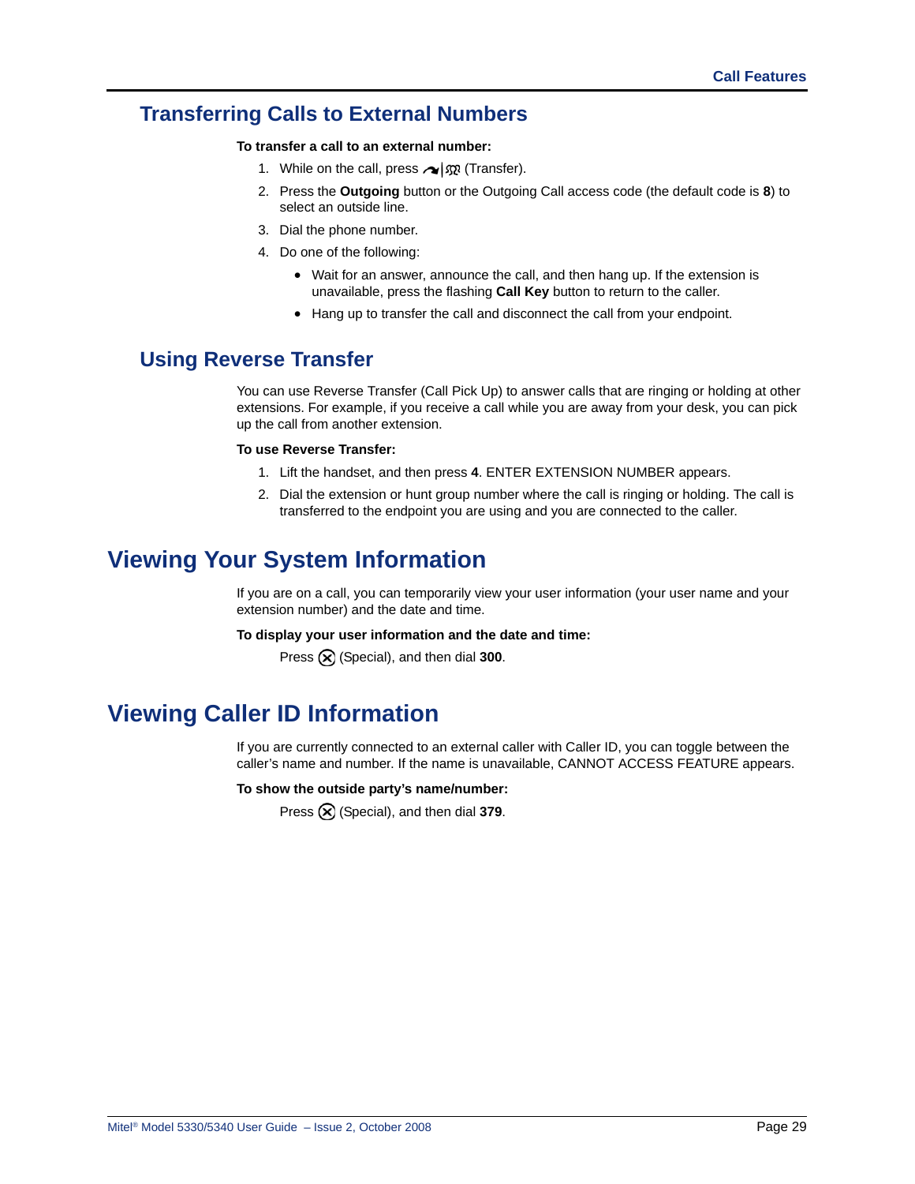## Transferring Calls to External Numbers

**To transfer a call to an external number:**

1. While on the call, press (Transfer).
2. Press the **Outgoing** button or the Outgoing Call access code (the default code is **8**) to select an outside line.
3. Dial the phone number.
4. Do one of the following:
   - Wait for an answer, announce the call, and then hang up. If the extension is unavailable, press the flashing **Call Key** button to return to the caller.
   - Hang up to transfer the call and disconnect the call from your endpoint.

## Using Reverse Transfer

You can use Reverse Transfer (Call Pick Up) to answer calls that are ringing or holding at other extensions. For example, if you receive a call while you are away from your desk, you can pick up the call from another extension.

**To use Reverse Transfer:**

1. Lift the handset, and then press **4**. ENTER EXTENSION NUMBER appears.
2. Dial the extension or hunt group number where the call is ringing or holding. The call is transferred to the endpoint you are using and you are connected to the caller.

# Viewing Your System Information

If you are on a call, you can temporarily view your user information (your user name and your extension number) and the date and time.

**To display your user information and the date and time:**

Press (Special), and then dial **300**.

# Viewing Caller ID Information

If you are currently connected to an external caller with Caller ID, you can toggle between the caller's name and number. If the name is unavailable, CANNOT ACCESS FEATURE appears.

**To show the outside party's name/number:**

Press (Special), and then dial **379**.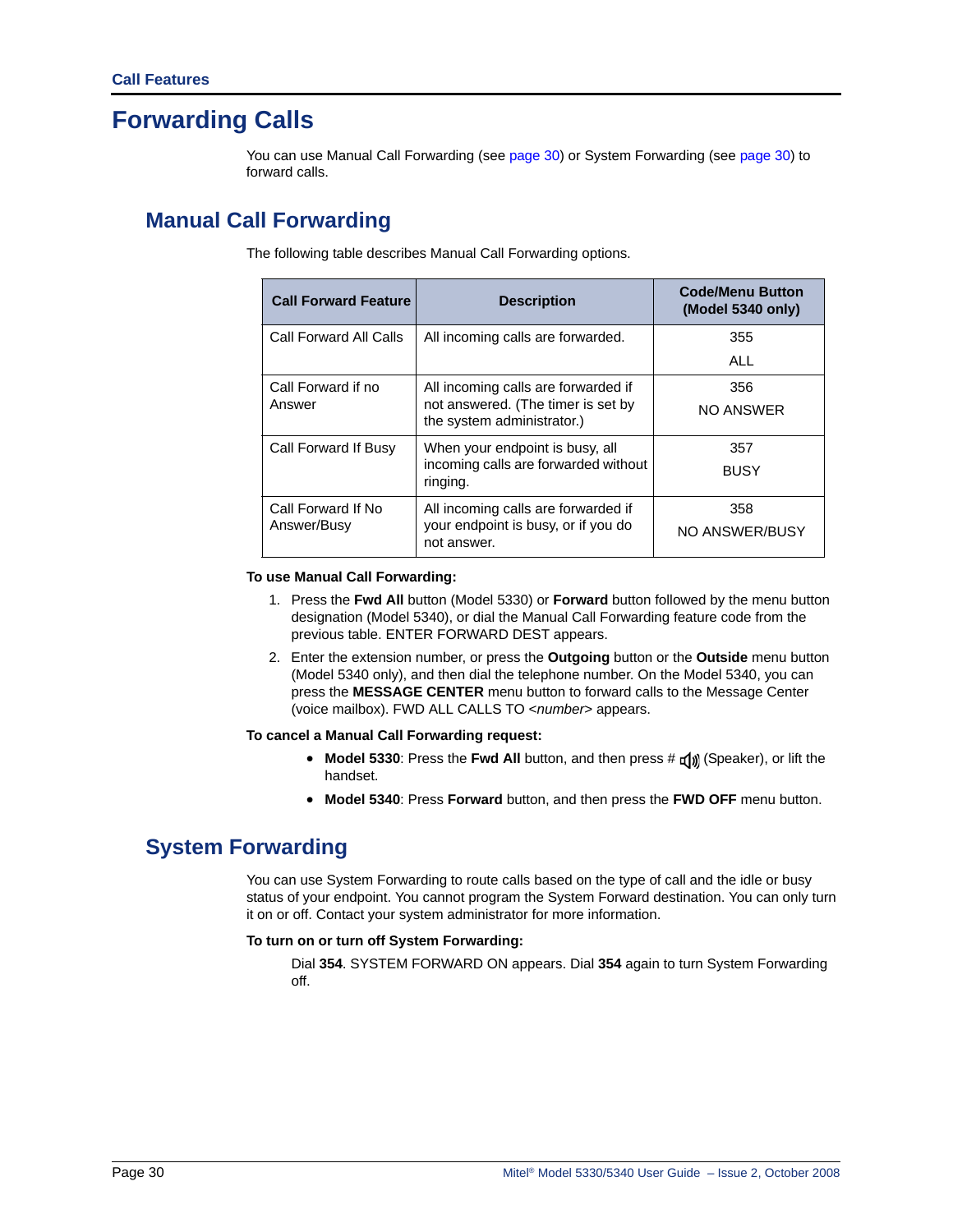# Forwarding Calls

You can use Manual Call Forwarding (see page 30) or System Forwarding (see page 30) to forward calls.

## Manual Call Forwarding

The following table describes Manual Call Forwarding options.

| Call Forward Feature | Description | Code/Menu Button (Model 5340 only) |
|---|---|---|
| Call Forward All Calls | All incoming calls are forwarded. | 355<br>ALL |
| Call Forward if no Answer | All incoming calls are forwarded if not answered. (The timer is set by the system administrator.) | 356<br>NO ANSWER |
| Call Forward If Busy | When your endpoint is busy, all incoming calls are forwarded without ringing. | 357<br>BUSY |
| Call Forward If No Answer/Busy | All incoming calls are forwarded if your endpoint is busy, or if you do not answer. | 358<br>NO ANSWER/BUSY |

**To use Manual Call Forwarding:**

1. Press the **Fwd All** button (Model 5330) or **Forward** button followed by the menu button designation (Model 5340), or dial the Manual Call Forwarding feature code from the previous table. ENTER FORWARD DEST appears.
2. Enter the extension number, or press the **Outgoing** button or the **Outside** menu button (Model 5340 only), and then dial the telephone number. On the Model 5340, you can press the **MESSAGE CENTER** menu button to forward calls to the Message Center (voice mailbox). FWD ALL CALLS TO <*number*> appears.

**To cancel a Manual Call Forwarding request:**

- **Model 5330**: Press the **Fwd All** button, and then press # (Speaker), or lift the handset.
- **Model 5340**: Press **Forward** button, and then press the **FWD OFF** menu button.

## System Forwarding

You can use System Forwarding to route calls based on the type of call and the idle or busy status of your endpoint. You cannot program the System Forward destination. You can only turn it on or off. Contact your system administrator for more information.

**To turn on or turn off System Forwarding:**

Dial **354**. SYSTEM FORWARD ON appears. Dial **354** again to turn System Forwarding off.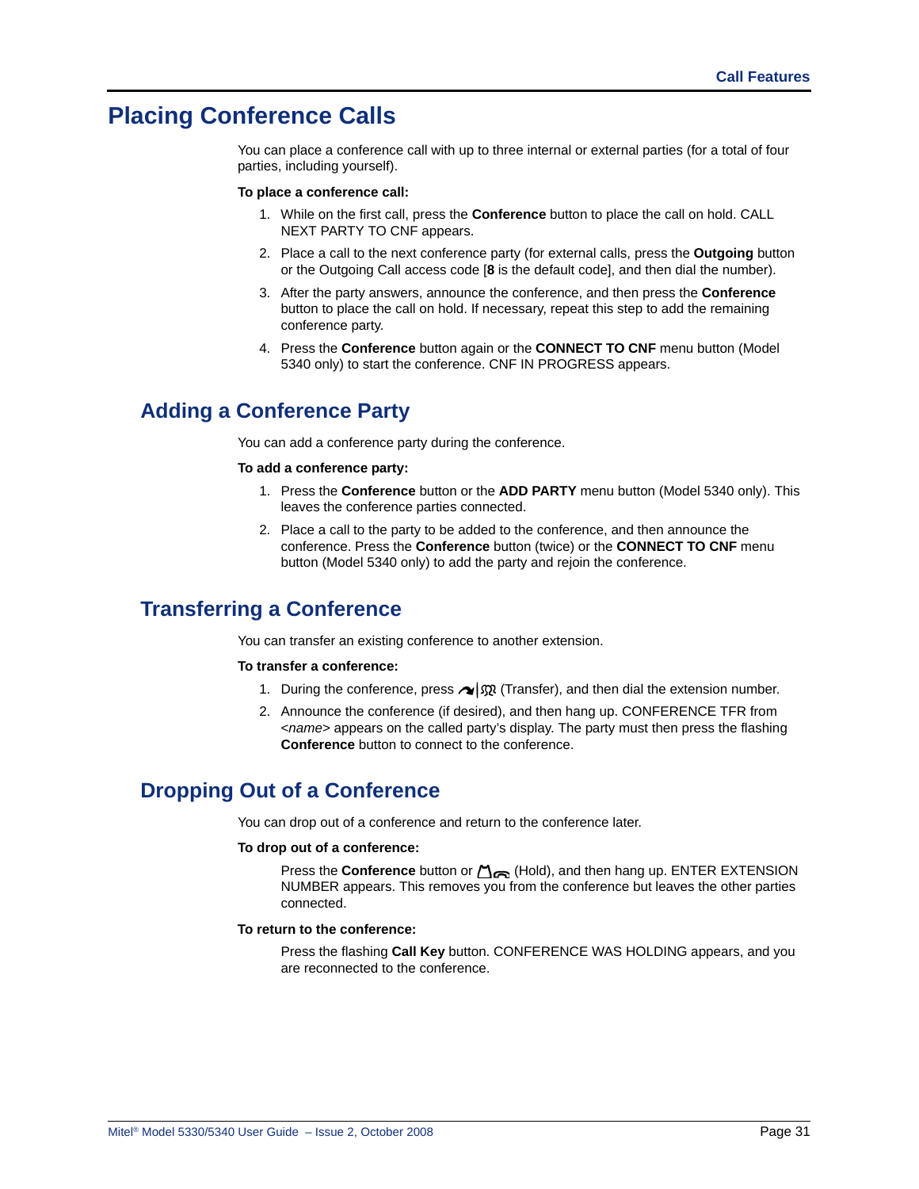# Placing Conference Calls

You can place a conference call with up to three internal or external parties (for a total of four parties, including yourself).

**To place a conference call:**

1. While on the first call, press the **Conference** button to place the call on hold. CALL NEXT PARTY TO CNF appears.
2. Place a call to the next conference party (for external calls, press the **Outgoing** button or the Outgoing Call access code [**8** is the default code], and then dial the number).
3. After the party answers, announce the conference, and then press the **Conference** button to place the call on hold. If necessary, repeat this step to add the remaining conference party.
4. Press the **Conference** button again or the **CONNECT TO CNF** menu button (Model 5340 only) to start the conference. CNF IN PROGRESS appears.

## Adding a Conference Party

You can add a conference party during the conference.

**To add a conference party:**

1. Press the **Conference** button or the **ADD PARTY** menu button (Model 5340 only). This leaves the conference parties connected.
2. Place a call to the party to be added to the conference, and then announce the conference. Press the **Conference** button (twice) or the **CONNECT TO CNF** menu button (Model 5340 only) to add the party and rejoin the conference.

## Transferring a Conference

You can transfer an existing conference to another extension.

**To transfer a conference:**

1. During the conference, press (Transfer), and then dial the extension number.
2. Announce the conference (if desired), and then hang up. CONFERENCE TFR from <*name*> appears on the called party's display. The party must then press the flashing **Conference** button to connect to the conference.

## Dropping Out of a Conference

You can drop out of a conference and return to the conference later.

**To drop out of a conference:**

Press the **Conference** button or (Hold), and then hang up. ENTER EXTENSION NUMBER appears. This removes you from the conference but leaves the other parties connected.

**To return to the conference:**

Press the flashing **Call Key** button. CONFERENCE WAS HOLDING appears, and you are reconnected to the conference.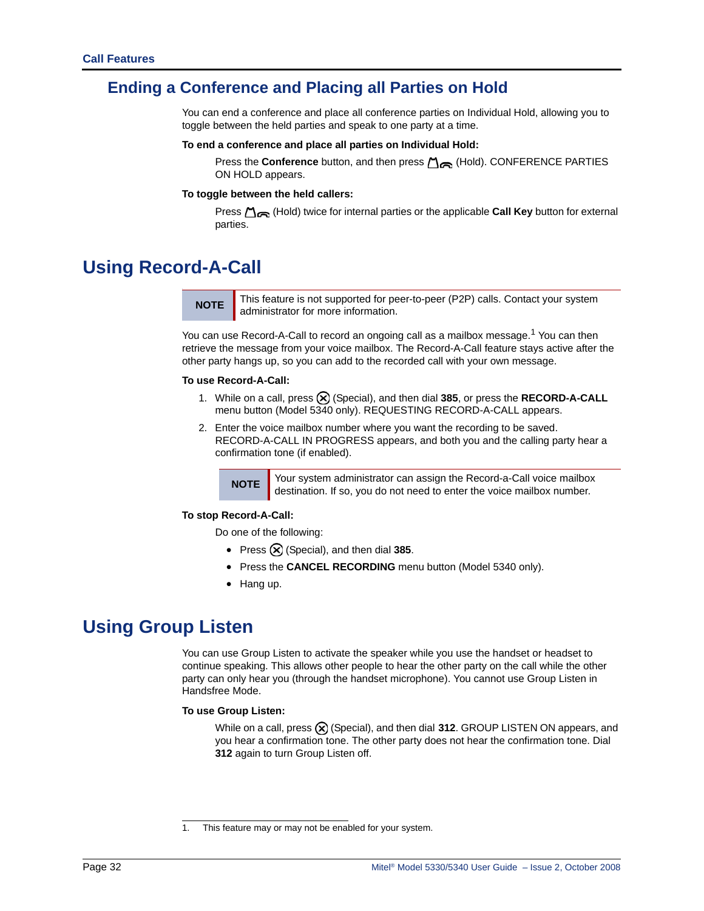## Ending a Conference and Placing all Parties on Hold

You can end a conference and place all conference parties on Individual Hold, allowing you to toggle between the held parties and speak to one party at a time.

**To end a conference and place all parties on Individual Hold:**

Press the **Conference** button, and then press (Hold). CONFERENCE PARTIES ON HOLD appears.

**To toggle between the held callers:**

Press (Hold) twice for internal parties or the applicable **Call Key** button for external parties.

# Using Record-A-Call

| NOTE | This feature is not supported for peer-to-peer (P2P) calls. Contact your system administrator for more information. |
|---|---|

You can use Record-A-Call to record an ongoing call as a mailbox message.[1] You can then retrieve the message from your voice mailbox. The Record-A-Call feature stays active after the other party hangs up, so you can add to the recorded call with your own message.

**To use Record-A-Call:**

1. While on a call, press (Special), and then dial **385**, or press the **RECORD-A-CALL** menu button (Model 5340 only). REQUESTING RECORD-A-CALL appears.
2. Enter the voice mailbox number where you want the recording to be saved. RECORD-A-CALL IN PROGRESS appears, and both you and the calling party hear a confirmation tone (if enabled).

| NOTE | Your system administrator can assign the Record-a-Call voice mailbox destination. If so, you do not need to enter the voice mailbox number. |
|---|---|

**To stop Record-A-Call:**

Do one of the following:

- Press (Special), and then dial **385**.
- Press the **CANCEL RECORDING** menu button (Model 5340 only).
- Hang up.

# Using Group Listen

You can use Group Listen to activate the speaker while you use the handset or headset to continue speaking. This allows other people to hear the other party on the call while the other party can only hear you (through the handset microphone). You cannot use Group Listen in Handsfree Mode.

**To use Group Listen:**

While on a call, press (Special), and then dial **312**. GROUP LISTEN ON appears, and you hear a confirmation tone. The other party does not hear the confirmation tone. Dial **312** again to turn Group Listen off.

---

1. This feature may or may not be enabled for your system.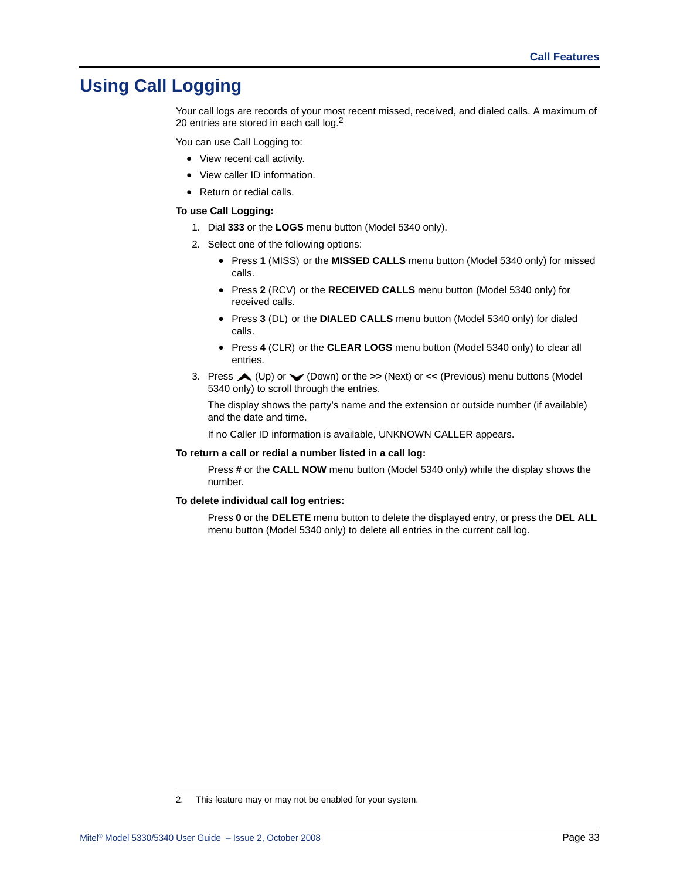# Using Call Logging

Your call logs are records of your most recent missed, received, and dialed calls. A maximum of 20 entries are stored in each call log.[2]

You can use Call Logging to:

- View recent call activity.
- View caller ID information.
- Return or redial calls.

**To use Call Logging:**

1. Dial **333** or the **LOGS** menu button (Model 5340 only).
2. Select one of the following options:
   - Press **1** (MISS) or the **MISSED CALLS** menu button (Model 5340 only) for missed calls.
   - Press **2** (RCV) or the **RECEIVED CALLS** menu button (Model 5340 only) for received calls.
   - Press **3** (DL) or the **DIALED CALLS** menu button (Model 5340 only) for dialed calls.
   - Press **4** (CLR) or the **CLEAR LOGS** menu button (Model 5340 only) to clear all entries.
3. Press ▲ (Up) or ▼ (Down) or the **>>** (Next) or **<<** (Previous) menu buttons (Model 5340 only) to scroll through the entries.

   The display shows the party's name and the extension or outside number (if available) and the date and time.

   If no Caller ID information is available, UNKNOWN CALLER appears.

**To return a call or redial a number listed in a call log:**

Press **#** or the **CALL NOW** menu button (Model 5340 only) while the display shows the number.

**To delete individual call log entries:**

Press **0** or the **DELETE** menu button to delete the displayed entry, or press the **DEL ALL** menu button (Model 5340 only) to delete all entries in the current call log.

---

2. This feature may or may not be enabled for your system.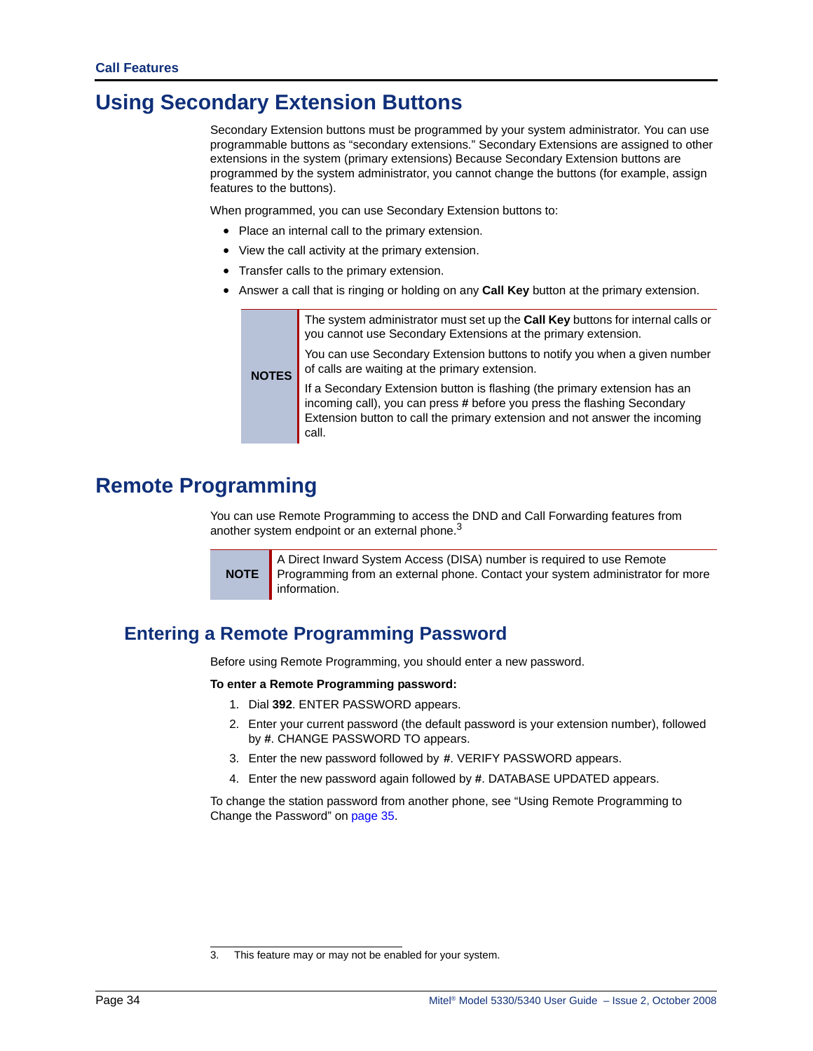# Using Secondary Extension Buttons

Secondary Extension buttons must be programmed by your system administrator. You can use programmable buttons as "secondary extensions." Secondary Extensions are assigned to other extensions in the system (primary extensions) Because Secondary Extension buttons are programmed by the system administrator, you cannot change the buttons (for example, assign features to the buttons).

When programmed, you can use Secondary Extension buttons to:

- Place an internal call to the primary extension.
- View the call activity at the primary extension.
- Transfer calls to the primary extension.
- Answer a call that is ringing or holding on any **Call Key** button at the primary extension.

| NOTES | |
|---|---|
| | The system administrator must set up the **Call Key** buttons for internal calls or you cannot use Secondary Extensions at the primary extension. |
| | You can use Secondary Extension buttons to notify you when a given number of calls are waiting at the primary extension. |
| | If a Secondary Extension button is flashing (the primary extension has an incoming call), you can press **#** before you press the flashing Secondary Extension button to call the primary extension and not answer the incoming call. |

# Remote Programming

You can use Remote Programming to access the DND and Call Forwarding features from another system endpoint or an external phone.[3]

| NOTE | A Direct Inward System Access (DISA) number is required to use Remote Programming from an external phone. Contact your system administrator for more information. |
|---|---|

## Entering a Remote Programming Password

Before using Remote Programming, you should enter a new password.

**To enter a Remote Programming password:**

1. Dial **392**. ENTER PASSWORD appears.
2. Enter your current password (the default password is your extension number), followed by #. CHANGE PASSWORD TO appears.
3. Enter the new password followed by **#**. VERIFY PASSWORD appears.
4. Enter the new password again followed by **#**. DATABASE UPDATED appears.

To change the station password from another phone, see "Using Remote Programming to Change the Password" on page 35.

3. This feature may or may not be enabled for your system.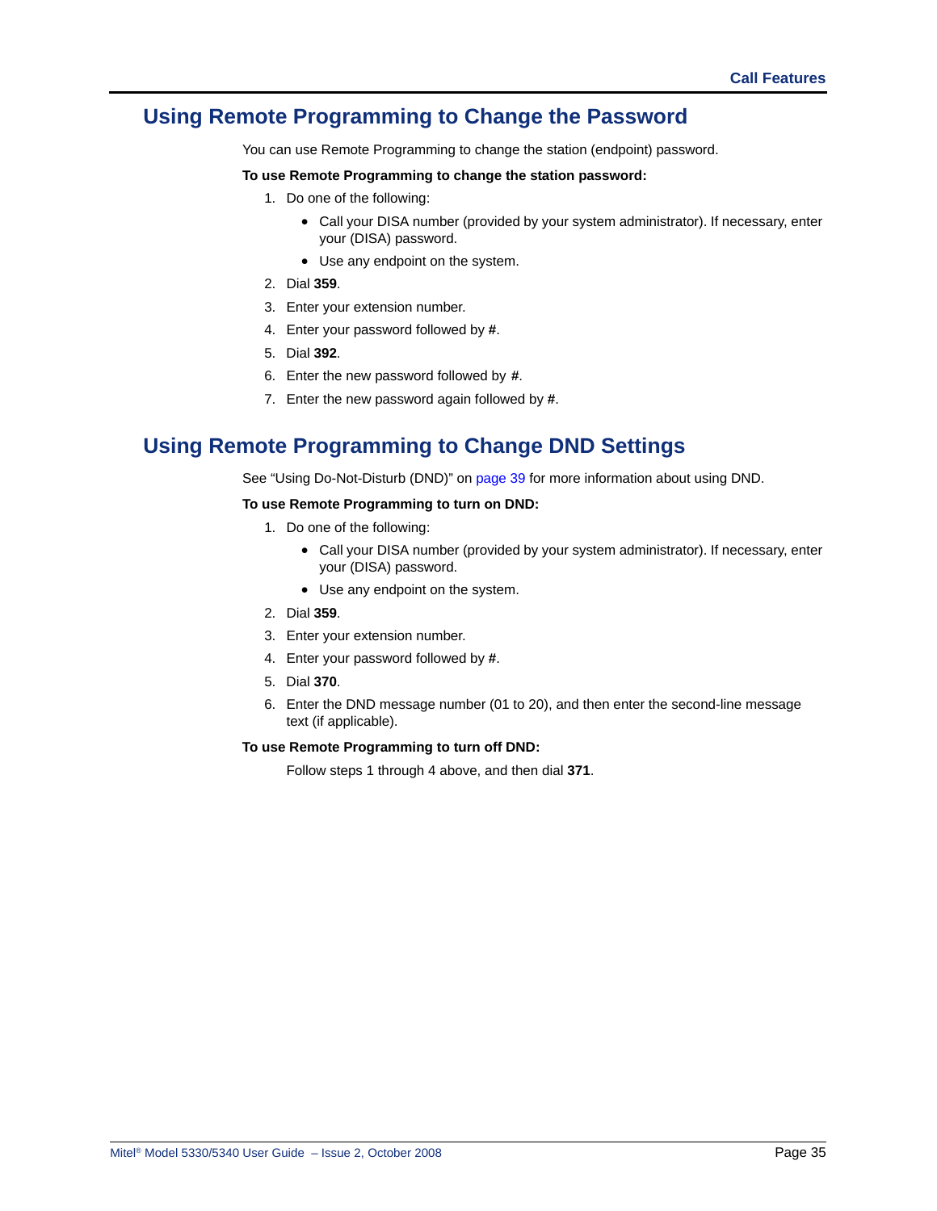## Using Remote Programming to Change the Password

You can use Remote Programming to change the station (endpoint) password.

**To use Remote Programming to change the station password:**

1. Do one of the following:
   - Call your DISA number (provided by your system administrator). If necessary, enter your (DISA) password.
   - Use any endpoint on the system.
2. Dial **359**.
3. Enter your extension number.
4. Enter your password followed by **#**.
5. Dial **392**.
6. Enter the new password followed by **#**.
7. Enter the new password again followed by **#**.

## Using Remote Programming to Change DND Settings

See "Using Do-Not-Disturb (DND)" on page 39 for more information about using DND.

**To use Remote Programming to turn on DND:**

1. Do one of the following:
   - Call your DISA number (provided by your system administrator). If necessary, enter your (DISA) password.
   - Use any endpoint on the system.
2. Dial **359**.
3. Enter your extension number.
4. Enter your password followed by **#**.
5. Dial **370**.
6. Enter the DND message number (01 to 20), and then enter the second-line message text (if applicable).

**To use Remote Programming to turn off DND:**

Follow steps 1 through 4 above, and then dial **371**.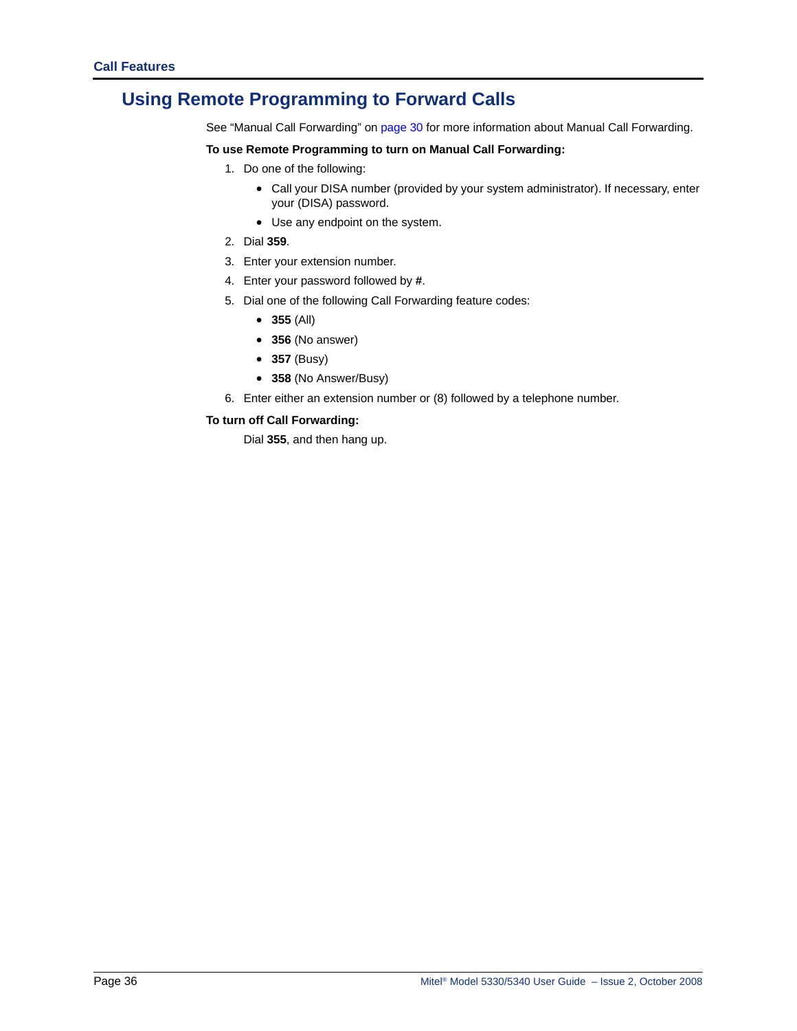## Using Remote Programming to Forward Calls

See "Manual Call Forwarding" on page 30 for more information about Manual Call Forwarding.

**To use Remote Programming to turn on Manual Call Forwarding:**

1. Do one of the following:
   - Call your DISA number (provided by your system administrator). If necessary, enter your (DISA) password.
   - Use any endpoint on the system.
2. Dial **359**.
3. Enter your extension number.
4. Enter your password followed by **#**.
5. Dial one of the following Call Forwarding feature codes:
   - **355** (All)
   - **356** (No answer)
   - **357** (Busy)
   - **358** (No Answer/Busy)
6. Enter either an extension number or (8) followed by a telephone number.

**To turn off Call Forwarding:**

Dial **355**, and then hang up.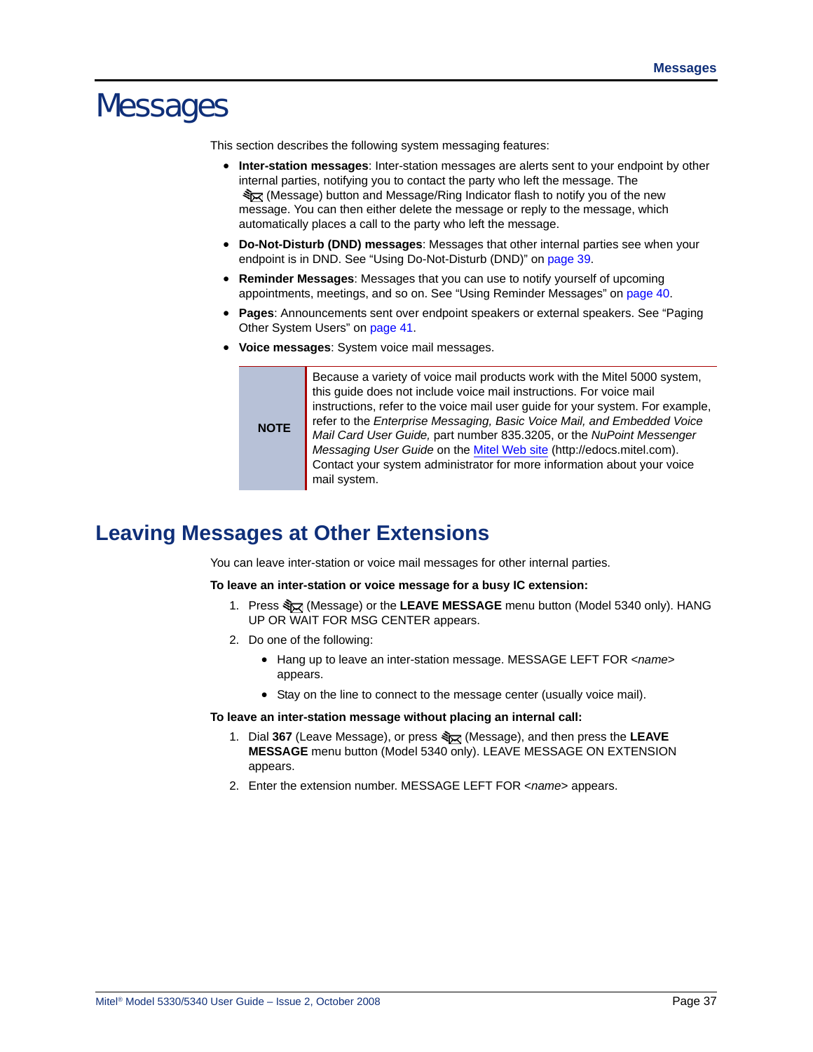# Messages

This section describes the following system messaging features:

- **Inter-station messages**: Inter-station messages are alerts sent to your endpoint by other internal parties, notifying you to contact the party who left the message. The (Message) button and Message/Ring Indicator flash to notify you of the new message. You can then either delete the message or reply to the message, which automatically places a call to the party who left the message.
- **Do-Not-Disturb (DND) messages**: Messages that other internal parties see when your endpoint is in DND. See "Using Do-Not-Disturb (DND)" on page 39.
- **Reminder Messages**: Messages that you can use to notify yourself of upcoming appointments, meetings, and so on. See "Using Reminder Messages" on page 40.
- **Pages**: Announcements sent over endpoint speakers or external speakers. See "Paging Other System Users" on page 41.
- **Voice messages**: System voice mail messages.

| NOTE | Because a variety of voice mail products work with the Mitel 5000 system, this guide does not include voice mail instructions. For voice mail instructions, refer to the voice mail user guide for your system. For example, refer to the *Enterprise Messaging, Basic Voice Mail, and Embedded Voice Mail Card User Guide,* part number 835.3205, or the *NuPoint Messenger Messaging User Guide* on the Mitel Web site (http://edocs.mitel.com). Contact your system administrator for more information about your voice mail system. |
|---|---|

## Leaving Messages at Other Extensions

You can leave inter-station or voice mail messages for other internal parties.

**To leave an inter-station or voice message for a busy IC extension:**

1. Press (Message) or the **LEAVE MESSAGE** menu button (Model 5340 only). HANG UP OR WAIT FOR MSG CENTER appears.
2. Do one of the following:
   - Hang up to leave an inter-station message. MESSAGE LEFT FOR <*name*> appears.
   - Stay on the line to connect to the message center (usually voice mail).

**To leave an inter-station message without placing an internal call:**

1. Dial **367** (Leave Message), or press (Message), and then press the **LEAVE MESSAGE** menu button (Model 5340 only). LEAVE MESSAGE ON EXTENSION appears.
2. Enter the extension number. MESSAGE LEFT FOR <*name*> appears.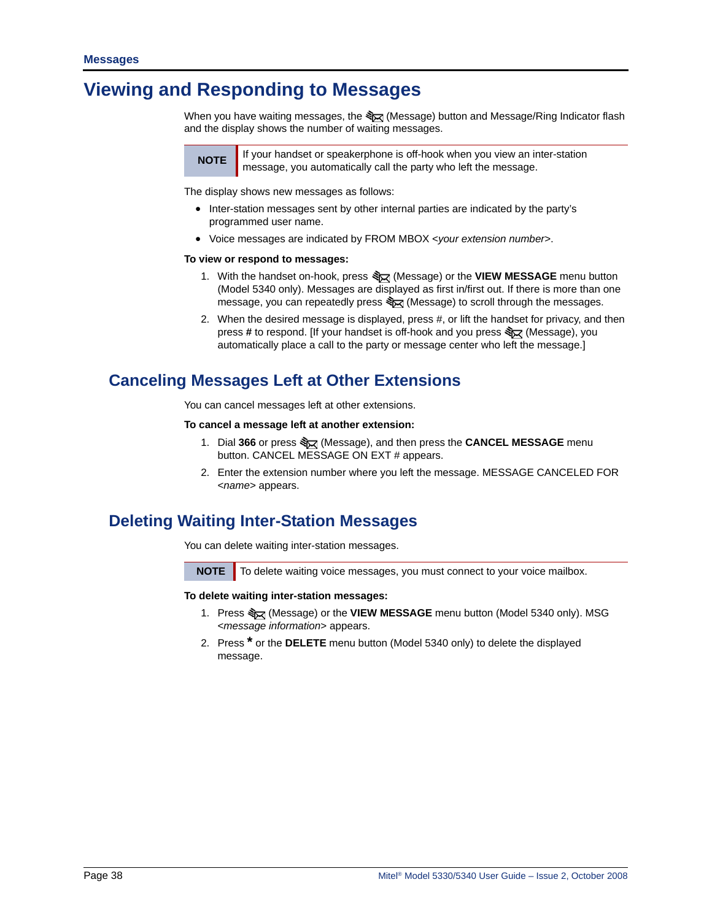# Viewing and Responding to Messages

When you have waiting messages, the (Message) button and Message/Ring Indicator flash and the display shows the number of waiting messages.

| NOTE | If your handset or speakerphone is off-hook when you view an inter-station message, you automatically call the party who left the message. |
|---|---|

The display shows new messages as follows:

- Inter-station messages sent by other internal parties are indicated by the party's programmed user name.
- Voice messages are indicated by FROM MBOX <*your extension number*>.

**To view or respond to messages:**

1. With the handset on-hook, press (Message) or the **VIEW MESSAGE** menu button (Model 5340 only). Messages are displayed as first in/first out. If there is more than one message, you can repeatedly press (Message) to scroll through the messages.
2. When the desired message is displayed, press #, or lift the handset for privacy, and then press **#** to respond. [If your handset is off-hook and you press (Message), you automatically place a call to the party or message center who left the message.]

## Canceling Messages Left at Other Extensions

You can cancel messages left at other extensions.

**To cancel a message left at another extension:**

1. Dial **366** or press (Message), and then press the **CANCEL MESSAGE** menu button. CANCEL MESSAGE ON EXT # appears.
2. Enter the extension number where you left the message. MESSAGE CANCELED FOR <*name*> appears.

## Deleting Waiting Inter-Station Messages

You can delete waiting inter-station messages.

| NOTE | To delete waiting voice messages, you must connect to your voice mailbox. |
|---|---|

**To delete waiting inter-station messages:**

1. Press (Message) or the **VIEW MESSAGE** menu button (Model 5340 only). MSG <*message information*> appears.
2. Press **\*** or the **DELETE** menu button (Model 5340 only) to delete the displayed message.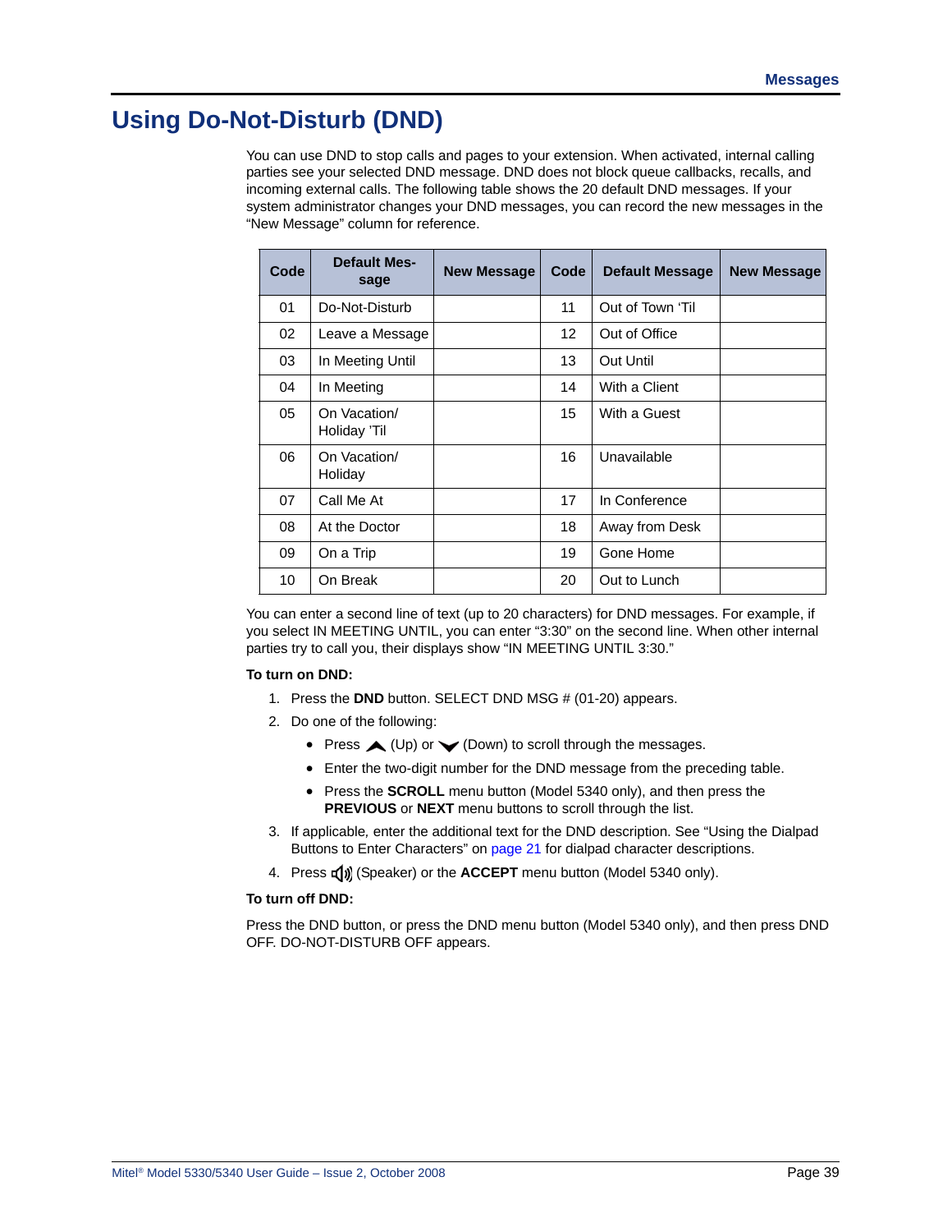# Using Do-Not-Disturb (DND)

You can use DND to stop calls and pages to your extension. When activated, internal calling parties see your selected DND message. DND does not block queue callbacks, recalls, and incoming external calls. The following table shows the 20 default DND messages. If your system administrator changes your DND messages, you can record the new messages in the "New Message" column for reference.

| Code | Default Message | New Message | Code | Default Message | New Message |
|---|---|---|---|---|---|
| 01 | Do-Not-Disturb | | 11 | Out of Town 'Til | |
| 02 | Leave a Message | | 12 | Out of Office | |
| 03 | In Meeting Until | | 13 | Out Until | |
| 04 | In Meeting | | 14 | With a Client | |
| 05 | On Vacation/ Holiday 'Til | | 15 | With a Guest | |
| 06 | On Vacation/ Holiday | | 16 | Unavailable | |
| 07 | Call Me At | | 17 | In Conference | |
| 08 | At the Doctor | | 18 | Away from Desk | |
| 09 | On a Trip | | 19 | Gone Home | |
| 10 | On Break | | 20 | Out to Lunch | |

You can enter a second line of text (up to 20 characters) for DND messages. For example, if you select IN MEETING UNTIL, you can enter "3:30" on the second line. When other internal parties try to call you, their displays show "IN MEETING UNTIL 3:30."

**To turn on DND:**

1. Press the **DND** button. SELECT DND MSG # (01-20) appears.
2. Do one of the following:
   - Press ▲ (Up) or ▼ (Down) to scroll through the messages.
   - Enter the two-digit number for the DND message from the preceding table.
   - Press the **SCROLL** menu button (Model 5340 only), and then press the **PREVIOUS** or **NEXT** menu buttons to scroll through the list.
3. If applicable, enter the additional text for the DND description. See "Using the Dialpad Buttons to Enter Characters" on page 21 for dialpad character descriptions.
4. Press 🔊 (Speaker) or the **ACCEPT** menu button (Model 5340 only).

**To turn off DND:**

Press the DND button, or press the DND menu button (Model 5340 only), and then press DND OFF. DO-NOT-DISTURB OFF appears.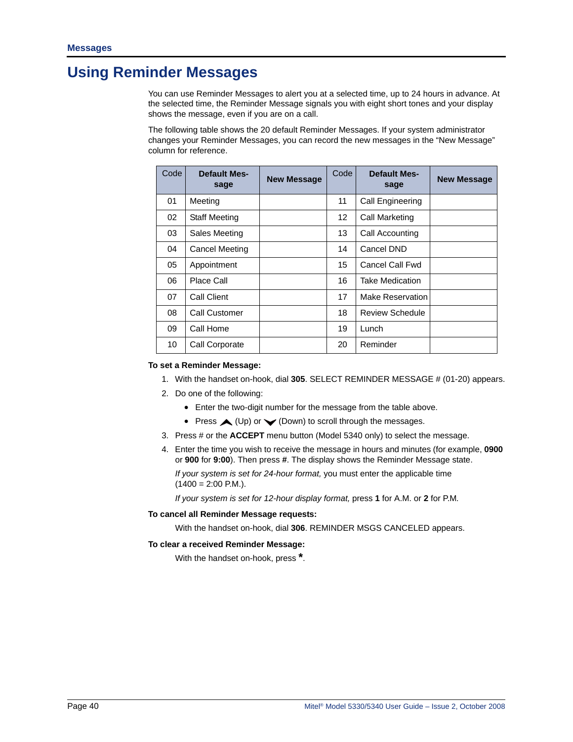## Using Reminder Messages

You can use Reminder Messages to alert you at a selected time, up to 24 hours in advance. At the selected time, the Reminder Message signals you with eight short tones and your display shows the message, even if you are on a call.

The following table shows the 20 default Reminder Messages. If your system administrator changes your Reminder Messages, you can record the new messages in the “New Message” column for reference.

| Code | Default Message | New Message | Code | Default Message | New Message |
|---|---|---|---|---|---|
| 01 | Meeting | | 11 | Call Engineering | |
| 02 | Staff Meeting | | 12 | Call Marketing | |
| 03 | Sales Meeting | | 13 | Call Accounting | |
| 04 | Cancel Meeting | | 14 | Cancel DND | |
| 05 | Appointment | | 15 | Cancel Call Fwd | |
| 06 | Place Call | | 16 | Take Medication | |
| 07 | Call Client | | 17 | Make Reservation | |
| 08 | Call Customer | | 18 | Review Schedule | |
| 09 | Call Home | | 19 | Lunch | |
| 10 | Call Corporate | | 20 | Reminder | |

**To set a Reminder Message:**

1. With the handset on-hook, dial **305**. SELECT REMINDER MESSAGE # (01-20) appears.
2. Do one of the following:
   - Enter the two-digit number for the message from the table above.
   - Press ▲ (Up) or ▼ (Down) to scroll through the messages.
3. Press # or the **ACCEPT** menu button (Model 5340 only) to select the message.
4. Enter the time you wish to receive the message in hours and minutes (for example, **0900** or **900** for **9:00**). Then press **#**. The display shows the Reminder Message state.

   *If your system is set for 24-hour format,* you must enter the applicable time (1400 = 2:00 P.M.).

   *If your system is set for 12-hour display format,* press **1** for A.M. or **2** for P.M.

**To cancel all Reminder Message requests:**

With the handset on-hook, dial **306**. REMINDER MSGS CANCELED appears.

**To clear a received Reminder Message:**

With the handset on-hook, press *.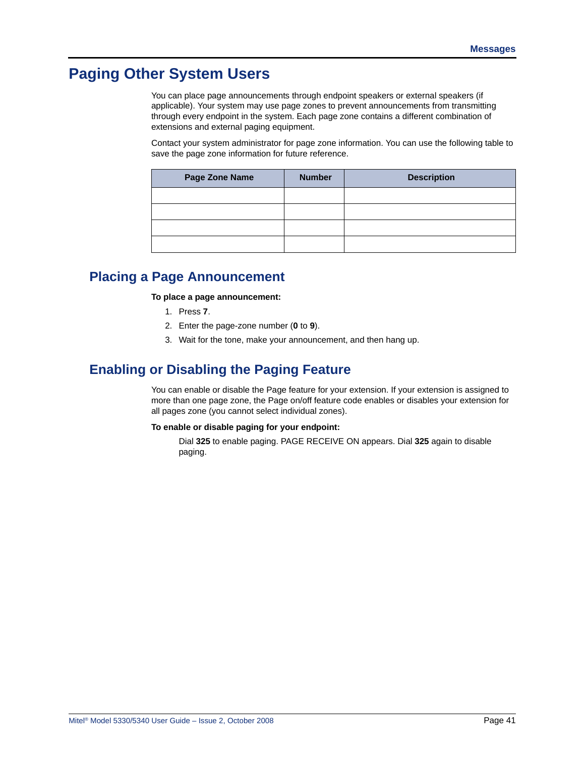# Paging Other System Users

You can place page announcements through endpoint speakers or external speakers (if applicable). Your system may use page zones to prevent announcements from transmitting through every endpoint in the system. Each page zone contains a different combination of extensions and external paging equipment.

Contact your system administrator for page zone information. You can use the following table to save the page zone information for future reference.

| Page Zone Name | Number | Description |
|---|---|---|
| | | |
| | | |
| | | |
| | | |

## Placing a Page Announcement

**To place a page announcement:**

1. Press **7**.
2. Enter the page-zone number (**0** to **9**).
3. Wait for the tone, make your announcement, and then hang up.

## Enabling or Disabling the Paging Feature

You can enable or disable the Page feature for your extension. If your extension is assigned to more than one page zone, the Page on/off feature code enables or disables your extension for all pages zone (you cannot select individual zones).

**To enable or disable paging for your endpoint:**

Dial **325** to enable paging. PAGE RECEIVE ON appears. Dial **325** again to disable paging.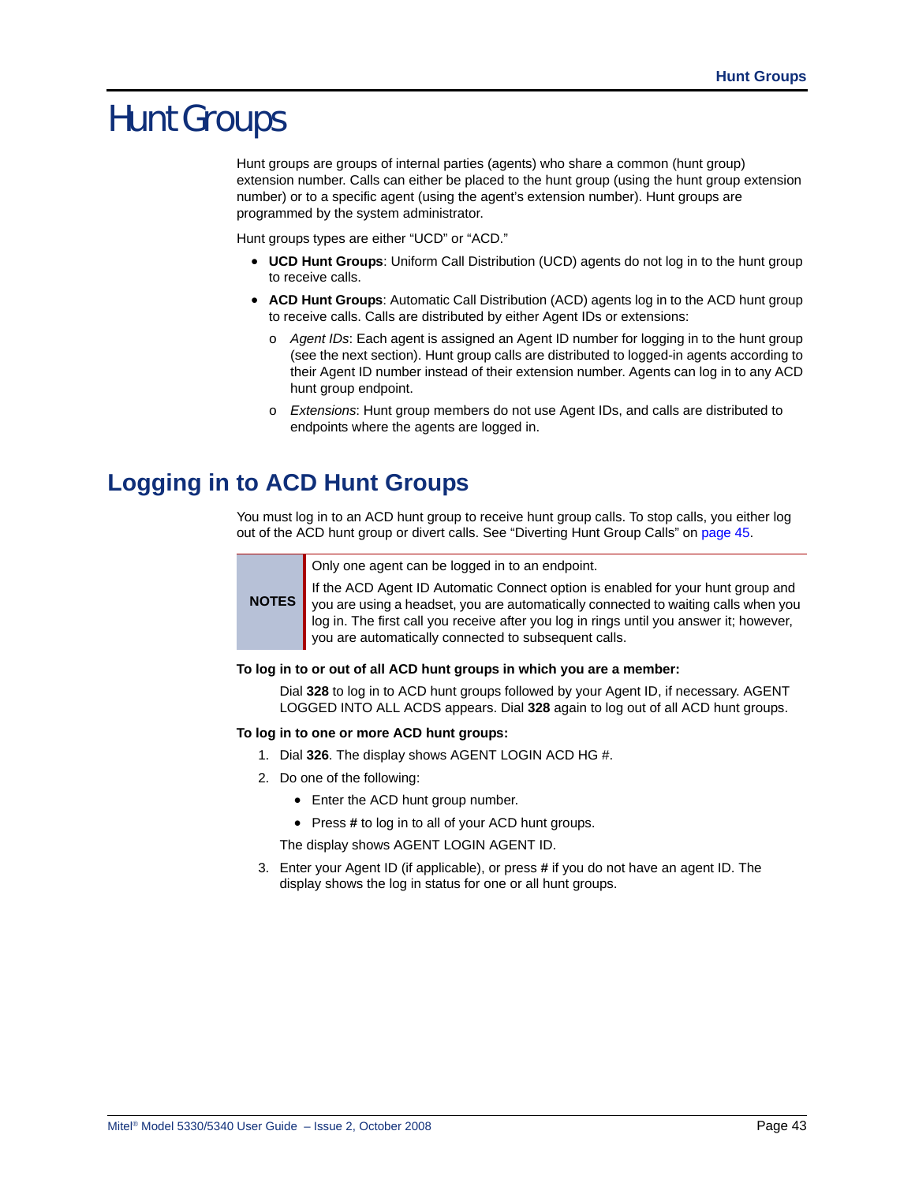# Hunt Groups

Hunt groups are groups of internal parties (agents) who share a common (hunt group) extension number. Calls can either be placed to the hunt group (using the hunt group extension number) or to a specific agent (using the agent's extension number). Hunt groups are programmed by the system administrator.

Hunt groups types are either "UCD" or "ACD."

- **UCD Hunt Groups**: Uniform Call Distribution (UCD) agents do not log in to the hunt group to receive calls.
- **ACD Hunt Groups**: Automatic Call Distribution (ACD) agents log in to the ACD hunt group to receive calls. Calls are distributed by either Agent IDs or extensions:
  - *Agent IDs*: Each agent is assigned an Agent ID number for logging in to the hunt group (see the next section). Hunt group calls are distributed to logged-in agents according to their Agent ID number instead of their extension number. Agents can log in to any ACD hunt group endpoint.
  - *Extensions*: Hunt group members do not use Agent IDs, and calls are distributed to endpoints where the agents are logged in.

## Logging in to ACD Hunt Groups

You must log in to an ACD hunt group to receive hunt group calls. To stop calls, you either log out of the ACD hunt group or divert calls. See "Diverting Hunt Group Calls" on page 45.

| NOTES | Only one agent can be logged in to an endpoint.<br><br>If the ACD Agent ID Automatic Connect option is enabled for your hunt group and you are using a headset, you are automatically connected to waiting calls when you log in. The first call you receive after you log in rings until you answer it; however, you are automatically connected to subsequent calls. |
|---|---|

**To log in to or out of all ACD hunt groups in which you are a member:**

Dial **328** to log in to ACD hunt groups followed by your Agent ID, if necessary. AGENT LOGGED INTO ALL ACDS appears. Dial **328** again to log out of all ACD hunt groups.

**To log in to one or more ACD hunt groups:**

1. Dial **326**. The display shows AGENT LOGIN ACD HG #.
2. Do one of the following:
   - Enter the ACD hunt group number.
   - Press **#** to log in to all of your ACD hunt groups.

   The display shows AGENT LOGIN AGENT ID.
3. Enter your Agent ID (if applicable), or press **#** if you do not have an agent ID. The display shows the log in status for one or all hunt groups.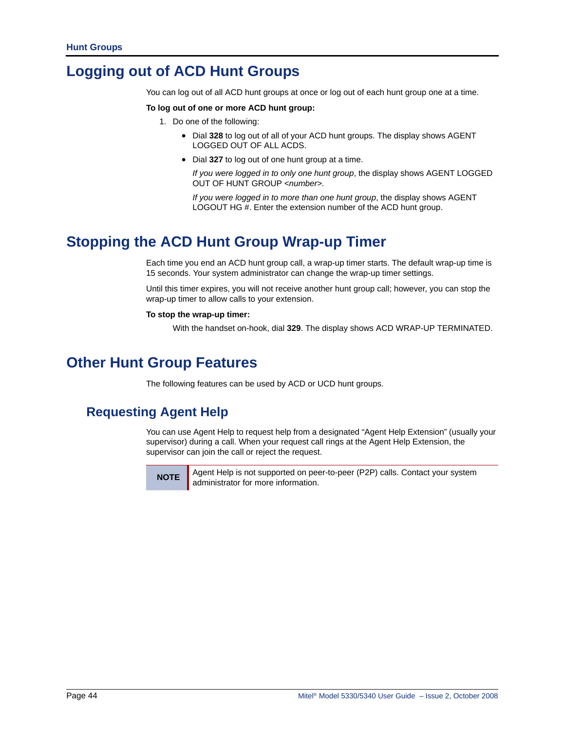# Logging out of ACD Hunt Groups

You can log out of all ACD hunt groups at once or log out of each hunt group one at a time.

**To log out of one or more ACD hunt group:**

1. Do one of the following:
   - Dial **328** to log out of all of your ACD hunt groups. The display shows AGENT LOGGED OUT OF ALL ACDS.
   - Dial **327** to log out of one hunt group at a time.

     *If you were logged in to only one hunt group*, the display shows AGENT LOGGED OUT OF HUNT GROUP *<number>.*

     *If you were logged in to more than one hunt group*, the display shows AGENT LOGOUT HG #. Enter the extension number of the ACD hunt group.

# Stopping the ACD Hunt Group Wrap-up Timer

Each time you end an ACD hunt group call, a wrap-up timer starts. The default wrap-up time is 15 seconds. Your system administrator can change the wrap-up timer settings.

Until this timer expires, you will not receive another hunt group call; however, you can stop the wrap-up timer to allow calls to your extension.

**To stop the wrap-up timer:**

With the handset on-hook, dial **329**. The display shows ACD WRAP-UP TERMINATED.

# Other Hunt Group Features

The following features can be used by ACD or UCD hunt groups.

## Requesting Agent Help

You can use Agent Help to request help from a designated “Agent Help Extension” (usually your supervisor) during a call. When your request call rings at the Agent Help Extension, the supervisor can join the call or reject the request.

| NOTE | Agent Help is not supported on peer-to-peer (P2P) calls. Contact your system administrator for more information. |
| --- | --- |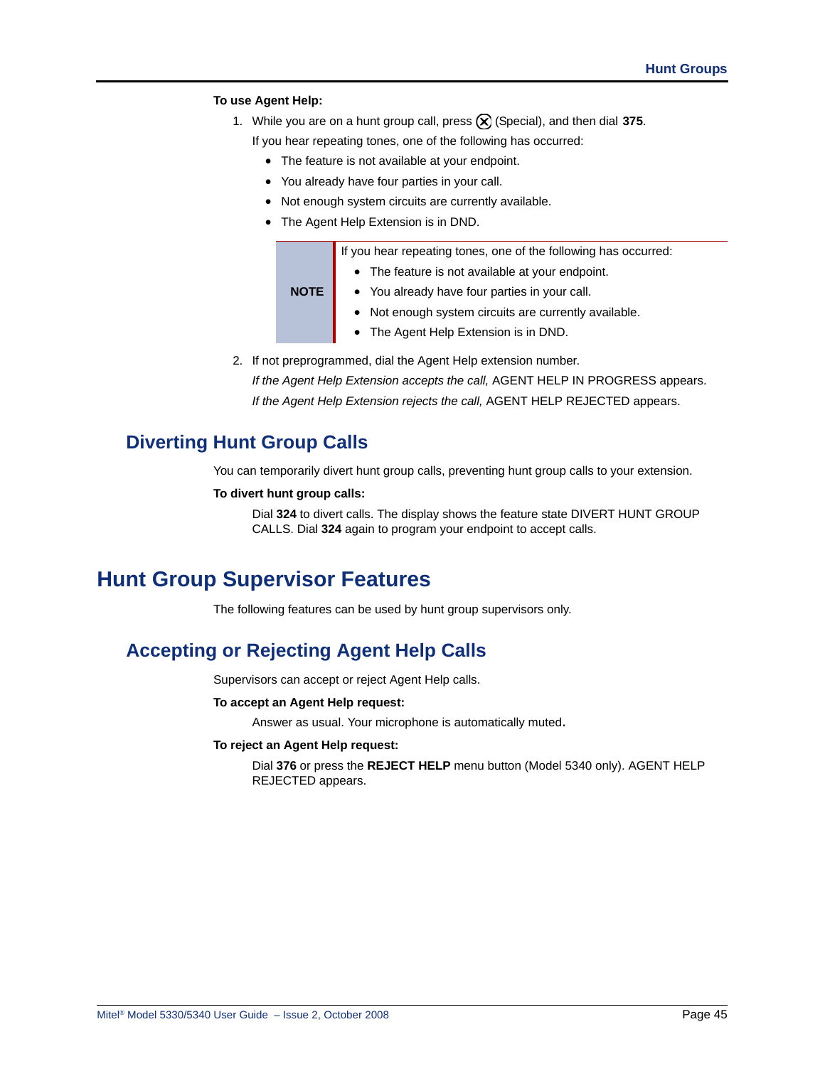**To use Agent Help:**

1. While you are on a hunt group call, press ⊗ (Special), and then dial **375**.

   If you hear repeating tones, one of the following has occurred:

   - The feature is not available at your endpoint.
   - You already have four parties in your call.
   - Not enough system circuits are currently available.
   - The Agent Help Extension is in DND.

| NOTE | If you hear repeating tones, one of the following has occurred:<br>• The feature is not available at your endpoint.<br>• You already have four parties in your call.<br>• Not enough system circuits are currently available.<br>• The Agent Help Extension is in DND. |
|---|---|

2. If not preprogrammed, dial the Agent Help extension number.

   *If the Agent Help Extension accepts the call,* AGENT HELP IN PROGRESS appears.

   *If the Agent Help Extension rejects the call,* AGENT HELP REJECTED appears.

## Diverting Hunt Group Calls

You can temporarily divert hunt group calls, preventing hunt group calls to your extension.

**To divert hunt group calls:**

Dial **324** to divert calls. The display shows the feature state DIVERT HUNT GROUP CALLS. Dial **324** again to program your endpoint to accept calls.

# Hunt Group Supervisor Features

The following features can be used by hunt group supervisors only.

## Accepting or Rejecting Agent Help Calls

Supervisors can accept or reject Agent Help calls.

**To accept an Agent Help request:**

Answer as usual. Your microphone is automatically muted.

**To reject an Agent Help request:**

Dial **376** or press the **REJECT HELP** menu button (Model 5340 only). AGENT HELP REJECTED appears.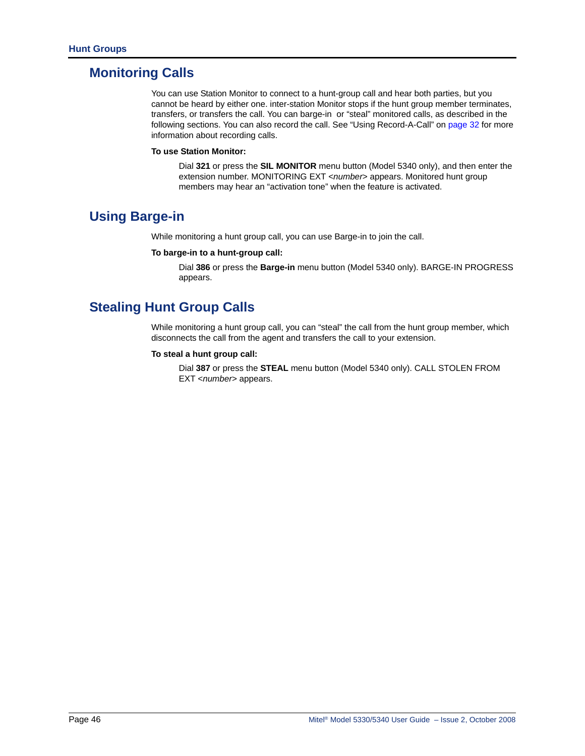## Monitoring Calls

You can use Station Monitor to connect to a hunt-group call and hear both parties, but you cannot be heard by either one. inter-station Monitor stops if the hunt group member terminates, transfers, or transfers the call. You can barge-in or "steal" monitored calls, as described in the following sections. You can also record the call. See "Using Record-A-Call" on page 32 for more information about recording calls.

**To use Station Monitor:**

Dial **321** or press the **SIL MONITOR** menu button (Model 5340 only), and then enter the extension number. MONITORING EXT <*number*> appears. Monitored hunt group members may hear an "activation tone" when the feature is activated.

## Using Barge-in

While monitoring a hunt group call, you can use Barge-in to join the call.

**To barge-in to a hunt-group call:**

Dial **386** or press the **Barge-in** menu button (Model 5340 only). BARGE-IN PROGRESS appears.

## Stealing Hunt Group Calls

While monitoring a hunt group call, you can "steal" the call from the hunt group member, which disconnects the call from the agent and transfers the call to your extension.

**To steal a hunt group call:**

Dial **387** or press the **STEAL** menu button (Model 5340 only). CALL STOLEN FROM EXT <*number*> appears.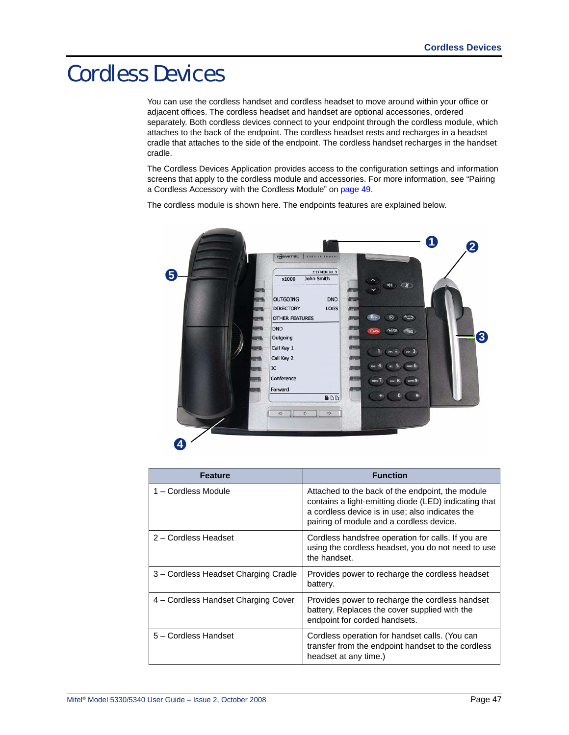# Cordless Devices

You can use the cordless handset and cordless headset to move around within your office or adjacent offices. The cordless headset and handset are optional accessories, ordered separately. Both cordless devices connect to your endpoint through the cordless module, which attaches to the back of the endpoint. The cordless headset rests and recharges in a headset cradle that attaches to the side of the endpoint. The cordless handset recharges in the handset cradle.

The Cordless Devices Application provides access to the configuration settings and information screens that apply to the cordless module and accessories. For more information, see “Pairing a Cordless Accessory with the Cordless Module” on page 49.

The cordless module is shown here. The endpoints features are explained below.

| Feature | Function |
|---|---|
| 1 – Cordless Module | Attached to the back of the endpoint, the module contains a light-emitting diode (LED) indicating that a cordless device is in use; also indicates the pairing of module and a cordless device. |
| 2 – Cordless Headset | Cordless handsfree operation for calls. If you are using the cordless headset, you do not need to use the handset. |
| 3 – Cordless Headset Charging Cradle | Provides power to recharge the cordless headset battery. |
| 4 – Cordless Handset Charging Cover | Provides power to recharge the cordless handset battery. Replaces the cover supplied with the endpoint for corded handsets. |
| 5 – Cordless Handset | Cordless operation for handset calls. (You can transfer from the endpoint handset to the cordless headset at any time.) |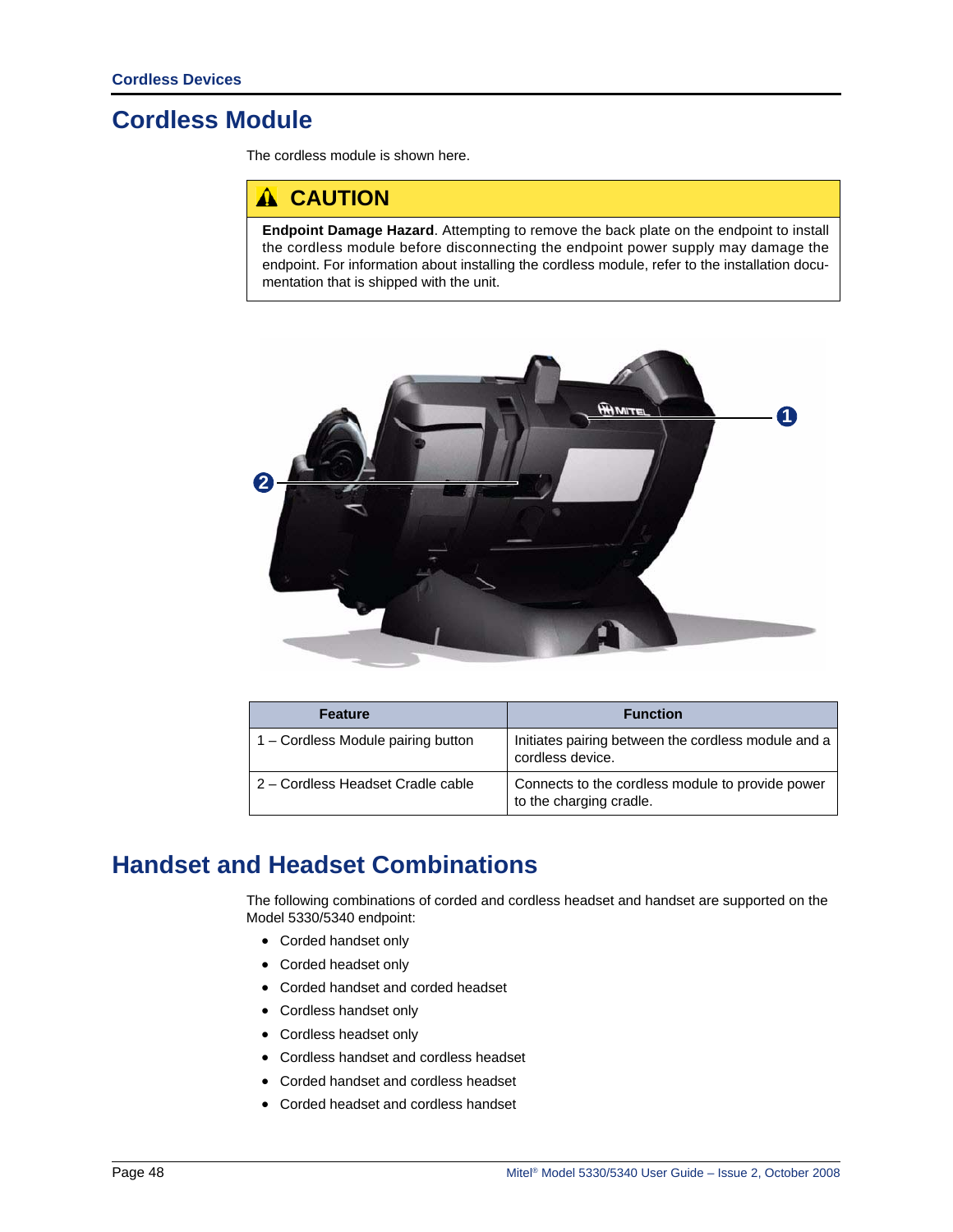# Cordless Module

The cordless module is shown here.

> **⚠ CAUTION**
>
> **Endpoint Damage Hazard**. Attempting to remove the back plate on the endpoint to install the cordless module before disconnecting the endpoint power supply may damage the endpoint. For information about installing the cordless module, refer to the installation documentation that is shipped with the unit.

| Feature | Function |
| --- | --- |
| 1 – Cordless Module pairing button | Initiates pairing between the cordless module and a cordless device. |
| 2 – Cordless Headset Cradle cable | Connects to the cordless module to provide power to the charging cradle. |

# Handset and Headset Combinations

The following combinations of corded and cordless headset and handset are supported on the Model 5330/5340 endpoint:

- Corded handset only
- Corded headset only
- Corded handset and corded headset
- Cordless handset only
- Cordless headset only
- Cordless handset and cordless headset
- Corded handset and cordless headset
- Corded headset and cordless handset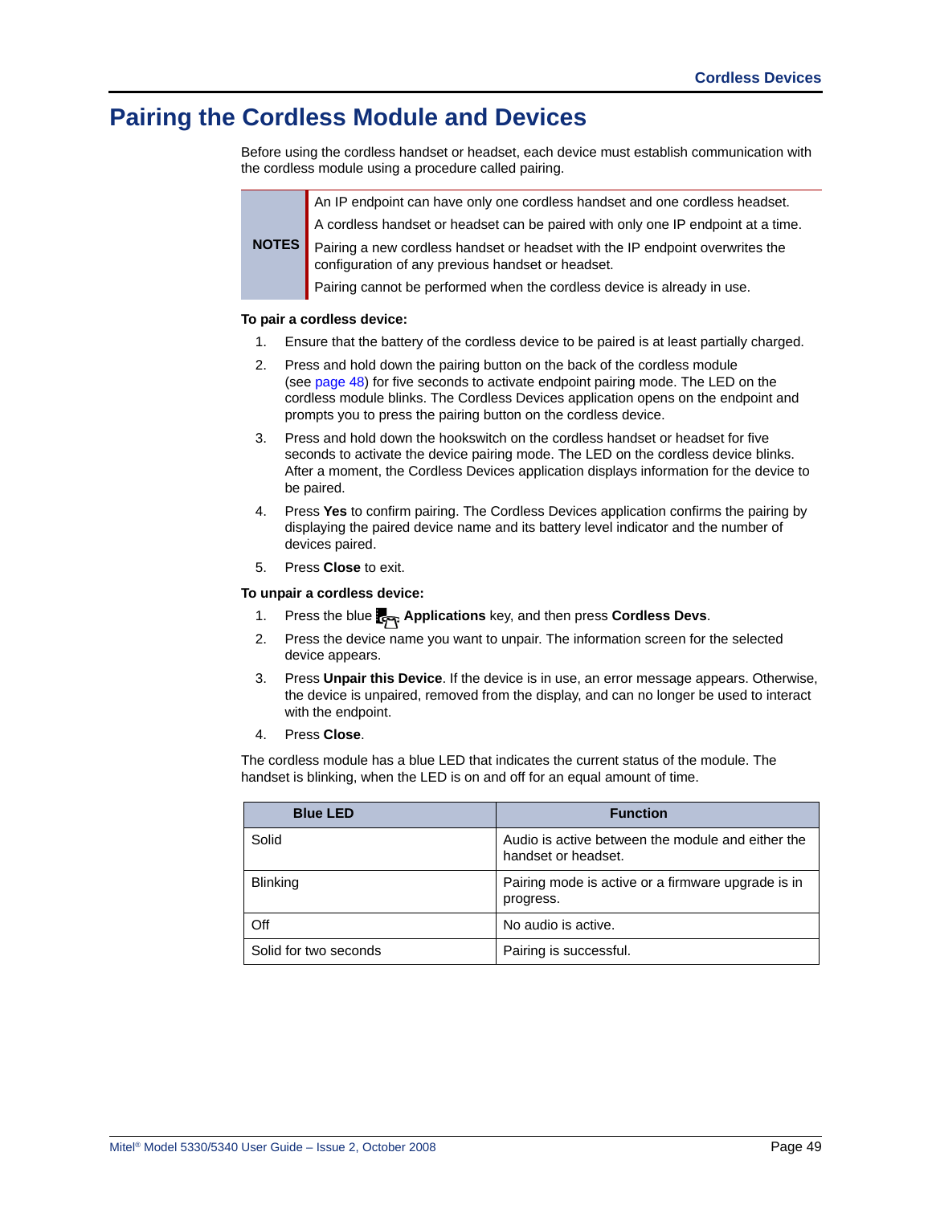# Pairing the Cordless Module and Devices

Before using the cordless handset or headset, each device must establish communication with the cordless module using a procedure called pairing.

| NOTES | |
|---|---|
| | An IP endpoint can have only one cordless handset and one cordless headset. |
| | A cordless handset or headset can be paired with only one IP endpoint at a time. |
| | Pairing a new cordless handset or headset with the IP endpoint overwrites the configuration of any previous handset or headset. |
| | Pairing cannot be performed when the cordless device is already in use. |

**To pair a cordless device:**

1. Ensure that the battery of the cordless device to be paired is at least partially charged.
2. Press and hold down the pairing button on the back of the cordless module (see page 48) for five seconds to activate endpoint pairing mode. The LED on the cordless module blinks. The Cordless Devices application opens on the endpoint and prompts you to press the pairing button on the cordless device.
3. Press and hold down the hookswitch on the cordless handset or headset for five seconds to activate the device pairing mode. The LED on the cordless device blinks. After a moment, the Cordless Devices application displays information for the device to be paired.
4. Press **Yes** to confirm pairing. The Cordless Devices application confirms the pairing by displaying the paired device name and its battery level indicator and the number of devices paired.
5. Press **Close** to exit.

**To unpair a cordless device:**

1. Press the blue **Applications** key, and then press **Cordless Devs**.
2. Press the device name you want to unpair. The information screen for the selected device appears.
3. Press **Unpair this Device**. If the device is in use, an error message appears. Otherwise, the device is unpaired, removed from the display, and can no longer be used to interact with the endpoint.
4. Press **Close**.

The cordless module has a blue LED that indicates the current status of the module. The handset is blinking, when the LED is on and off for an equal amount of time.

| Blue LED | Function |
|---|---|
| Solid | Audio is active between the module and either the handset or headset. |
| Blinking | Pairing mode is active or a firmware upgrade is in progress. |
| Off | No audio is active. |
| Solid for two seconds | Pairing is successful. |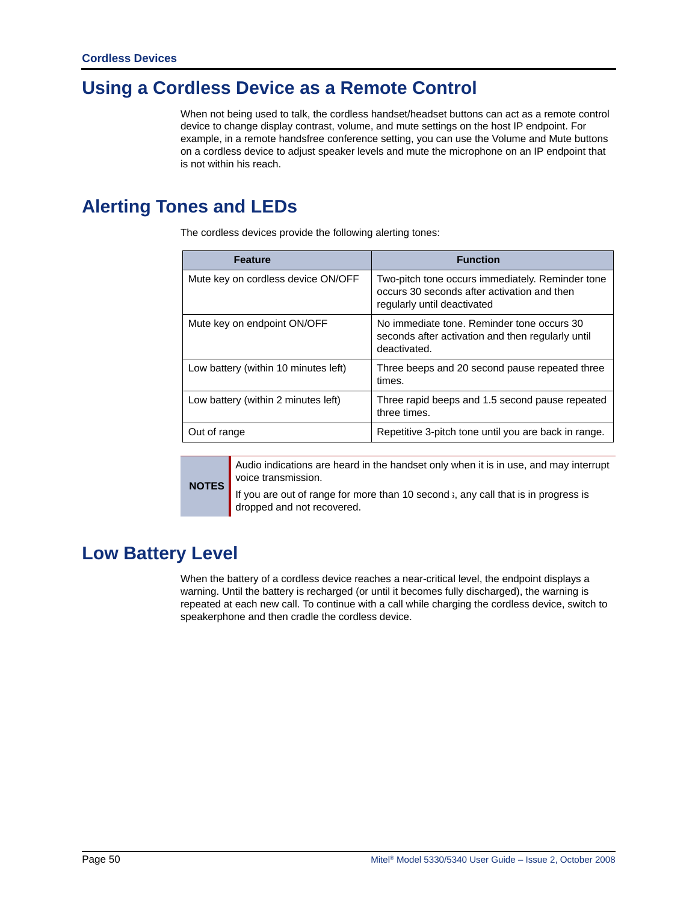## Using a Cordless Device as a Remote Control

When not being used to talk, the cordless handset/headset buttons can act as a remote control device to change display contrast, volume, and mute settings on the host IP endpoint. For example, in a remote handsfree conference setting, you can use the Volume and Mute buttons on a cordless device to adjust speaker levels and mute the microphone on an IP endpoint that is not within his reach.

## Alerting Tones and LEDs

The cordless devices provide the following alerting tones:

| Feature | Function |
|---|---|
| Mute key on cordless device ON/OFF | Two-pitch tone occurs immediately. Reminder tone occurs 30 seconds after activation and then regularly until deactivated |
| Mute key on endpoint ON/OFF | No immediate tone. Reminder tone occurs 30 seconds after activation and then regularly until deactivated. |
| Low battery (within 10 minutes left) | Three beeps and 20 second pause repeated three times. |
| Low battery (within 2 minutes left) | Three rapid beeps and 1.5 second pause repeated three times. |
| Out of range | Repetitive 3-pitch tone until you are back in range. |

**NOTES**

Audio indications are heard in the handset only when it is in use, and may interrupt voice transmission.

If you are out of range for more than 10 seconds, any call that is in progress is dropped and not recovered.

## Low Battery Level

When the battery of a cordless device reaches a near-critical level, the endpoint displays a warning. Until the battery is recharged (or until it becomes fully discharged), the warning is repeated at each new call. To continue with a call while charging the cordless device, switch to speakerphone and then cradle the cordless device.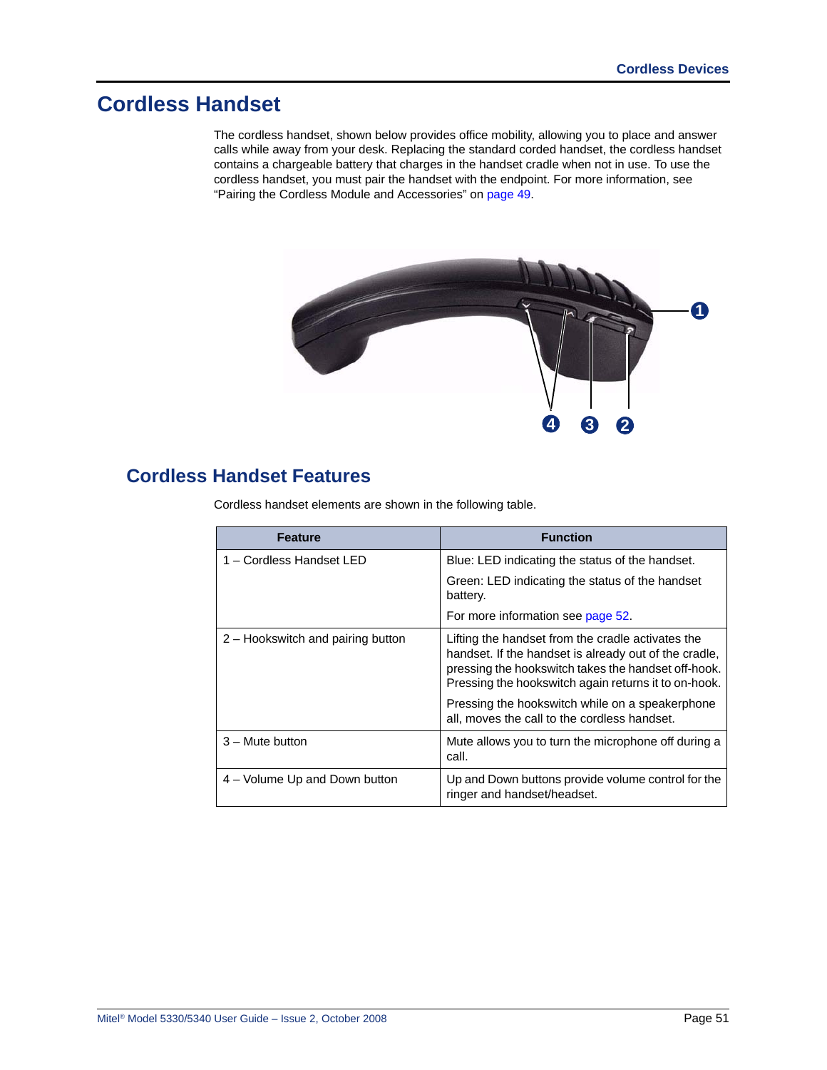# Cordless Handset

The cordless handset, shown below provides office mobility, allowing you to place and answer calls while away from your desk. Replacing the standard corded handset, the cordless handset contains a chargeable battery that charges in the handset cradle when not in use. To use the cordless handset, you must pair the handset with the endpoint. For more information, see "Pairing the Cordless Module and Accessories" on page 49.

## Cordless Handset Features

Cordless handset elements are shown in the following table.

| Feature | Function |
|---|---|
| 1 – Cordless Handset LED | Blue: LED indicating the status of the handset.<br><br>Green: LED indicating the status of the handset battery.<br><br>For more information see page 52. |
| 2 – Hookswitch and pairing button | Lifting the handset from the cradle activates the handset. If the handset is already out of the cradle, pressing the hookswitch takes the handset off-hook. Pressing the hookswitch again returns it to on-hook.<br><br>Pressing the hookswitch while on a speakerphone all, moves the call to the cordless handset. |
| 3 – Mute button | Mute allows you to turn the microphone off during a call. |
| 4 – Volume Up and Down button | Up and Down buttons provide volume control for the ringer and handset/headset. |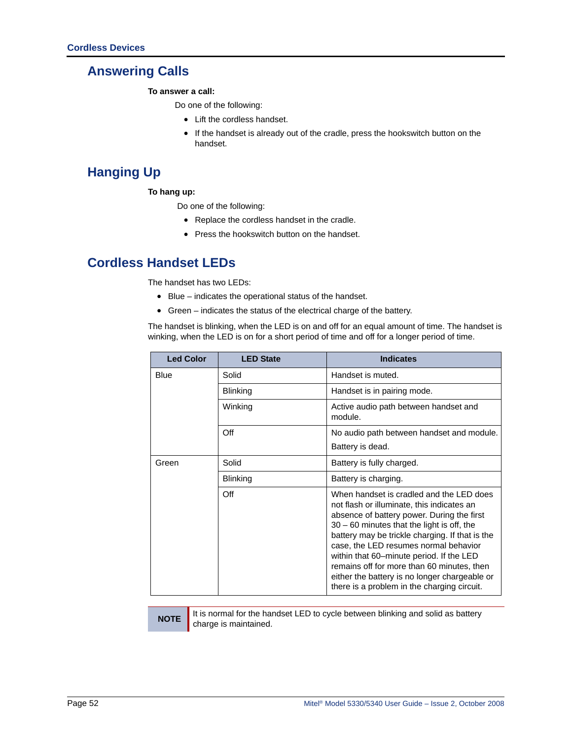## Answering Calls

**To answer a call:**

Do one of the following:

- Lift the cordless handset.
- If the handset is already out of the cradle, press the hookswitch button on the handset.

## Hanging Up

**To hang up:**

Do one of the following:

- Replace the cordless handset in the cradle.
- Press the hookswitch button on the handset.

## Cordless Handset LEDs

The handset has two LEDs:

- Blue – indicates the operational status of the handset.
- Green – indicates the status of the electrical charge of the battery.

The handset is blinking, when the LED is on and off for an equal amount of time. The handset is winking, when the LED is on for a short period of time and off for a longer period of time.

| Led Color | LED State | Indicates |
|---|---|---|
| Blue | Solid | Handset is muted. |
| | Blinking | Handset is in pairing mode. |
| | Winking | Active audio path between handset and module. |
| | Off | No audio path between handset and module. Battery is dead. |
| Green | Solid | Battery is fully charged. |
| | Blinking | Battery is charging. |
| | Off | When handset is cradled and the LED does not flash or illuminate, this indicates an absence of battery power. During the first 30 – 60 minutes that the light is off, the battery may be trickle charging. If that is the case, the LED resumes normal behavior within that 60–minute period. If the LED remains off for more than 60 minutes, then either the battery is no longer chargeable or there is a problem in the charging circuit. |

**NOTE** It is normal for the handset LED to cycle between blinking and solid as battery charge is maintained.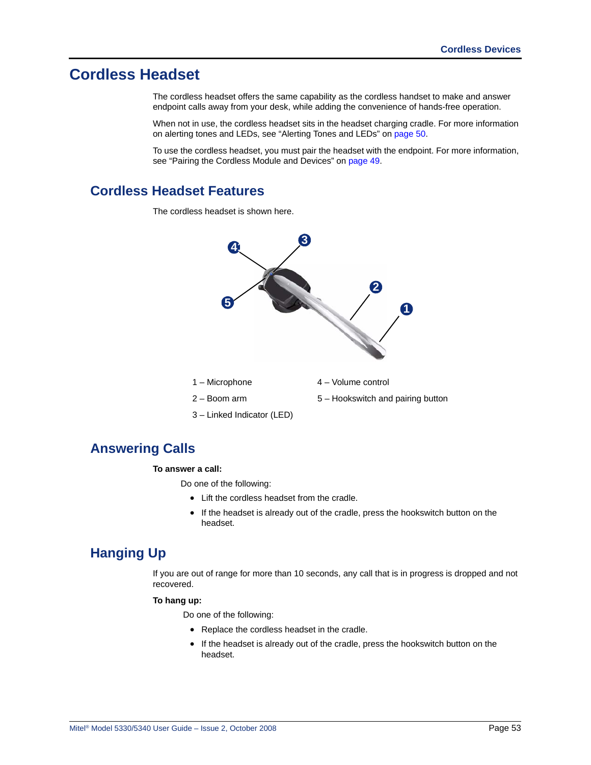# Cordless Headset

The cordless headset offers the same capability as the cordless handset to make and answer endpoint calls away from your desk, while adding the convenience of hands-free operation.

When not in use, the cordless headset sits in the headset charging cradle. For more information on alerting tones and LEDs, see “Alerting Tones and LEDs” on page 50.

To use the cordless headset, you must pair the headset with the endpoint. For more information, see “Pairing the Cordless Module and Devices” on page 49.

## Cordless Headset Features

The cordless headset is shown here.

1 – Microphone

2 – Boom arm

3 – Linked Indicator (LED)

4 – Volume control

5 – Hookswitch and pairing button

## Answering Calls

**To answer a call:**

Do one of the following:

- Lift the cordless headset from the cradle.
- If the headset is already out of the cradle, press the hookswitch button on the headset.

## Hanging Up

If you are out of range for more than 10 seconds, any call that is in progress is dropped and not recovered.

**To hang up:**

Do one of the following:

- Replace the cordless headset in the cradle.
- If the headset is already out of the cradle, press the hookswitch button on the headset.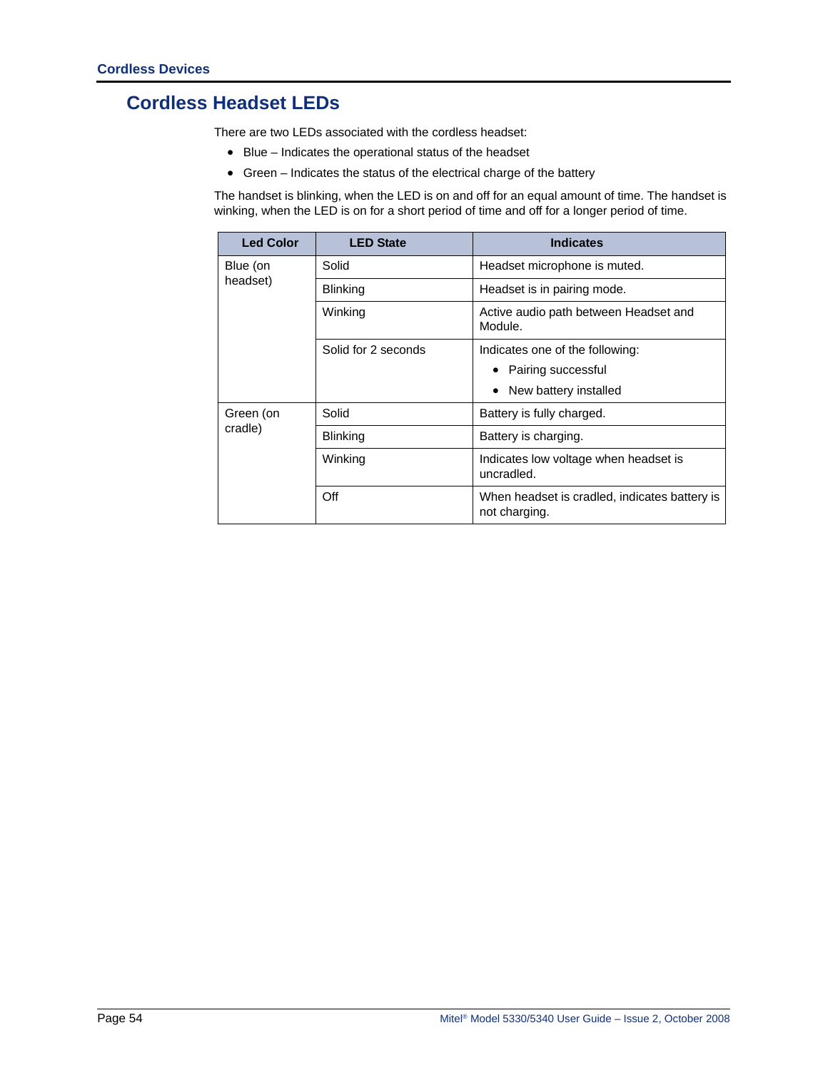## Cordless Headset LEDs

There are two LEDs associated with the cordless headset:

- Blue – Indicates the operational status of the headset
- Green – Indicates the status of the electrical charge of the battery

The handset is blinking, when the LED is on and off for an equal amount of time. The handset is winking, when the LED is on for a short period of time and off for a longer period of time.

| Led Color | LED State | Indicates |
|---|---|---|
| Blue (on headset) | Solid | Headset microphone is muted. |
| | Blinking | Headset is in pairing mode. |
| | Winking | Active audio path between Headset and Module. |
| | Solid for 2 seconds | Indicates one of the following:<br>• Pairing successful<br>• New battery installed |
| Green (on cradle) | Solid | Battery is fully charged. |
| | Blinking | Battery is charging. |
| | Winking | Indicates low voltage when headset is uncradled. |
| | Off | When headset is cradled, indicates battery is not charging. |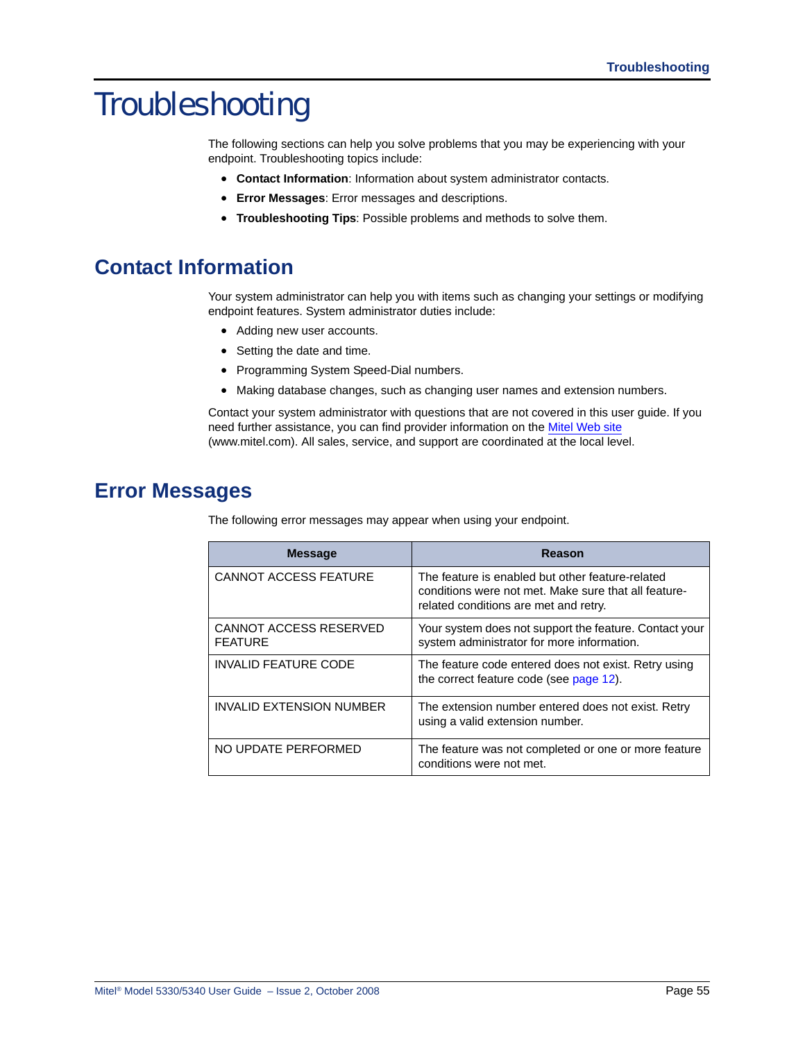# Troubleshooting

The following sections can help you solve problems that you may be experiencing with your endpoint. Troubleshooting topics include:

- **Contact Information**: Information about system administrator contacts.
- **Error Messages**: Error messages and descriptions.
- **Troubleshooting Tips**: Possible problems and methods to solve them.

## Contact Information

Your system administrator can help you with items such as changing your settings or modifying endpoint features. System administrator duties include:

- Adding new user accounts.
- Setting the date and time.
- Programming System Speed-Dial numbers.
- Making database changes, such as changing user names and extension numbers.

Contact your system administrator with questions that are not covered in this user guide. If you need further assistance, you can find provider information on the Mitel Web site (www.mitel.com). All sales, service, and support are coordinated at the local level.

## Error Messages

The following error messages may appear when using your endpoint.

| Message | Reason |
| --- | --- |
| CANNOT ACCESS FEATURE | The feature is enabled but other feature-related conditions were not met. Make sure that all feature-related conditions are met and retry. |
| CANNOT ACCESS RESERVED FEATURE | Your system does not support the feature. Contact your system administrator for more information. |
| INVALID FEATURE CODE | The feature code entered does not exist. Retry using the correct feature code (see page 12). |
| INVALID EXTENSION NUMBER | The extension number entered does not exist. Retry using a valid extension number. |
| NO UPDATE PERFORMED | The feature was not completed or one or more feature conditions were not met. |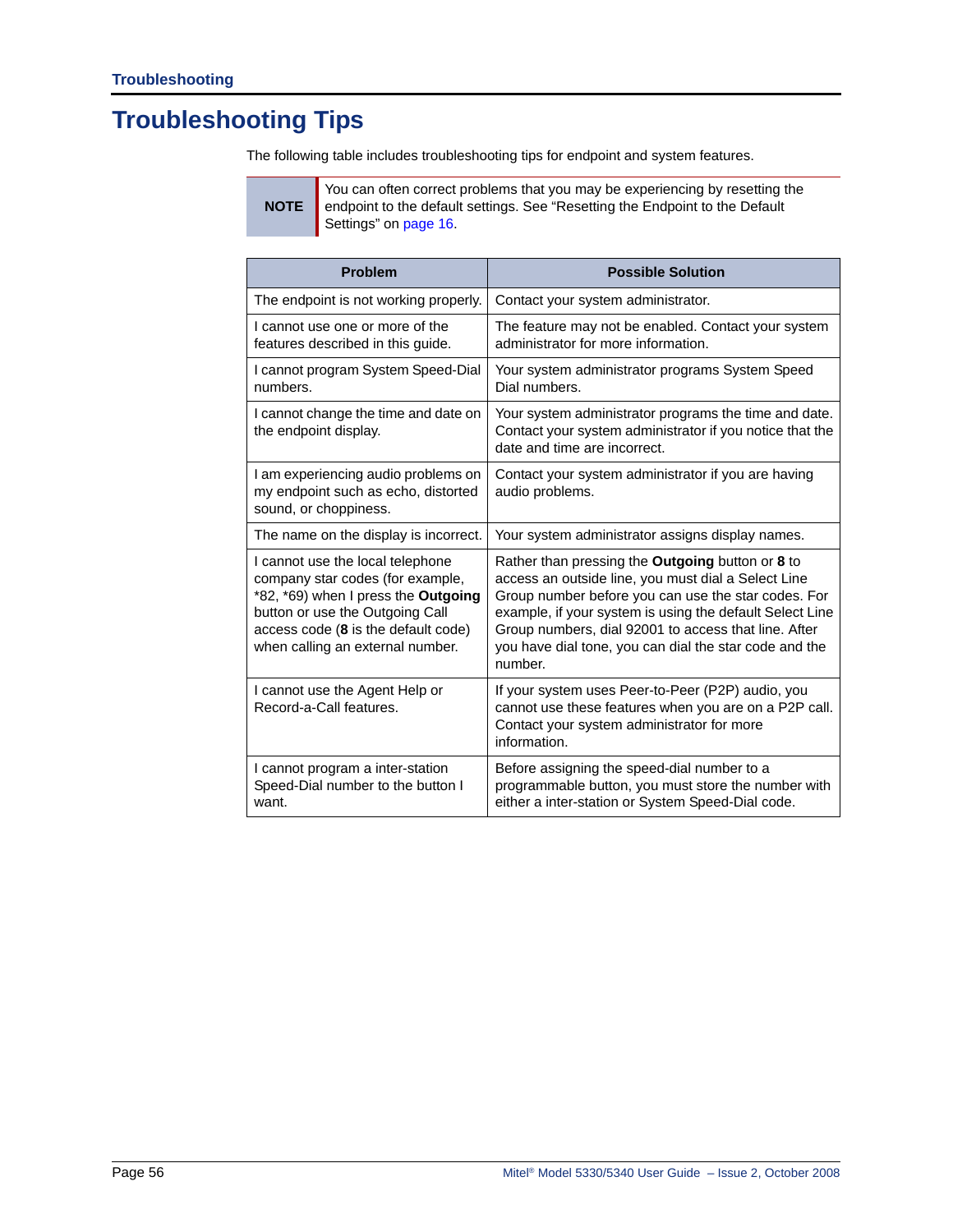# Troubleshooting Tips

The following table includes troubleshooting tips for endpoint and system features.

**NOTE** You can often correct problems that you may be experiencing by resetting the endpoint to the default settings. See “Resetting the Endpoint to the Default Settings” on page 16.

| Problem | Possible Solution |
|---|---|
| The endpoint is not working properly. | Contact your system administrator. |
| I cannot use one or more of the features described in this guide. | The feature may not be enabled. Contact your system administrator for more information. |
| I cannot program System Speed-Dial numbers. | Your system administrator programs System Speed Dial numbers. |
| I cannot change the time and date on the endpoint display. | Your system administrator programs the time and date. Contact your system administrator if you notice that the date and time are incorrect. |
| I am experiencing audio problems on my endpoint such as echo, distorted sound, or choppiness. | Contact your system administrator if you are having audio problems. |
| The name on the display is incorrect. | Your system administrator assigns display names. |
| I cannot use the local telephone company star codes (for example, *82, *69) when I press the **Outgoing** button or use the Outgoing Call access code (**8** is the default code) when calling an external number. | Rather than pressing the **Outgoing** button or **8** to access an outside line, you must dial a Select Line Group number before you can use the star codes. For example, if your system is using the default Select Line Group numbers, dial 92001 to access that line. After you have dial tone, you can dial the star code and the number. |
| I cannot use the Agent Help or Record-a-Call features. | If your system uses Peer-to-Peer (P2P) audio, you cannot use these features when you are on a P2P call. Contact your system administrator for more information. |
| I cannot program a inter-station Speed-Dial number to the button I want. | Before assigning the speed-dial number to a programmable button, you must store the number with either a inter-station or System Speed-Dial code. |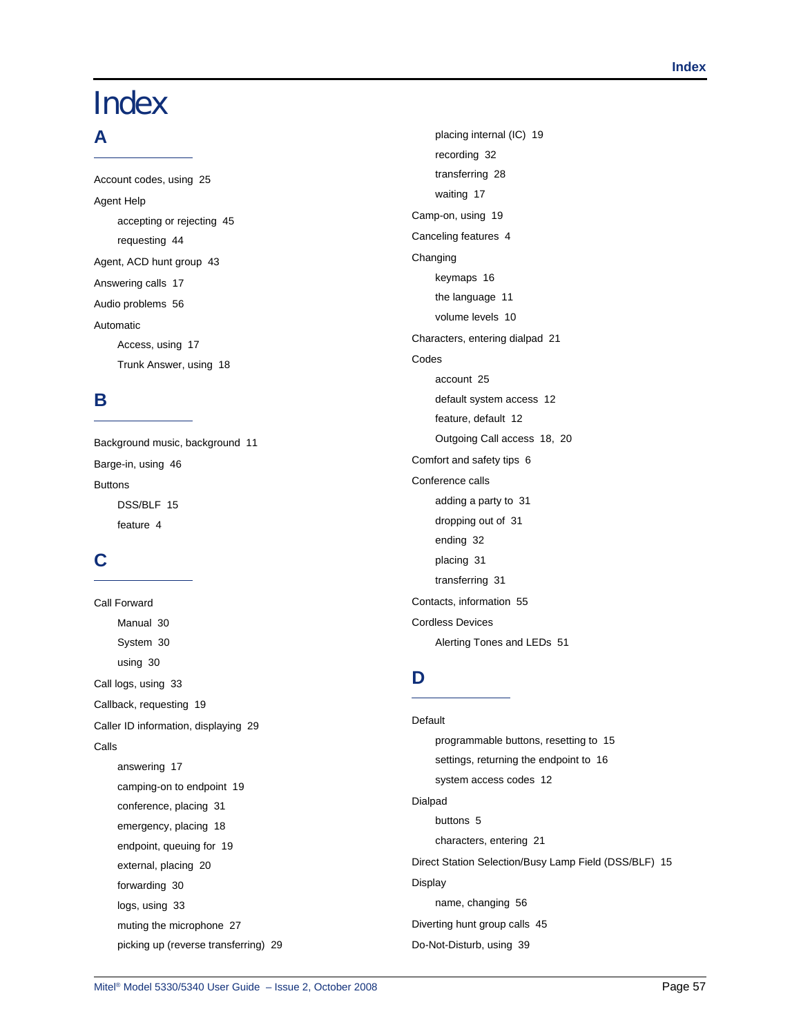# Index

## A

Account codes, using 25

Agent Help

- accepting or rejecting 45
- requesting 44

Agent, ACD hunt group 43

Answering calls 17

Audio problems 56

Automatic

- Access, using 17
- Trunk Answer, using 18

## B

Background music, background 11

Barge-in, using 46

Buttons

- DSS/BLF 15
- feature 4

## C

Call Forward

- Manual 30
- System 30
- using 30

Call logs, using 33

Callback, requesting 19

Caller ID information, displaying 29

Calls

- answering 17
- camping-on to endpoint 19
- conference, placing 31
- emergency, placing 18
- endpoint, queuing for 19
- external, placing 20
- forwarding 30
- logs, using 33
- muting the microphone 27
- picking up (reverse transferring) 29
- placing internal (IC) 19
- recording 32
- transferring 28
- waiting 17

Camp-on, using 19

Canceling features 4

Changing

- keymaps 16
- the language 11
- volume levels 10

Characters, entering dialpad 21

Codes

- account 25
- default system access 12
- feature, default 12
- Outgoing Call access 18, 20

Comfort and safety tips 6

Conference calls

- adding a party to 31
- dropping out of 31
- ending 32
- placing 31
- transferring 31

Contacts, information 55

Cordless Devices

- Alerting Tones and LEDs 51

## D

Default

- programmable buttons, resetting to 15
- settings, returning the endpoint to 16
- system access codes 12

Dialpad

- buttons 5
- characters, entering 21

Direct Station Selection/Busy Lamp Field (DSS/BLF) 15

Display

- name, changing 56

Diverting hunt group calls 45

Do-Not-Disturb, using 39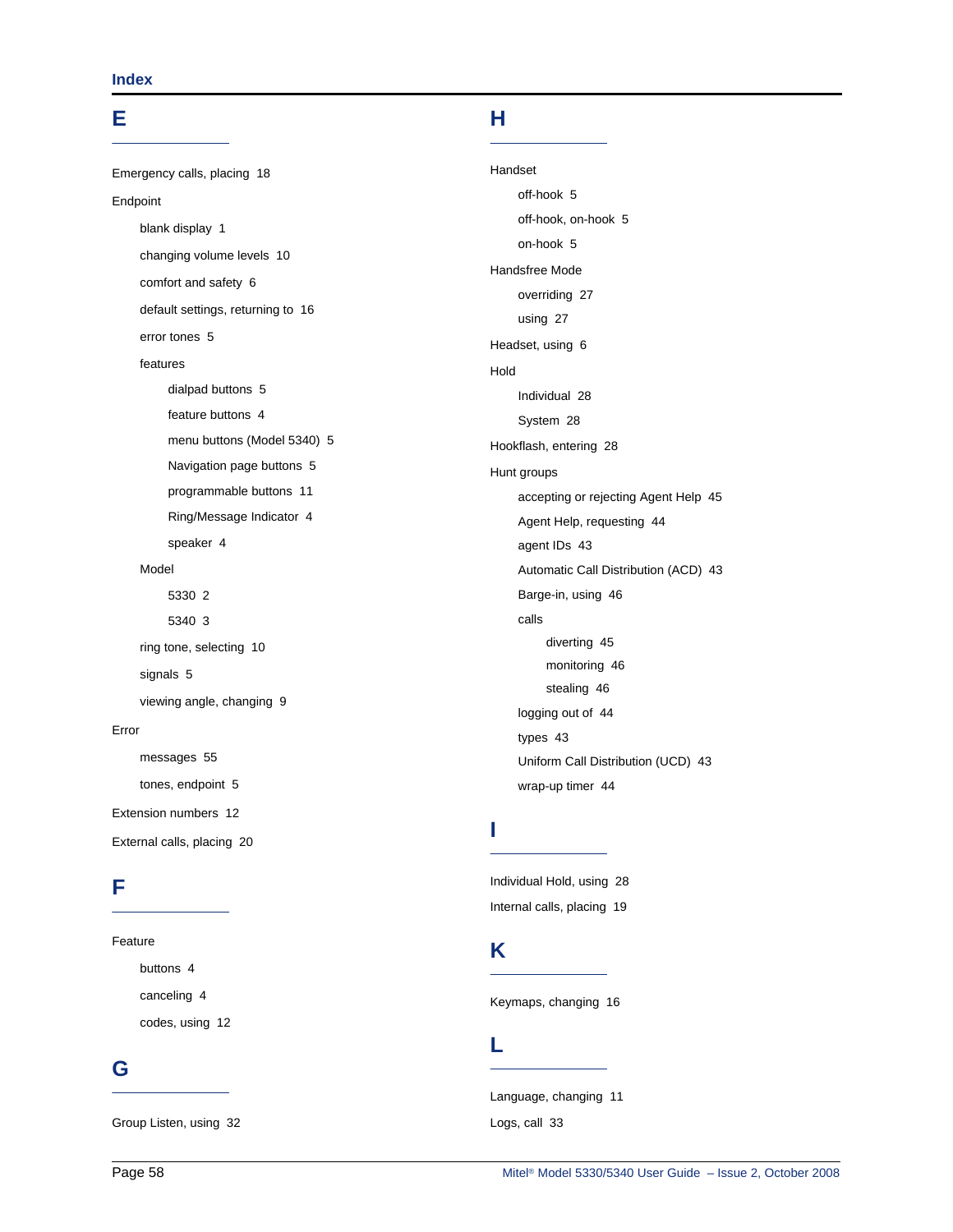# Index

## E

Emergency calls, placing 18

Endpoint

- blank display 1
- changing volume levels 10
- comfort and safety 6
- default settings, returning to 16
- error tones 5
- features
  - dialpad buttons 5
  - feature buttons 4
  - menu buttons (Model 5340) 5
  - Navigation page buttons 5
  - programmable buttons 11
  - Ring/Message Indicator 4
  - speaker 4
- Model
  - 5330 2
  - 5340 3
- ring tone, selecting 10
- signals 5
- viewing angle, changing 9

Error

- messages 55
- tones, endpoint 5

Extension numbers 12

External calls, placing 20

## F

Feature

- buttons 4
- canceling 4
- codes, using 12

## G

Group Listen, using 32

## H

Handset

- off-hook 5
- off-hook, on-hook 5
- on-hook 5

Handsfree Mode

- overriding 27
- using 27

Headset, using 6

Hold

- Individual 28
- System 28

Hookflash, entering 28

Hunt groups

- accepting or rejecting Agent Help 45
- Agent Help, requesting 44
- agent IDs 43
- Automatic Call Distribution (ACD) 43
- Barge-in, using 46
- calls
  - diverting 45
  - monitoring 46
  - stealing 46
- logging out of 44
- types 43
- Uniform Call Distribution (UCD) 43
- wrap-up timer 44

## I

Individual Hold, using 28

Internal calls, placing 19

## K

Keymaps, changing 16

## L

Language, changing 11

Logs, call 33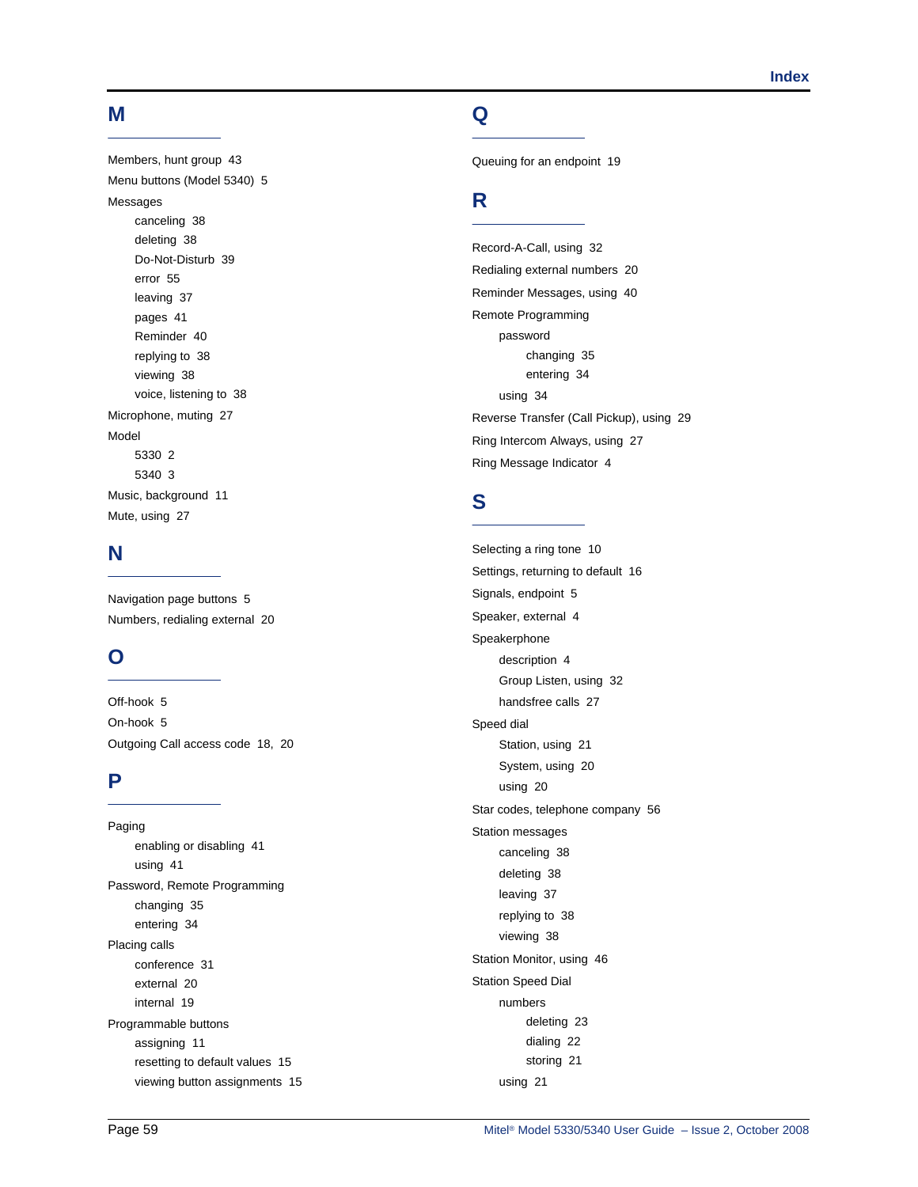## M

Members, hunt group 43
Menu buttons (Model 5340) 5
Messages
- canceling 38
- deleting 38
- Do-Not-Disturb 39
- error 55
- leaving 37
- pages 41
- Reminder 40
- replying to 38
- viewing 38
- voice, listening to 38

Microphone, muting 27
Model
- 5330 2
- 5340 3

Music, background 11
Mute, using 27

## N

Navigation page buttons 5
Numbers, redialing external 20

## O

Off-hook 5
On-hook 5
Outgoing Call access code 18, 20

## P

Paging
- enabling or disabling 41
- using 41

Password, Remote Programming
- changing 35
- entering 34

Placing calls
- conference 31
- external 20
- internal 19

Programmable buttons
- assigning 11
- resetting to default values 15
- viewing button assignments 15

## Q

Queuing for an endpoint 19

## R

Record-A-Call, using 32
Redialing external numbers 20
Reminder Messages, using 40
Remote Programming
- password
  - changing 35
  - entering 34
- using 34

Reverse Transfer (Call Pickup), using 29
Ring Intercom Always, using 27
Ring Message Indicator 4

## S

Selecting a ring tone 10
Settings, returning to default 16
Signals, endpoint 5
Speaker, external 4
Speakerphone
- description 4
- Group Listen, using 32
- handsfree calls 27

Speed dial
- Station, using 21
- System, using 20
- using 20

Star codes, telephone company 56
Station messages
- canceling 38
- deleting 38
- leaving 37
- replying to 38
- viewing 38

Station Monitor, using 46
Station Speed Dial
- numbers
  - deleting 23
  - dialing 22
  - storing 21
- using 21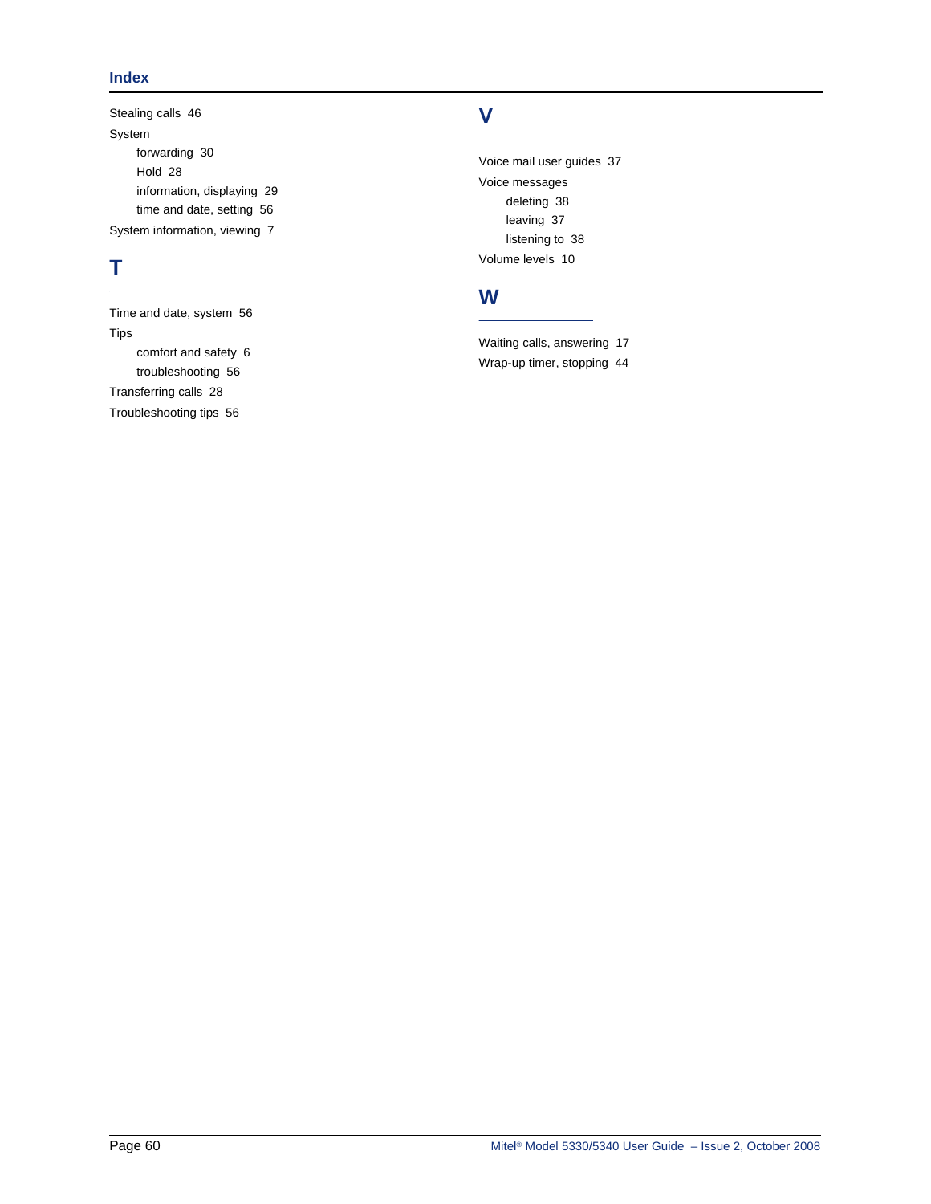Stealing calls 46

System

- forwarding 30
- Hold 28
- information, displaying 29
- time and date, setting 56

System information, viewing 7

## T

Time and date, system 56

Tips

- comfort and safety 6
- troubleshooting 56

Transferring calls 28

Troubleshooting tips 56

## V

Voice mail user guides 37

Voice messages

- deleting 38
- leaving 37
- listening to 38

Volume levels 10

## W

Waiting calls, answering 17

Wrap-up timer, stopping 44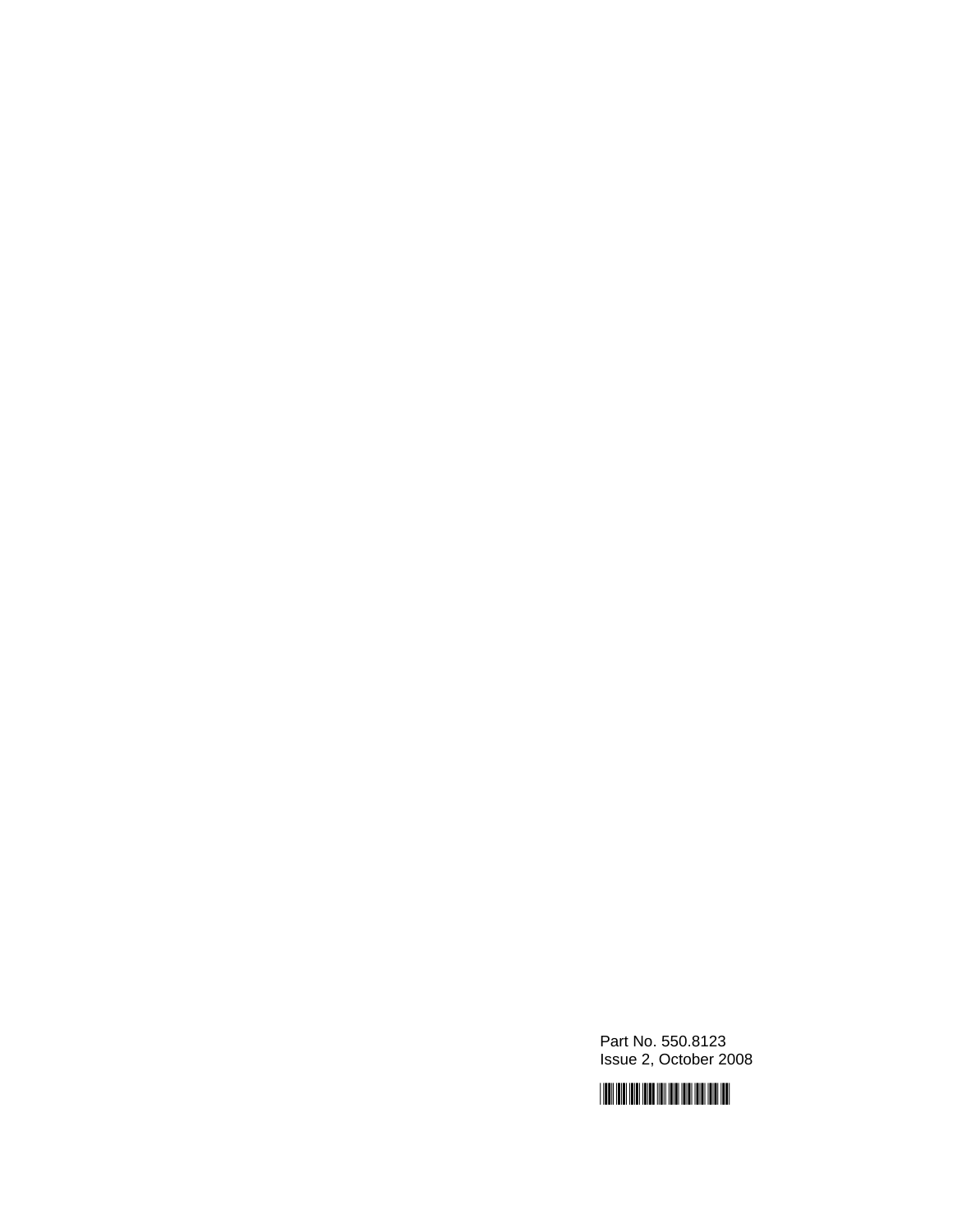Part No. 550.8123
Issue 2, October 2008